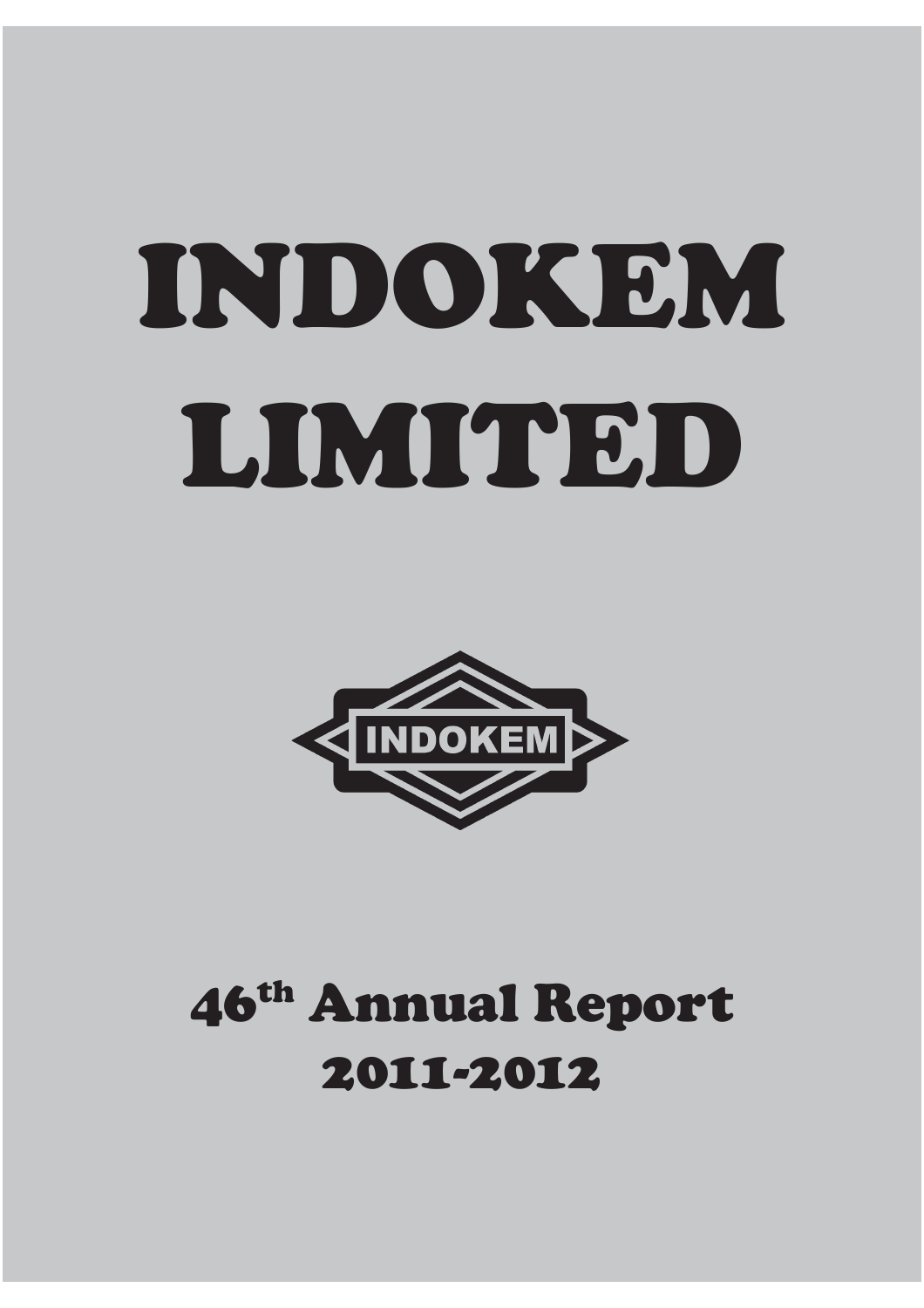# INDOKEM LIMITED

INDOKEM

## 46th Annual Report 2011-2012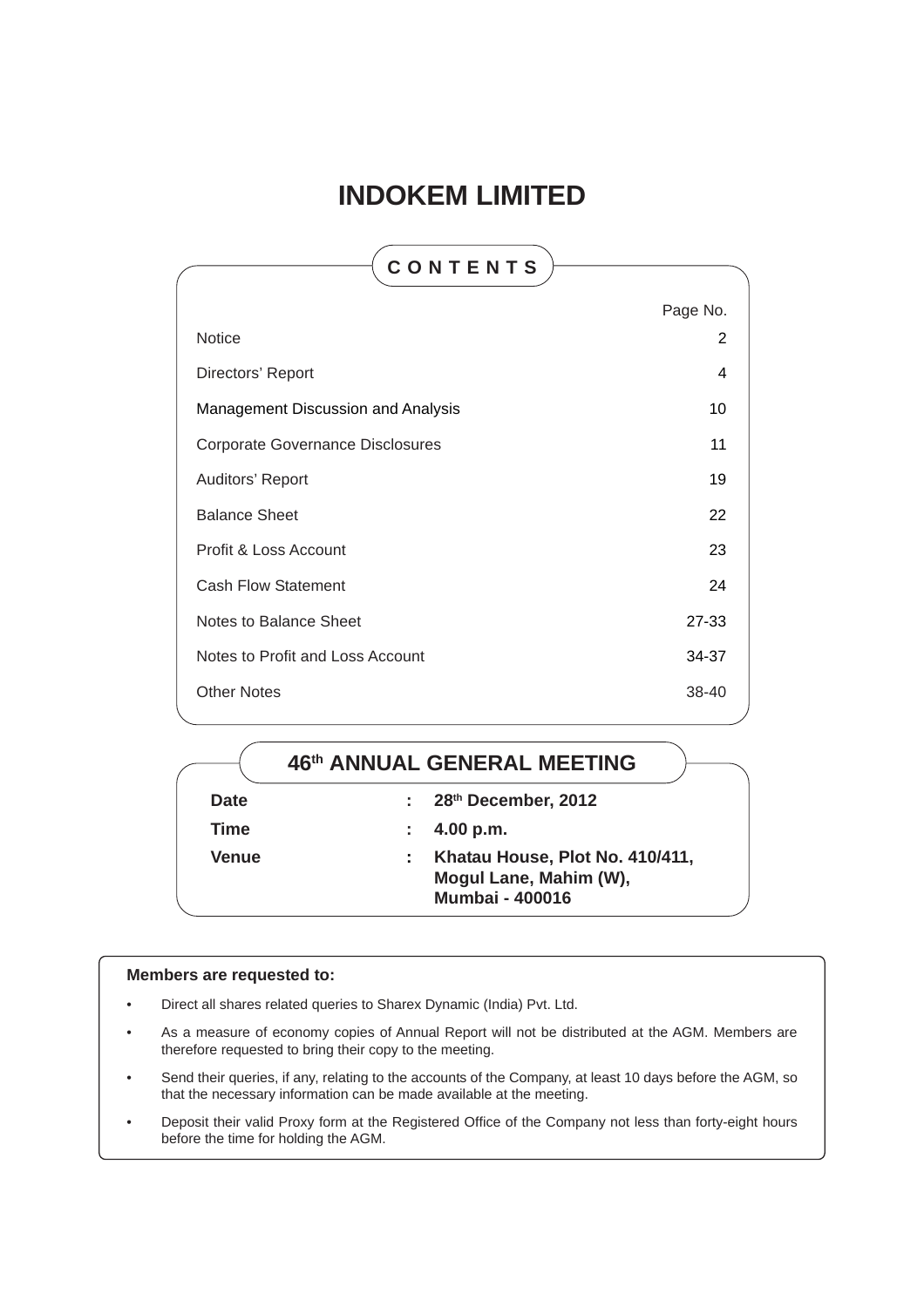# INDOKEM LIMITED

## CONTENTS

| | Page No. |
|---|---|
| Notice | 2 |
| Directors' Report | 4 |
| Management Discussion and Analysis | 10 |
| Corporate Governance Disclosures | 11 |
| Auditors' Report | 19 |
| Balance Sheet | 22 |
| Profit & Loss Account | 23 |
| Cash Flow Statement | 24 |
| Notes to Balance Sheet | 27-33 |
| Notes to Profit and Loss Account | 34-37 |
| Other Notes | 38-40 |

## 46th ANNUAL GENERAL MEETING

| | | |
|---|---|---|
| **Date** | : | **28th December, 2012** |
| **Time** | : | **4.00 p.m.** |
| **Venue** | : | **Khatau House, Plot No. 410/411, Mogul Lane, Mahim (W), Mumbai - 400016** |

**Members are requested to:**

- Direct all shares related queries to Sharex Dynamic (India) Pvt. Ltd.
- As a measure of economy copies of Annual Report will not be distributed at the AGM. Members are therefore requested to bring their copy to the meeting.
- Send their queries, if any, relating to the accounts of the Company, at least 10 days before the AGM, so that the necessary information can be made available at the meeting.
- Deposit their valid Proxy form at the Registered Office of the Company not less than forty-eight hours before the time for holding the AGM.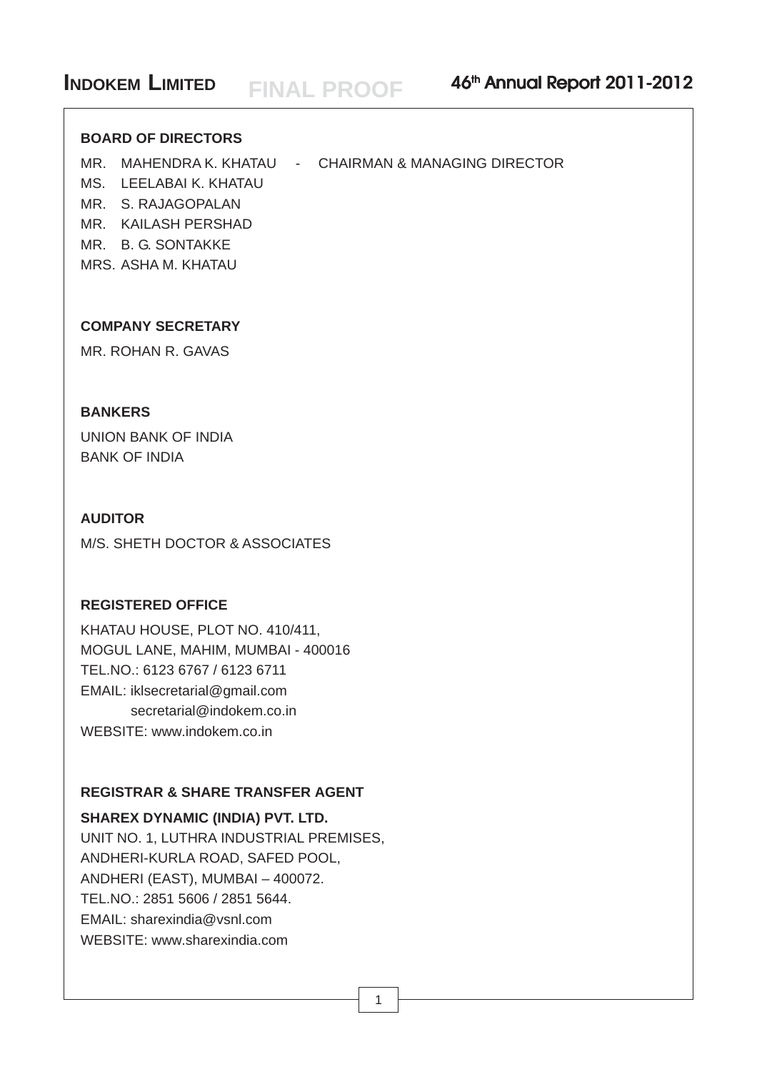## BOARD OF DIRECTORS

MR. MAHENDRA K. KHATAU - CHAIRMAN & MANAGING DIRECTOR
MS. LEELABAI K. KHATAU
MR. S. RAJAGOPALAN
MR. KAILASH PERSHAD
MR. B. G. SONTAKKE
MRS. ASHA M. KHATAU

## COMPANY SECRETARY

MR. ROHAN R. GAVAS

## BANKERS

UNION BANK OF INDIA
BANK OF INDIA

## AUDITOR

M/S. SHETH DOCTOR & ASSOCIATES

## REGISTERED OFFICE

KHATAU HOUSE, PLOT NO. 410/411,
MOGUL LANE, MAHIM, MUMBAI - 400016
TEL.NO.: 6123 6767 / 6123 6711
EMAIL: iklsecretarial@gmail.com
secretarial@indokem.co.in
WEBSITE: www.indokem.co.in

## REGISTRAR & SHARE TRANSFER AGENT

**SHAREX DYNAMIC (INDIA) PVT. LTD.**
UNIT NO. 1, LUTHRA INDUSTRIAL PREMISES,
ANDHERI-KURLA ROAD, SAFED POOL,
ANDHERI (EAST), MUMBAI – 400072.
TEL.NO.: 2851 5606 / 2851 5644.
EMAIL: sharexindia@vsnl.com
WEBSITE: www.sharexindia.com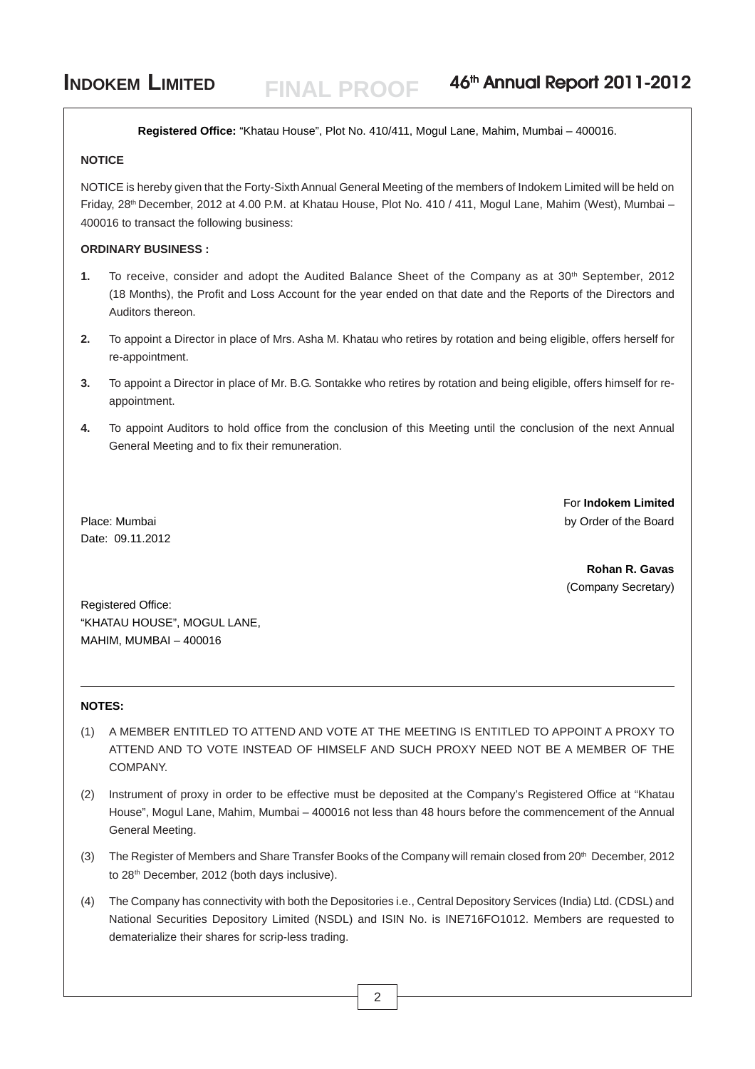**Registered Office:** "Khatau House", Plot No. 410/411, Mogul Lane, Mahim, Mumbai – 400016.

## NOTICE

NOTICE is hereby given that the Forty-Sixth Annual General Meeting of the members of Indokem Limited will be held on Friday, 28th December, 2012 at 4.00 P.M. at Khatau House, Plot No. 410 / 411, Mogul Lane, Mahim (West), Mumbai – 400016 to transact the following business:

### ORDINARY BUSINESS :

1. To receive, consider and adopt the Audited Balance Sheet of the Company as at 30th September, 2012 (18 Months), the Profit and Loss Account for the year ended on that date and the Reports of the Directors and Auditors thereon.
2. To appoint a Director in place of Mrs. Asha M. Khatau who retires by rotation and being eligible, offers herself for re-appointment.
3. To appoint a Director in place of Mr. B.G. Sontakke who retires by rotation and being eligible, offers himself for re-appointment.
4. To appoint Auditors to hold office from the conclusion of this Meeting until the conclusion of the next Annual General Meeting and to fix their remuneration.

For **Indokem Limited**
by Order of the Board

Place: Mumbai
Date: 09.11.2012

**Rohan R. Gavas**
(Company Secretary)

Registered Office:
"KHATAU HOUSE", MOGUL LANE,
MAHIM, MUMBAI – 400016

---

### NOTES:

(1) A MEMBER ENTITLED TO ATTEND AND VOTE AT THE MEETING IS ENTITLED TO APPOINT A PROXY TO ATTEND AND TO VOTE INSTEAD OF HIMSELF AND SUCH PROXY NEED NOT BE A MEMBER OF THE COMPANY.

(2) Instrument of proxy in order to be effective must be deposited at the Company's Registered Office at "Khatau House", Mogul Lane, Mahim, Mumbai – 400016 not less than 48 hours before the commencement of the Annual General Meeting.

(3) The Register of Members and Share Transfer Books of the Company will remain closed from 20th December, 2012 to 28th December, 2012 (both days inclusive).

(4) The Company has connectivity with both the Depositories i.e., Central Depository Services (India) Ltd. (CDSL) and National Securities Depository Limited (NSDL) and ISIN No. is INE716FO1012. Members are requested to dematerialize their shares for scrip-less trading.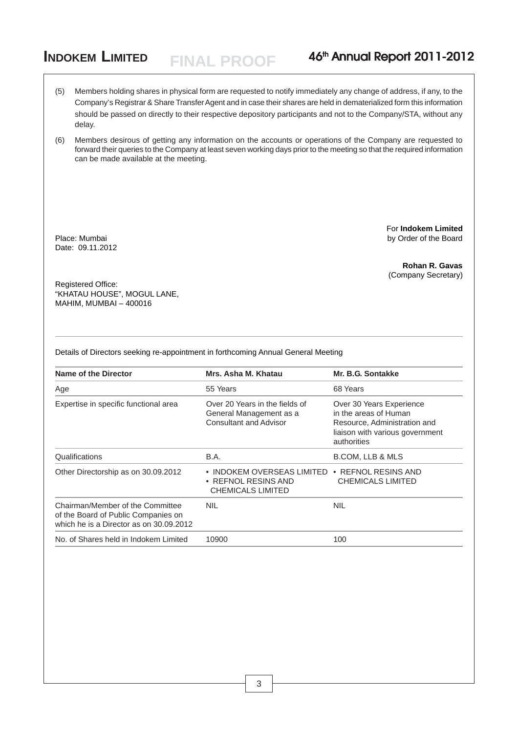(5) Members holding shares in physical form are requested to notify immediately any change of address, if any, to the Company's Registrar & Share Transfer Agent and in case their shares are held in dematerialized form this information should be passed on directly to their respective depository participants and not to the Company/STA, without any delay.

(6) Members desirous of getting any information on the accounts or operations of the Company are requested to forward their queries to the Company at least seven working days prior to the meeting so that the required information can be made available at the meeting.

For **Indokem Limited**
by Order of the Board

Place: Mumbai
Date: 09.11.2012

**Rohan R. Gavas**
(Company Secretary)

Registered Office:
"KHATAU HOUSE", MOGUL LANE,
MAHIM, MUMBAI – 400016

---

Details of Directors seeking re-appointment in forthcoming Annual General Meeting

| Name of the Director | Mrs. Asha M. Khatau | Mr. B.G. Sontakke |
|---|---|---|
| Age | 55 Years | 68 Years |
| Expertise in specific functional area | Over 20 Years in the fields of General Management as a Consultant and Advisor | Over 30 Years Experience in the areas of Human Resource, Administration and liaison with various government authorities |
| Qualifications | B.A. | B.COM, LLB & MLS |
| Other Directorship as on 30.09.2012 | • INDOKEM OVERSEAS LIMITED<br>• REFNOL RESINS AND CHEMICALS LIMITED | • REFNOL RESINS AND CHEMICALS LIMITED |
| Chairman/Member of the Committee of the Board of Public Companies on which he is a Director as on 30.09.2012 | NIL | NIL |
| No. of Shares held in Indokem Limited | 10900 | 100 |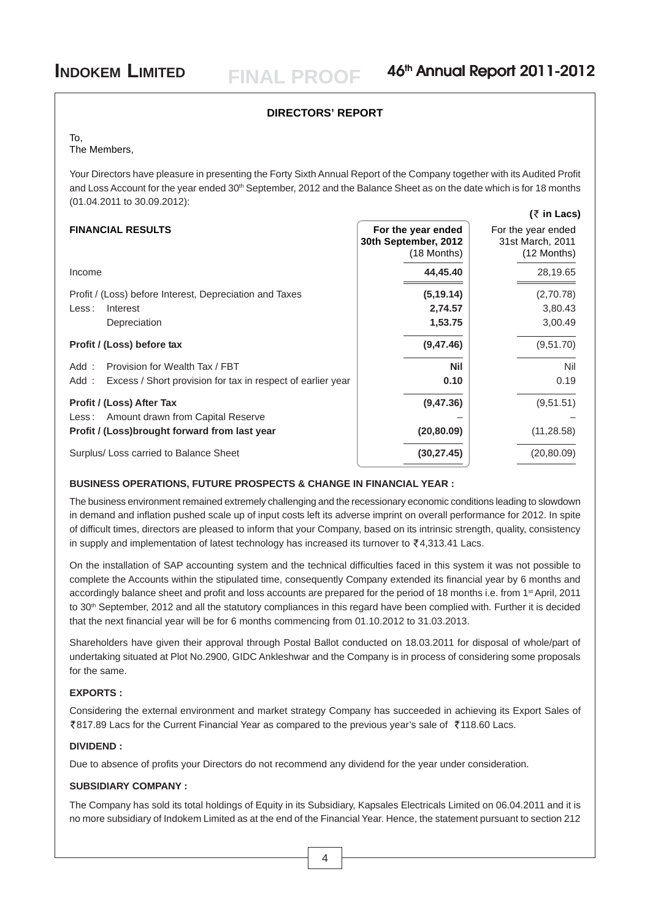## DIRECTORS' REPORT

To,
The Members,

Your Directors have pleasure in presenting the Forty Sixth Annual Report of the Company together with its Audited Profit and Loss Account for the year ended 30th September, 2012 and the Balance Sheet as on the date which is for 18 months (01.04.2011 to 30.09.2012):

(₹ in Lacs)

| FINANCIAL RESULTS | For the year ended 30th September, 2012 (18 Months) | For the year ended 31st March, 2011 (12 Months) |
|---|---|---|
| Income | **44,45.40** | 28,19.65 |
| Profit / (Loss) before Interest, Depreciation and Taxes | **(5,19.14)** | (2,70.78) |
| Less : Interest | **2,74.57** | 3,80.43 |
| Depreciation | **1,53.75** | 3,00.49 |
| **Profit / (Loss) before tax** | **(9,47.46)** | (9,51.70) |
| Add : Provision for Wealth Tax / FBT | **Nil** | Nil |
| Add : Excess / Short provision for tax in respect of earlier year | **0.10** | 0.19 |
| **Profit / (Loss) After Tax** | **(9,47.36)** | (9,51.51) |
| Less : Amount drawn from Capital Reserve | – | – |
| **Profit / (Loss)brought forward from last year** | **(20,80.09)** | (11,28.58) |
| Surplus/ Loss carried to Balance Sheet | **(30,27.45)** | (20,80.09) |

### BUSINESS OPERATIONS, FUTURE PROSPECTS & CHANGE IN FINANCIAL YEAR :

The business environment remained extremely challenging and the recessionary economic conditions leading to slowdown in demand and inflation pushed scale up of input costs left its adverse imprint on overall performance for 2012. In spite of difficult times, directors are pleased to inform that your Company, based on its intrinsic strength, quality, consistency in supply and implementation of latest technology has increased its turnover to ₹4,313.41 Lacs.

On the installation of SAP accounting system and the technical difficulties faced in this system it was not possible to complete the Accounts within the stipulated time, consequently Company extended its financial year by 6 months and accordingly balance sheet and profit and loss accounts are prepared for the period of 18 months i.e. from 1st April, 2011 to 30th September, 2012 and all the statutory compliances in this regard have been complied with. Further it is decided that the next financial year will be for 6 months commencing from 01.10.2012 to 31.03.2013.

Shareholders have given their approval through Postal Ballot conducted on 18.03.2011 for disposal of whole/part of undertaking situated at Plot No.2900, GIDC Ankleshwar and the Company is in process of considering some proposals for the same.

### EXPORTS :

Considering the external environment and market strategy Company has succeeded in achieving its Export Sales of ₹817.89 Lacs for the Current Financial Year as compared to the previous year's sale of ₹118.60 Lacs.

### DIVIDEND :

Due to absence of profits your Directors do not recommend any dividend for the year under consideration.

### SUBSIDIARY COMPANY :

The Company has sold its total holdings of Equity in its Subsidiary, Kapsales Electricals Limited on 06.04.2011 and it is no more subsidiary of Indokem Limited as at the end of the Financial Year. Hence, the statement pursuant to section 212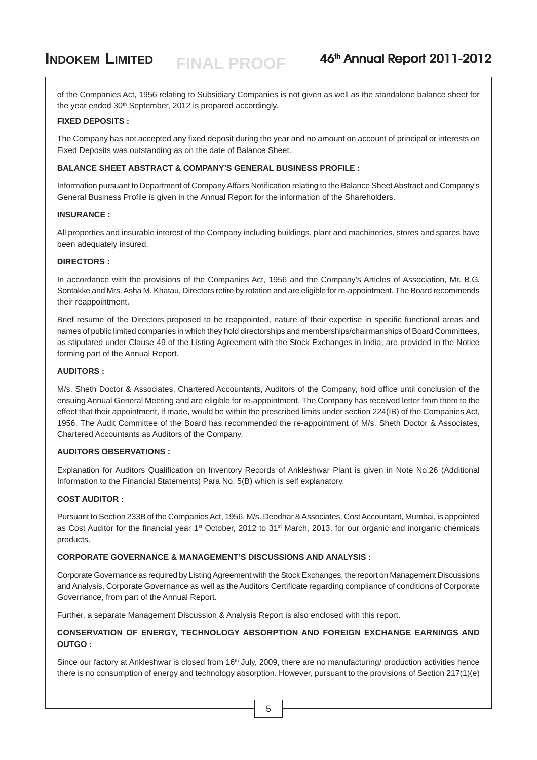of the Companies Act, 1956 relating to Subsidiary Companies is not given as well as the standalone balance sheet for the year ended 30th September, 2012 is prepared accordingly.

**FIXED DEPOSITS :**

The Company has not accepted any fixed deposit during the year and no amount on account of principal or interests on Fixed Deposits was outstanding as on the date of Balance Sheet.

**BALANCE SHEET ABSTRACT & COMPANY'S GENERAL BUSINESS PROFILE :**

Information pursuant to Department of Company Affairs Notification relating to the Balance Sheet Abstract and Company's General Business Profile is given in the Annual Report for the information of the Shareholders.

**INSURANCE :**

All properties and insurable interest of the Company including buildings, plant and machineries, stores and spares have been adequately insured.

**DIRECTORS :**

In accordance with the provisions of the Companies Act, 1956 and the Company's Articles of Association, Mr. B.G. Sontakke and Mrs. Asha M. Khatau, Directors retire by rotation and are eligible for re-appointment. The Board recommends their reappointment.

Brief resume of the Directors proposed to be reappointed, nature of their expertise in specific functional areas and names of public limited companies in which they hold directorships and memberships/chairmanships of Board Committees, as stipulated under Clause 49 of the Listing Agreement with the Stock Exchanges in India, are provided in the Notice forming part of the Annual Report.

**AUDITORS :**

M/s. Sheth Doctor & Associates, Chartered Accountants, Auditors of the Company, hold office until conclusion of the ensuing Annual General Meeting and are eligible for re-appointment. The Company has received letter from them to the effect that their appointment, if made, would be within the prescribed limits under section 224(IB) of the Companies Act, 1956. The Audit Committee of the Board has recommended the re-appointment of M/s. Sheth Doctor & Associates, Chartered Accountants as Auditors of the Company.

**AUDITORS OBSERVATIONS :**

Explanation for Auditors Qualification on Inventory Records of Ankleshwar Plant is given in Note No.26 (Additional Information to the Financial Statements) Para No. 5(B) which is self explanatory.

**COST AUDITOR :**

Pursuant to Section 233B of the Companies Act, 1956, M/s. Deodhar & Associates, Cost Accountant, Mumbai, is appointed as Cost Auditor for the financial year 1st October, 2012 to 31st March, 2013, for our organic and inorganic chemicals products.

**CORPORATE GOVERNANCE & MANAGEMENT'S DISCUSSIONS AND ANALYSIS :**

Corporate Governance as required by Listing Agreement with the Stock Exchanges, the report on Management Discussions and Analysis, Corporate Governance as well as the Auditors Certificate regarding compliance of conditions of Corporate Governance, from part of the Annual Report.

Further, a separate Management Discussion & Analysis Report is also enclosed with this report.

**CONSERVATION OF ENERGY, TECHNOLOGY ABSORPTION AND FOREIGN EXCHANGE EARNINGS AND OUTGO :**

Since our factory at Ankleshwar is closed from 16th July, 2009, there are no manufacturing/ production activities hence there is no consumption of energy and technology absorption. However, pursuant to the provisions of Section 217(1)(e)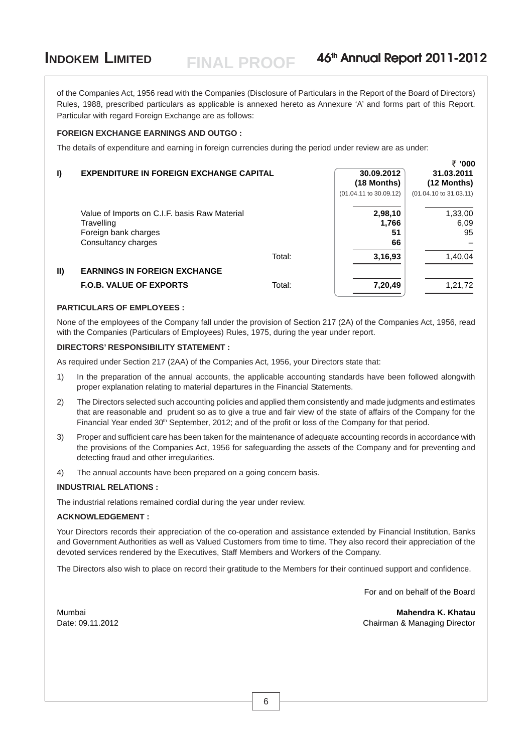of the Companies Act, 1956 read with the Companies (Disclosure of Particulars in the Report of the Board of Directors) Rules, 1988, prescribed particulars as applicable is annexed hereto as Annexure 'A' and forms part of this Report. Particular with regard Foreign Exchange are as follows:

**FOREIGN EXCHANGE EARNINGS AND OUTGO :**

The details of expenditure and earning in foreign currencies during the period under review are as under:

₹ '000

| | | | 30.09.2012 (18 Months) (01.04.11 to 30.09.12) | 31.03.2011 (12 Months) (01.04.10 to 31.03.11) |
|---|---|---|---|---|
| **I)** | **EXPENDITURE IN FOREIGN EXCHANGE CAPITAL** | | | |
| | Value of Imports on C.I.F. basis Raw Material | | **2,98,10** | 1,33,00 |
| | Travelling | | **1,766** | 6,09 |
| | Foreign bank charges | | **51** | 95 |
| | Consultancy charges | | **66** | – |
| | | Total: | **3,16,93** | 1,40,04 |
| **II)** | **EARNINGS IN FOREIGN EXCHANGE** | | | |
| | **F.O.B. VALUE OF EXPORTS** | Total: | **7,20,49** | 1,21,72 |

**PARTICULARS OF EMPLOYEES :**

None of the employees of the Company fall under the provision of Section 217 (2A) of the Companies Act, 1956, read with the Companies (Particulars of Employees) Rules, 1975, during the year under report.

**DIRECTORS' RESPONSIBILITY STATEMENT :**

As required under Section 217 (2AA) of the Companies Act, 1956, your Directors state that:

1) In the preparation of the annual accounts, the applicable accounting standards have been followed alongwith proper explanation relating to material departures in the Financial Statements.

2) The Directors selected such accounting policies and applied them consistently and made judgments and estimates that are reasonable and prudent so as to give a true and fair view of the state of affairs of the Company for the Financial Year ended 30th September, 2012; and of the profit or loss of the Company for that period.

3) Proper and sufficient care has been taken for the maintenance of adequate accounting records in accordance with the provisions of the Companies Act, 1956 for safeguarding the assets of the Company and for preventing and detecting fraud and other irregularities.

4) The annual accounts have been prepared on a going concern basis.

**INDUSTRIAL RELATIONS :**

The industrial relations remained cordial during the year under review.

**ACKNOWLEDGEMENT :**

Your Directors records their appreciation of the co-operation and assistance extended by Financial Institution, Banks and Government Authorities as well as Valued Customers from time to time. They also record their appreciation of the devoted services rendered by the Executives, Staff Members and Workers of the Company.

The Directors also wish to place on record their gratitude to the Members for their continued support and confidence.

For and on behalf of the Board

Mumbai
Date: 09.11.2012

**Mahendra K. Khatau**
Chairman & Managing Director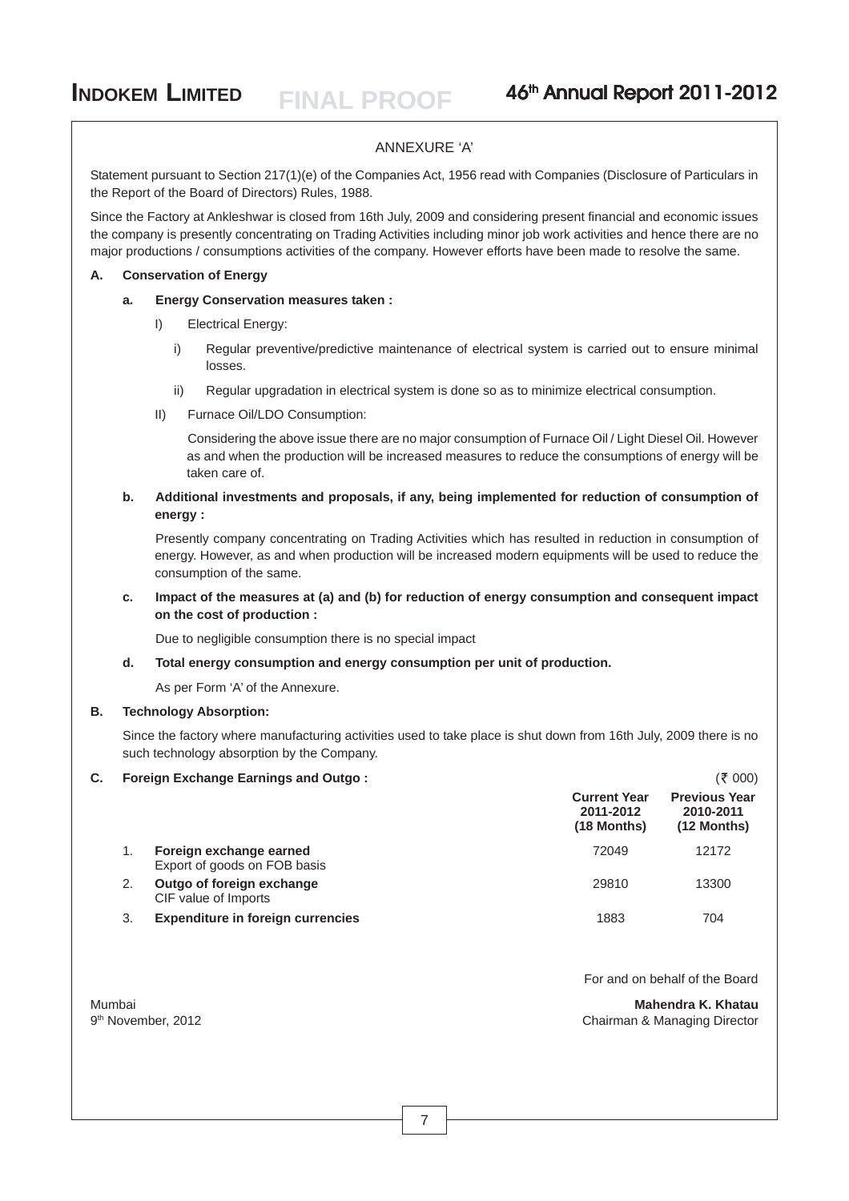## ANNEXURE 'A'

Statement pursuant to Section 217(1)(e) of the Companies Act, 1956 read with Companies (Disclosure of Particulars in the Report of the Board of Directors) Rules, 1988.

Since the Factory at Ankleshwar is closed from 16th July, 2009 and considering present financial and economic issues the company is presently concentrating on Trading Activities including minor job work activities and hence there are no major productions / consumptions activities of the company. However efforts have been made to resolve the same.

**A. Conservation of Energy**

**a. Energy Conservation measures taken :**

I) Electrical Energy:

i) Regular preventive/predictive maintenance of electrical system is carried out to ensure minimal losses.

ii) Regular upgradation in electrical system is done so as to minimize electrical consumption.

II) Furnace Oil/LDO Consumption:

Considering the above issue there are no major consumption of Furnace Oil / Light Diesel Oil. However as and when the production will be increased measures to reduce the consumptions of energy will be taken care of.

**b. Additional investments and proposals, if any, being implemented for reduction of consumption of energy :**

Presently company concentrating on Trading Activities which has resulted in reduction in consumption of energy. However, as and when production will be increased modern equipments will be used to reduce the consumption of the same.

**c. Impact of the measures at (a) and (b) for reduction of energy consumption and consequent impact on the cost of production :**

Due to negligible consumption there is no special impact

**d. Total energy consumption and energy consumption per unit of production.**

As per Form 'A' of the Annexure.

**B. Technology Absorption:**

Since the factory where manufacturing activities used to take place is shut down from 16th July, 2009 there is no such technology absorption by the Company.

**C. Foreign Exchange Earnings and Outgo :** (₹ 000)

| | | Current Year 2011-2012 (18 Months) | Previous Year 2010-2011 (12 Months) |
|---|---|---|---|
| 1. | **Foreign exchange earned** Export of goods on FOB basis | 72049 | 12172 |
| 2. | **Outgo of foreign exchange** CIF value of Imports | 29810 | 13300 |
| 3. | **Expenditure in foreign currencies** | 1883 | 704 |

For and on behalf of the Board

Mumbai
9th November, 2012

**Mahendra K. Khatau**
Chairman & Managing Director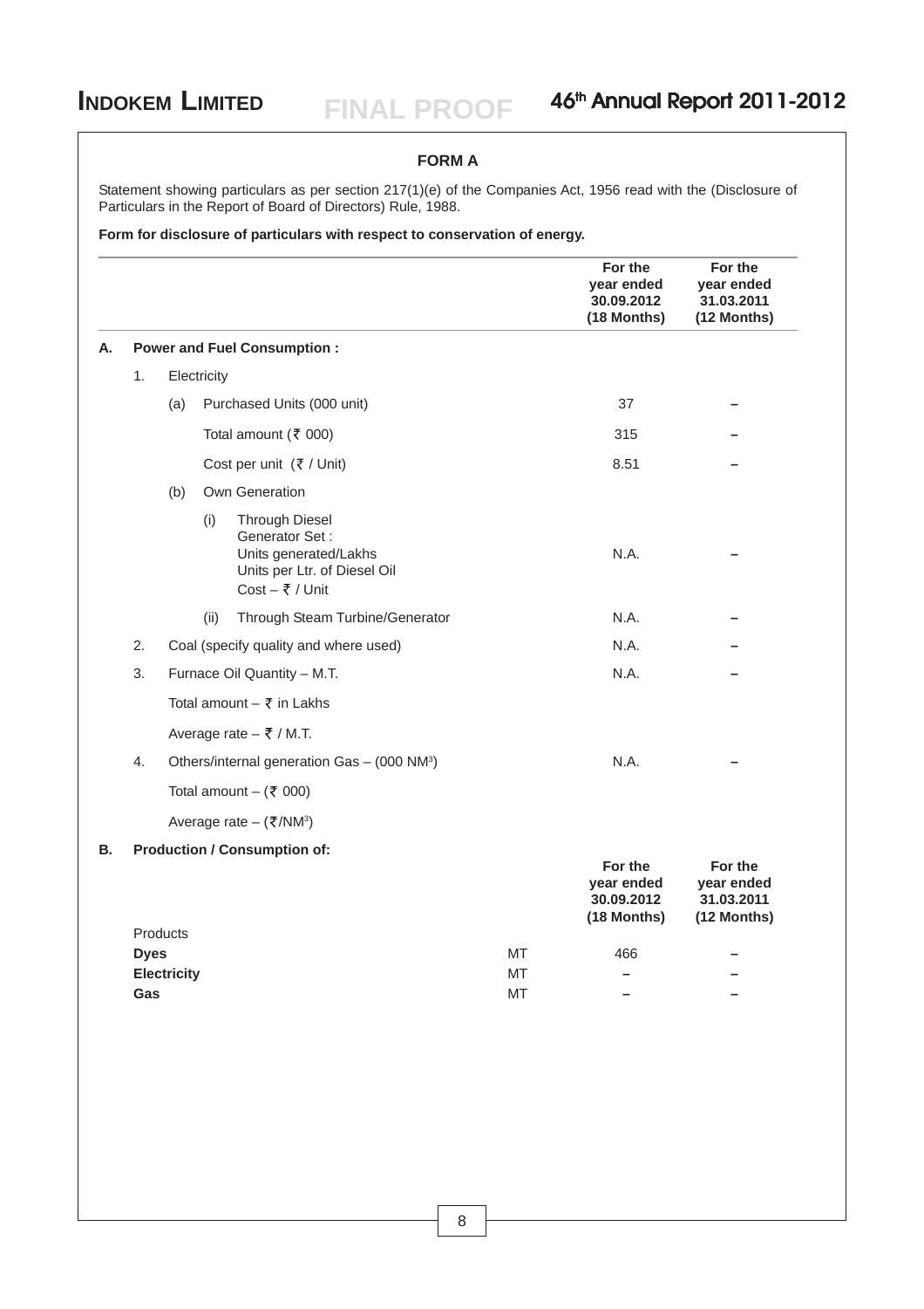## FORM A

Statement showing particulars as per section 217(1)(e) of the Companies Act, 1956 read with the (Disclosure of Particulars in the Report of Board of Directors) Rule, 1988.

**Form for disclosure of particulars with respect to conservation of energy.**

| | | | | | | **For the year ended 30.09.2012 (18 Months)** | **For the year ended 31.03.2011 (12 Months)** |
|---|---|---|---|---|---|---|---|
| **A.** | **Power and Fuel Consumption :** | | | | | | |
| | 1. | Electricity | | | | | |
| | | (a) | Purchased Units (000 unit) | | | 37 | – |
| | | | Total amount (₹ 000) | | | 315 | – |
| | | | Cost per unit (₹ / Unit) | | | 8.51 | – |
| | | (b) | Own Generation | | | | |
| | | | (i) | Through Diesel Generator Set : Units generated/Lakhs Units per Ltr. of Diesel Oil Cost – ₹ / Unit | | N.A. | – |
| | | | (ii) | Through Steam Turbine/Generator | | N.A. | – |
| | 2. | Coal (specify quality and where used) | | | | N.A. | – |
| | 3. | Furnace Oil Quantity – M.T. | | | | N.A. | – |
| | | Total amount – ₹ in Lakhs | | | | | |
| | | Average rate – ₹ / M.T. | | | | | |
| | 4. | Others/internal generation Gas – (000 $NM^3$) | | | | N.A. | – |
| | | Total amount – (₹ 000) | | | | | |
| | | Average rate – (₹/$NM^3$) | | | | | |

**B. Production / Consumption of:**

| Products | | **For the year ended 30.09.2012 (18 Months)** | **For the year ended 31.03.2011 (12 Months)** |
|---|---|---|---|
| **Dyes** | MT | 466 | – |
| **Electricity** | MT | – | – |
| **Gas** | MT | – | – |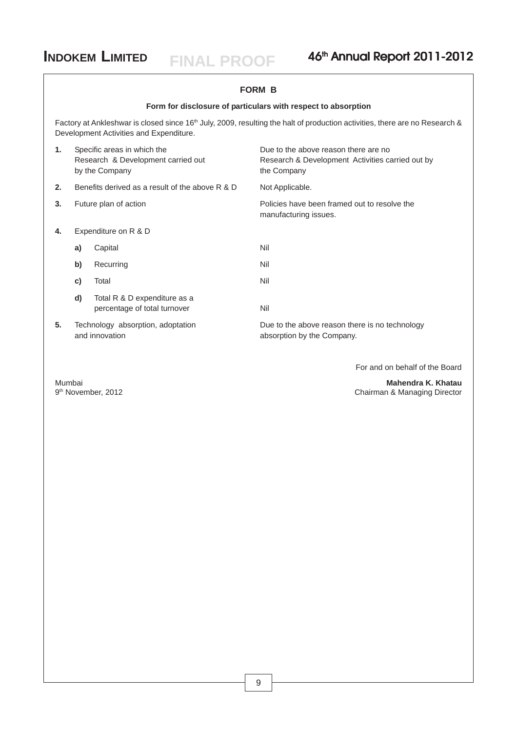## FORM B

### Form for disclosure of particulars with respect to absorption

Factory at Ankleshwar is closed since 16th July, 2009, resulting the halt of production activities, there are no Research & Development Activities and Expenditure.

| | | |
|---|---|---|
| **1.** | Specific areas in which the Research & Development carried out by the Company | Due to the above reason there are no Research & Development Activities carried out by the Company |
| **2.** | Benefits derived as a result of the above R & D | Not Applicable. |
| **3.** | Future plan of action | Policies have been framed out to resolve the manufacturing issues. |
| **4.** | Expenditure on R & D | |
| | **a)** Capital | Nil |
| | **b)** Recurring | Nil |
| | **c)** Total | Nil |
| | **d)** Total R & D expenditure as a percentage of total turnover | Nil |
| **5.** | Technology absorption, adoptation and innovation | Due to the above reason there is no technology absorption by the Company. |

For and on behalf of the Board

Mumbai
9th November, 2012

**Mahendra K. Khatau**
Chairman & Managing Director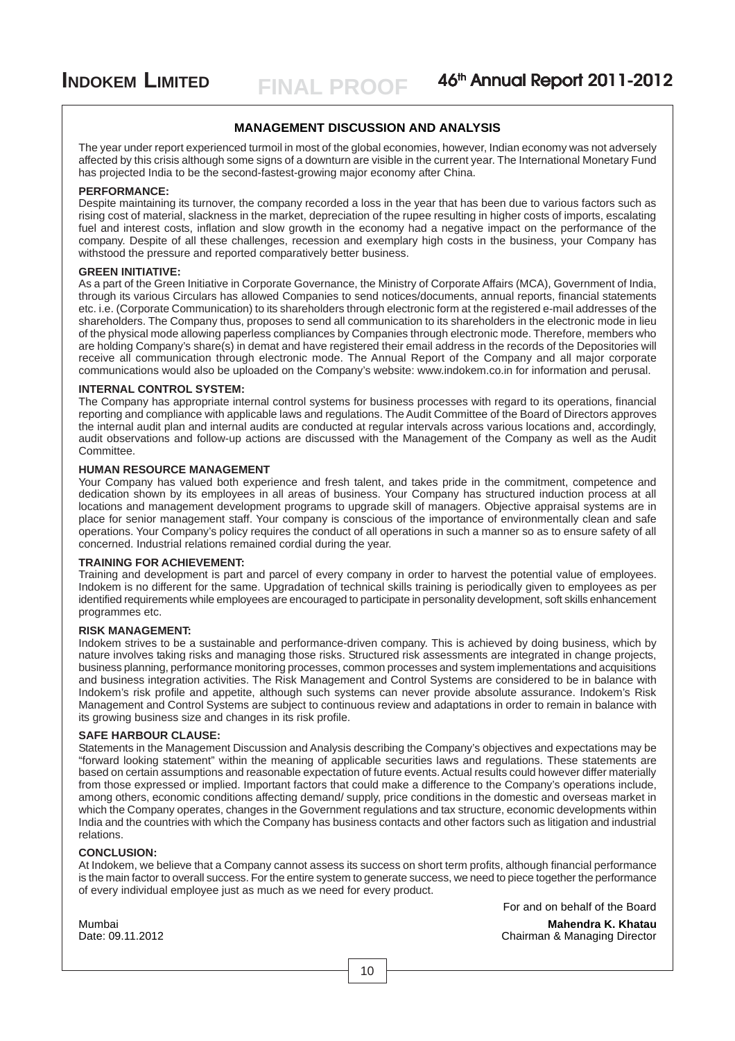## MANAGEMENT DISCUSSION AND ANALYSIS

The year under report experienced turmoil in most of the global economies, however, Indian economy was not adversely affected by this crisis although some signs of a downturn are visible in the current year. The International Monetary Fund has projected India to be the second-fastest-growing major economy after China.

### PERFORMANCE:

Despite maintaining its turnover, the company recorded a loss in the year that has been due to various factors such as rising cost of material, slackness in the market, depreciation of the rupee resulting in higher costs of imports, escalating fuel and interest costs, inflation and slow growth in the economy had a negative impact on the performance of the company. Despite of all these challenges, recession and exemplary high costs in the business, your Company has withstood the pressure and reported comparatively better business.

### GREEN INITIATIVE:

As a part of the Green Initiative in Corporate Governance, the Ministry of Corporate Affairs (MCA), Government of India, through its various Circulars has allowed Companies to send notices/documents, annual reports, financial statements etc. i.e. (Corporate Communication) to its shareholders through electronic form at the registered e-mail addresses of the shareholders. The Company thus, proposes to send all communication to its shareholders in the electronic mode in lieu of the physical mode allowing paperless compliances by Companies through electronic mode. Therefore, members who are holding Company's share(s) in demat and have registered their email address in the records of the Depositories will receive all communication through electronic mode. The Annual Report of the Company and all major corporate communications would also be uploaded on the Company's website: www.indokem.co.in for information and perusal.

### INTERNAL CONTROL SYSTEM:

The Company has appropriate internal control systems for business processes with regard to its operations, financial reporting and compliance with applicable laws and regulations. The Audit Committee of the Board of Directors approves the internal audit plan and internal audits are conducted at regular intervals across various locations and, accordingly, audit observations and follow-up actions are discussed with the Management of the Company as well as the Audit Committee.

### HUMAN RESOURCE MANAGEMENT

Your Company has valued both experience and fresh talent, and takes pride in the commitment, competence and dedication shown by its employees in all areas of business. Your Company has structured induction process at all locations and management development programs to upgrade skill of managers. Objective appraisal systems are in place for senior management staff. Your company is conscious of the importance of environmentally clean and safe operations. Your Company's policy requires the conduct of all operations in such a manner so as to ensure safety of all concerned. Industrial relations remained cordial during the year.

### TRAINING FOR ACHIEVEMENT:

Training and development is part and parcel of every company in order to harvest the potential value of employees. Indokem is no different for the same. Upgradation of technical skills training is periodically given to employees as per identified requirements while employees are encouraged to participate in personality development, soft skills enhancement programmes etc.

### RISK MANAGEMENT:

Indokem strives to be a sustainable and performance-driven company. This is achieved by doing business, which by nature involves taking risks and managing those risks. Structured risk assessments are integrated in change projects, business planning, performance monitoring processes, common processes and system implementations and acquisitions and business integration activities. The Risk Management and Control Systems are considered to be in balance with Indokem's risk profile and appetite, although such systems can never provide absolute assurance. Indokem's Risk Management and Control Systems are subject to continuous review and adaptations in order to remain in balance with its growing business size and changes in its risk profile.

### SAFE HARBOUR CLAUSE:

Statements in the Management Discussion and Analysis describing the Company's objectives and expectations may be "forward looking statement" within the meaning of applicable securities laws and regulations. These statements are based on certain assumptions and reasonable expectation of future events. Actual results could however differ materially from those expressed or implied. Important factors that could make a difference to the Company's operations include, among others, economic conditions affecting demand/ supply, price conditions in the domestic and overseas market in which the Company operates, changes in the Government regulations and tax structure, economic developments within India and the countries with which the Company has business contacts and other factors such as litigation and industrial relations.

### CONCLUSION:

At Indokem, we believe that a Company cannot assess its success on short term profits, although financial performance is the main factor to overall success. For the entire system to generate success, we need to piece together the performance of every individual employee just as much as we need for every product.

For and on behalf of the Board

Mumbai
Date: 09.11.2012

**Mahendra K. Khatau**
Chairman & Managing Director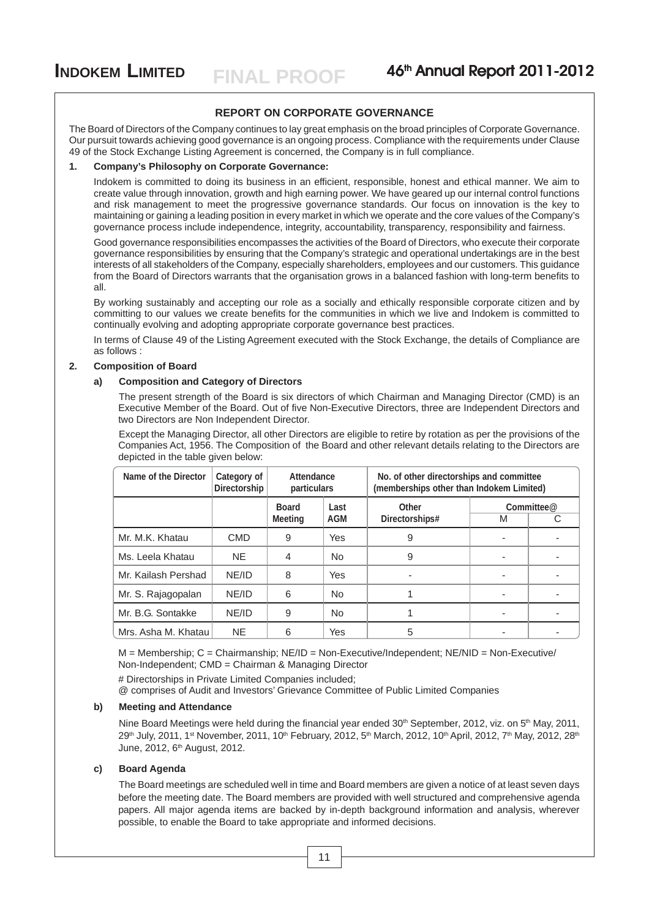## REPORT ON CORPORATE GOVERNANCE

The Board of Directors of the Company continues to lay great emphasis on the broad principles of Corporate Governance. Our pursuit towards achieving good governance is an ongoing process. Compliance with the requirements under Clause 49 of the Stock Exchange Listing Agreement is concerned, the Company is in full compliance.

### 1. Company's Philosophy on Corporate Governance:

Indokem is committed to doing its business in an efficient, responsible, honest and ethical manner. We aim to create value through innovation, growth and high earning power. We have geared up our internal control functions and risk management to meet the progressive governance standards. Our focus on innovation is the key to maintaining or gaining a leading position in every market in which we operate and the core values of the Company's governance process include independence, integrity, accountability, transparency, responsibility and fairness.

Good governance responsibilities encompasses the activities of the Board of Directors, who execute their corporate governance responsibilities by ensuring that the Company's strategic and operational undertakings are in the best interests of all stakeholders of the Company, especially shareholders, employees and our customers. This guidance from the Board of Directors warrants that the organisation grows in a balanced fashion with long-term benefits to all.

By working sustainably and accepting our role as a socially and ethically responsible corporate citizen and by committing to our values we create benefits for the communities in which we live and Indokem is committed to continually evolving and adopting appropriate corporate governance best practices.

In terms of Clause 49 of the Listing Agreement executed with the Stock Exchange, the details of Compliance are as follows :

### 2. Composition of Board

#### a) Composition and Category of Directors

The present strength of the Board is six directors of which Chairman and Managing Director (CMD) is an Executive Member of the Board. Out of five Non-Executive Directors, three are Independent Directors and two Directors are Non Independent Director.

Except the Managing Director, all other Directors are eligible to retire by rotation as per the provisions of the Companies Act, 1956. The Composition of the Board and other relevant details relating to the Directors are depicted in the table given below:

| Name of the Director | Category of Directorship | Attendance particulars | | No. of other directorships and committee (memberships other than Indokem Limited) | | |
|---|---|---|---|---|---|---|
| | | Board Meeting | Last AGM | Other Directorships# | Committee@ | |
| | | | | | M | C |
| Mr. M.K. Khatau | CMD | 9 | Yes | 9 | - | - |
| Ms. Leela Khatau | NE | 4 | No | 9 | - | - |
| Mr. Kailash Pershad | NE/ID | 8 | Yes | - | - | - |
| Mr. S. Rajagopalan | NE/ID | 6 | No | 1 | - | - |
| Mr. B.G. Sontakke | NE/ID | 9 | No | 1 | - | - |
| Mrs. Asha M. Khatau | NE | 6 | Yes | 5 | - | - |

M = Membership; C = Chairmanship; NE/ID = Non-Executive/Independent; NE/NID = Non-Executive/ Non-Independent; CMD = Chairman & Managing Director

# Directorships in Private Limited Companies included;
@ comprises of Audit and Investors' Grievance Committee of Public Limited Companies

#### b) Meeting and Attendance

Nine Board Meetings were held during the financial year ended 30th September, 2012, viz. on 5th May, 2011, 29th July, 2011, 1st November, 2011, 10th February, 2012, 5th March, 2012, 10th April, 2012, 7th May, 2012, 28th June, 2012, 6th August, 2012.

#### c) Board Agenda

The Board meetings are scheduled well in time and Board members are given a notice of at least seven days before the meeting date. The Board members are provided with well structured and comprehensive agenda papers. All major agenda items are backed by in-depth background information and analysis, wherever possible, to enable the Board to take appropriate and informed decisions.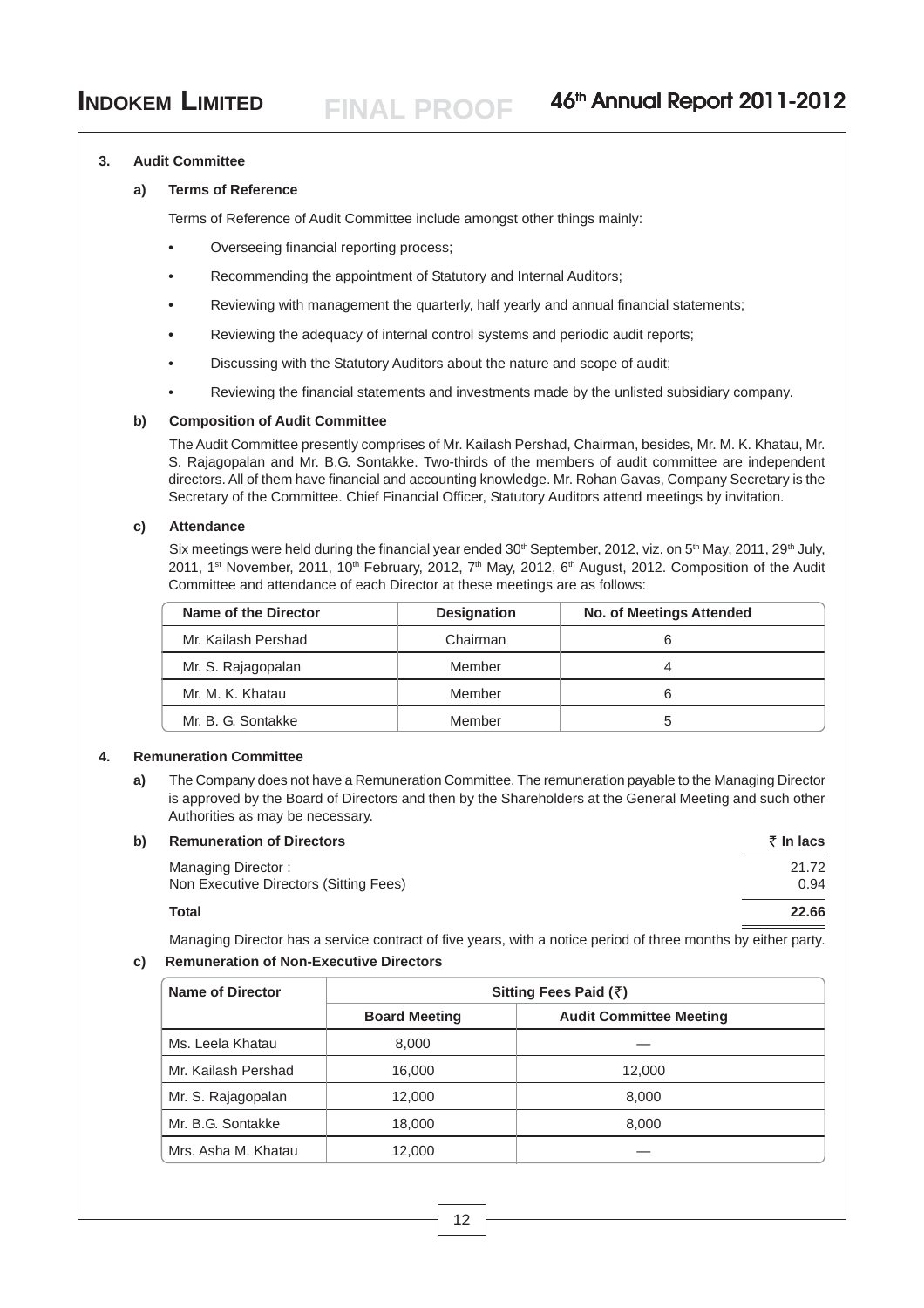### 3. Audit Committee

#### a) Terms of Reference

Terms of Reference of Audit Committee include amongst other things mainly:

- Overseeing financial reporting process;
- Recommending the appointment of Statutory and Internal Auditors;
- Reviewing with management the quarterly, half yearly and annual financial statements;
- Reviewing the adequacy of internal control systems and periodic audit reports;
- Discussing with the Statutory Auditors about the nature and scope of audit;
- Reviewing the financial statements and investments made by the unlisted subsidiary company.

#### b) Composition of Audit Committee

The Audit Committee presently comprises of Mr. Kailash Pershad, Chairman, besides, Mr. M. K. Khatau, Mr. S. Rajagopalan and Mr. B.G. Sontakke. Two-thirds of the members of audit committee are independent directors. All of them have financial and accounting knowledge. Mr. Rohan Gavas, Company Secretary is the Secretary of the Committee. Chief Financial Officer, Statutory Auditors attend meetings by invitation.

#### c) Attendance

Six meetings were held during the financial year ended 30th September, 2012, viz. on 5th May, 2011, 29th July, 2011, 1st November, 2011, 10th February, 2012, 7th May, 2012, 6th August, 2012. Composition of the Audit Committee and attendance of each Director at these meetings are as follows:

| Name of the Director | Designation | No. of Meetings Attended |
|---|---|---|
| Mr. Kailash Pershad | Chairman | 6 |
| Mr. S. Rajagopalan | Member | 4 |
| Mr. M. K. Khatau | Member | 6 |
| Mr. B. G. Sontakke | Member | 5 |

### 4. Remuneration Committee

**a)** The Company does not have a Remuneration Committee. The remuneration payable to the Managing Director is approved by the Board of Directors and then by the Shareholders at the General Meeting and such other Authorities as may be necessary.

#### b) Remuneration of Directors

| | ₹ In lacs |
|---|---|
| Managing Director : | 21.72 |
| Non Executive Directors (Sitting Fees) | 0.94 |
| **Total** | **22.66** |

Managing Director has a service contract of five years, with a notice period of three months by either party.

#### c) Remuneration of Non-Executive Directors

| Name of Director | Sitting Fees Paid (₹) | |
|---|---|---|
| | Board Meeting | Audit Committee Meeting |
| Ms. Leela Khatau | 8,000 | — |
| Mr. Kailash Pershad | 16,000 | 12,000 |
| Mr. S. Rajagopalan | 12,000 | 8,000 |
| Mr. B.G. Sontakke | 18,000 | 8,000 |
| Mrs. Asha M. Khatau | 12,000 | — |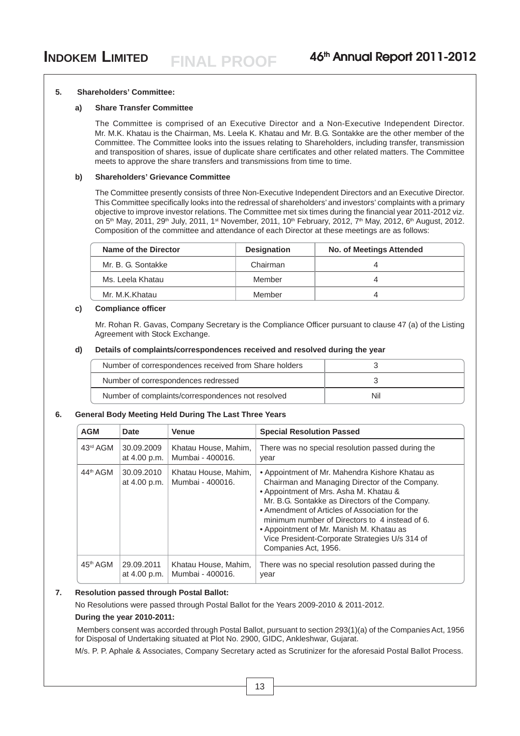**5. Shareholders' Committee:**

**a) Share Transfer Committee**

The Committee is comprised of an Executive Director and a Non-Executive Independent Director. Mr. M.K. Khatau is the Chairman, Ms. Leela K. Khatau and Mr. B.G. Sontakke are the other member of the Committee. The Committee looks into the issues relating to Shareholders, including transfer, transmission and transposition of shares, issue of duplicate share certificates and other related matters. The Committee meets to approve the share transfers and transmissions from time to time.

**b) Shareholders' Grievance Committee**

The Committee presently consists of three Non-Executive Independent Directors and an Executive Director. This Committee specifically looks into the redressal of shareholders' and investors' complaints with a primary objective to improve investor relations. The Committee met six times during the financial year 2011-2012 viz. on 5th May, 2011, 29th July, 2011, 1st November, 2011, 10th February, 2012, 7th May, 2012, 6th August, 2012. Composition of the committee and attendance of each Director at these meetings are as follows:

| Name of the Director | Designation | No. of Meetings Attended |
|---|---|---|
| Mr. B. G. Sontakke | Chairman | 4 |
| Ms. Leela Khatau | Member | 4 |
| Mr. M.K.Khatau | Member | 4 |

**c) Compliance officer**

Mr. Rohan R. Gavas, Company Secretary is the Compliance Officer pursuant to clause 47 (a) of the Listing Agreement with Stock Exchange.

**d) Details of complaints/correspondences received and resolved during the year**

| | |
|---|---|
| Number of correspondences received from Share holders | 3 |
| Number of correspondences redressed | 3 |
| Number of complaints/correspondences not resolved | Nil |

**6. General Body Meeting Held During The Last Three Years**

| AGM | Date | Venue | Special Resolution Passed |
|---|---|---|---|
| 43rd AGM | 30.09.2009 at 4.00 p.m. | Khatau House, Mahim, Mumbai - 400016. | There was no special resolution passed during the year |
| 44th AGM | 30.09.2010 at 4.00 p.m. | Khatau House, Mahim, Mumbai - 400016. | • Appointment of Mr. Mahendra Kishore Khatau as Chairman and Managing Director of the Company. • Appointment of Mrs. Asha M. Khatau & Mr. B.G. Sontakke as Directors of the Company. • Amendment of Articles of Association for the minimum number of Directors to 4 instead of 6. • Appointment of Mr. Manish M. Khatau as Vice President-Corporate Strategies U/s 314 of Companies Act, 1956. |
| 45th AGM | 29.09.2011 at 4.00 p.m. | Khatau House, Mahim, Mumbai - 400016. | There was no special resolution passed during the year |

**7. Resolution passed through Postal Ballot:**

No Resolutions were passed through Postal Ballot for the Years 2009-2010 & 2011-2012.

**During the year 2010-2011:**

Members consent was accorded through Postal Ballot, pursuant to section 293(1)(a) of the Companies Act, 1956 for Disposal of Undertaking situated at Plot No. 2900, GIDC, Ankleshwar, Gujarat.

M/s. P. P. Aphale & Associates, Company Secretary acted as Scrutinizer for the aforesaid Postal Ballot Process.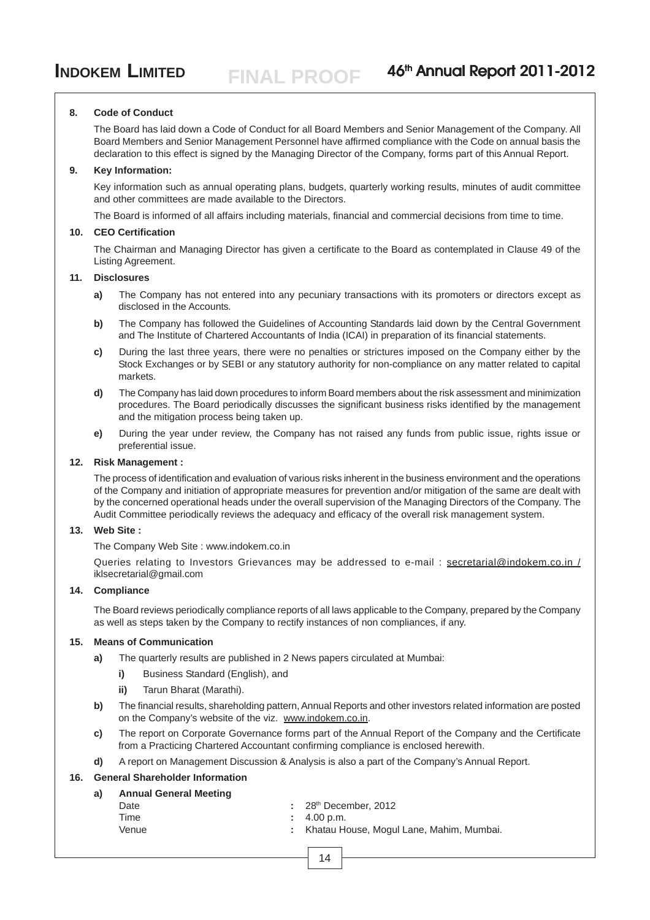**8. Code of Conduct**

The Board has laid down a Code of Conduct for all Board Members and Senior Management of the Company. All Board Members and Senior Management Personnel have affirmed compliance with the Code on annual basis the declaration to this effect is signed by the Managing Director of the Company, forms part of this Annual Report.

**9. Key Information:**

Key information such as annual operating plans, budgets, quarterly working results, minutes of audit committee and other committees are made available to the Directors.

The Board is informed of all affairs including materials, financial and commercial decisions from time to time.

**10. CEO Certification**

The Chairman and Managing Director has given a certificate to the Board as contemplated in Clause 49 of the Listing Agreement.

**11. Disclosures**

- **a)** The Company has not entered into any pecuniary transactions with its promoters or directors except as disclosed in the Accounts.
- **b)** The Company has followed the Guidelines of Accounting Standards laid down by the Central Government and The Institute of Chartered Accountants of India (ICAI) in preparation of its financial statements.
- **c)** During the last three years, there were no penalties or strictures imposed on the Company either by the Stock Exchanges or by SEBI or any statutory authority for non-compliance on any matter related to capital markets.
- **d)** The Company has laid down procedures to inform Board members about the risk assessment and minimization procedures. The Board periodically discusses the significant business risks identified by the management and the mitigation process being taken up.
- **e)** During the year under review, the Company has not raised any funds from public issue, rights issue or preferential issue.

**12. Risk Management :**

The process of identification and evaluation of various risks inherent in the business environment and the operations of the Company and initiation of appropriate measures for prevention and/or mitigation of the same are dealt with by the concerned operational heads under the overall supervision of the Managing Directors of the Company. The Audit Committee periodically reviews the adequacy and efficacy of the overall risk management system.

**13. Web Site :**

The Company Web Site : www.indokem.co.in

Queries relating to Investors Grievances may be addressed to e-mail : secretarial@indokem.co.in / iklsecretarial@gmail.com

**14. Compliance**

The Board reviews periodically compliance reports of all laws applicable to the Company, prepared by the Company as well as steps taken by the Company to rectify instances of non compliances, if any.

**15. Means of Communication**

- **a)** The quarterly results are published in 2 News papers circulated at Mumbai:
  - **i)** Business Standard (English), and
  - **ii)** Tarun Bharat (Marathi).
- **b)** The financial results, shareholding pattern, Annual Reports and other investors related information are posted on the Company's website of the viz. www.indokem.co.in.
- **c)** The report on Corporate Governance forms part of the Annual Report of the Company and the Certificate from a Practicing Chartered Accountant confirming compliance is enclosed herewith.
- **d)** A report on Management Discussion & Analysis is also a part of the Company's Annual Report.

**16. General Shareholder Information**

**a) Annual General Meeting**

| | | |
|---|---|---|
| Date | : | 28th December, 2012 |
| Time | : | 4.00 p.m. |
| Venue | : | Khatau House, Mogul Lane, Mahim, Mumbai. |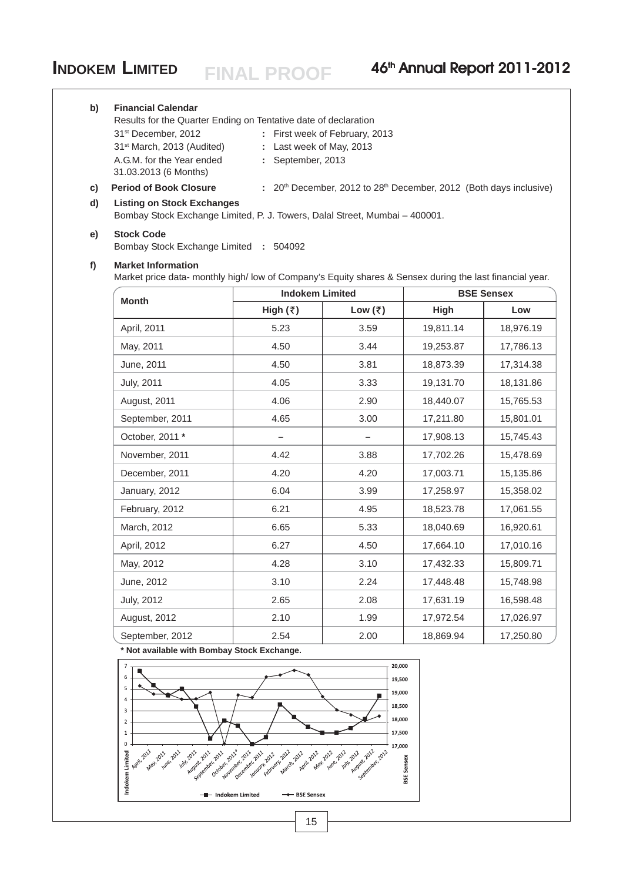**b) Financial Calendar**

Results for the Quarter Ending on Tentative date of declaration

| | | |
|---|---|---|
| 31st December, 2012 | : | First week of February, 2013 |
| 31st March, 2013 (Audited) | : | Last week of May, 2013 |
| A.G.M. for the Year ended 31.03.2013 (6 Months) | : | September, 2013 |

**c) Period of Book Closure** : 20th December, 2012 to 28th December, 2012 (Both days inclusive)

**d) Listing on Stock Exchanges**

Bombay Stock Exchange Limited, P. J. Towers, Dalal Street, Mumbai – 400001.

**e) Stock Code**

Bombay Stock Exchange Limited : 504092

**f) Market Information**

Market price data- monthly high/ low of Company's Equity shares & Sensex during the last financial year.

| Month | Indokem Limited | | BSE Sensex | |
|---|---|---|---|---|
| | High (₹) | Low (₹) | High | Low |
| April, 2011 | 5.23 | 3.59 | 19,811.14 | 18,976.19 |
| May, 2011 | 4.50 | 3.44 | 19,253.87 | 17,786.13 |
| June, 2011 | 4.50 | 3.81 | 18,873.39 | 17,314.38 |
| July, 2011 | 4.05 | 3.33 | 19,131.70 | 18,131.86 |
| August, 2011 | 4.06 | 2.90 | 18,440.07 | 15,765.53 |
| September, 2011 | 4.65 | 3.00 | 17,211.80 | 15,801.01 |
| October, 2011 * | – | – | 17,908.13 | 15,745.43 |
| November, 2011 | 4.42 | 3.88 | 17,702.26 | 15,478.69 |
| December, 2011 | 4.20 | 4.20 | 17,003.71 | 15,135.86 |
| January, 2012 | 6.04 | 3.99 | 17,258.97 | 15,358.02 |
| February, 2012 | 6.21 | 4.95 | 18,523.78 | 17,061.55 |
| March, 2012 | 6.65 | 5.33 | 18,040.69 | 16,920.61 |
| April, 2012 | 6.27 | 4.50 | 17,664.10 | 17,010.16 |
| May, 2012 | 4.28 | 3.10 | 17,432.33 | 15,809.71 |
| June, 2012 | 3.10 | 2.24 | 17,448.48 | 15,748.98 |
| July, 2012 | 2.65 | 2.08 | 17,631.19 | 16,598.48 |
| August, 2012 | 2.10 | 1.99 | 17,972.54 | 17,026.97 |
| September, 2012 | 2.54 | 2.00 | 18,869.94 | 17,250.80 |

**\* Not available with Bombay Stock Exchange.**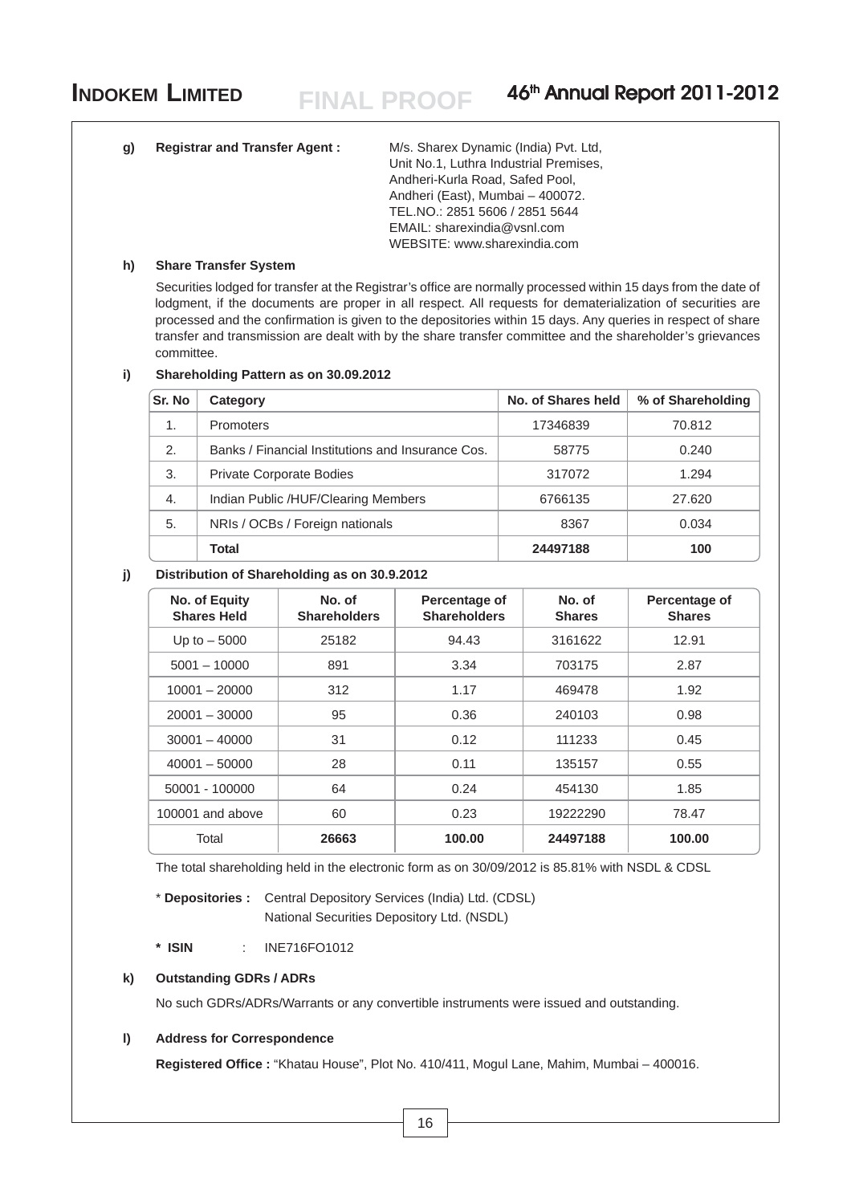**g) Registrar and Transfer Agent :** M/s. Sharex Dynamic (India) Pvt. Ltd,
Unit No.1, Luthra Industrial Premises,
Andheri-Kurla Road, Safed Pool,
Andheri (East), Mumbai – 400072.
TEL.NO.: 2851 5606 / 2851 5644
EMAIL: sharexindia@vsnl.com
WEBSITE: www.sharexindia.com

**h) Share Transfer System**

Securities lodged for transfer at the Registrar's office are normally processed within 15 days from the date of lodgment, if the documents are proper in all respect. All requests for dematerialization of securities are processed and the confirmation is given to the depositories within 15 days. Any queries in respect of share transfer and transmission are dealt with by the share transfer committee and the shareholder's grievances committee.

**i) Shareholding Pattern as on 30.09.2012**

| Sr. No | Category | No. of Shares held | % of Shareholding |
|---|---|---|---|
| 1. | Promoters | 17346839 | 70.812 |
| 2. | Banks / Financial Institutions and Insurance Cos. | 58775 | 0.240 |
| 3. | Private Corporate Bodies | 317072 | 1.294 |
| 4. | Indian Public /HUF/Clearing Members | 6766135 | 27.620 |
| 5. | NRIs / OCBs / Foreign nationals | 8367 | 0.034 |
| | **Total** | **24497188** | **100** |

**j) Distribution of Shareholding as on 30.9.2012**

| No. of Equity Shares Held | No. of Shareholders | Percentage of Shareholders | No. of Shares | Percentage of Shares |
|---|---|---|---|---|
| Up to – 5000 | 25182 | 94.43 | 3161622 | 12.91 |
| 5001 – 10000 | 891 | 3.34 | 703175 | 2.87 |
| 10001 – 20000 | 312 | 1.17 | 469478 | 1.92 |
| 20001 – 30000 | 95 | 0.36 | 240103 | 0.98 |
| 30001 – 40000 | 31 | 0.12 | 111233 | 0.45 |
| 40001 – 50000 | 28 | 0.11 | 135157 | 0.55 |
| 50001 - 100000 | 64 | 0.24 | 454130 | 1.85 |
| 100001 and above | 60 | 0.23 | 19222290 | 78.47 |
| Total | **26663** | **100.00** | **24497188** | **100.00** |

The total shareholding held in the electronic form as on 30/09/2012 is 85.81% with NSDL & CDSL

\* **Depositories :** Central Depository Services (India) Ltd. (CDSL)
National Securities Depository Ltd. (NSDL)

**\* ISIN** : INE716FO1012

**k) Outstanding GDRs / ADRs**

No such GDRs/ADRs/Warrants or any convertible instruments were issued and outstanding.

**l) Address for Correspondence**

**Registered Office :** "Khatau House", Plot No. 410/411, Mogul Lane, Mahim, Mumbai – 400016.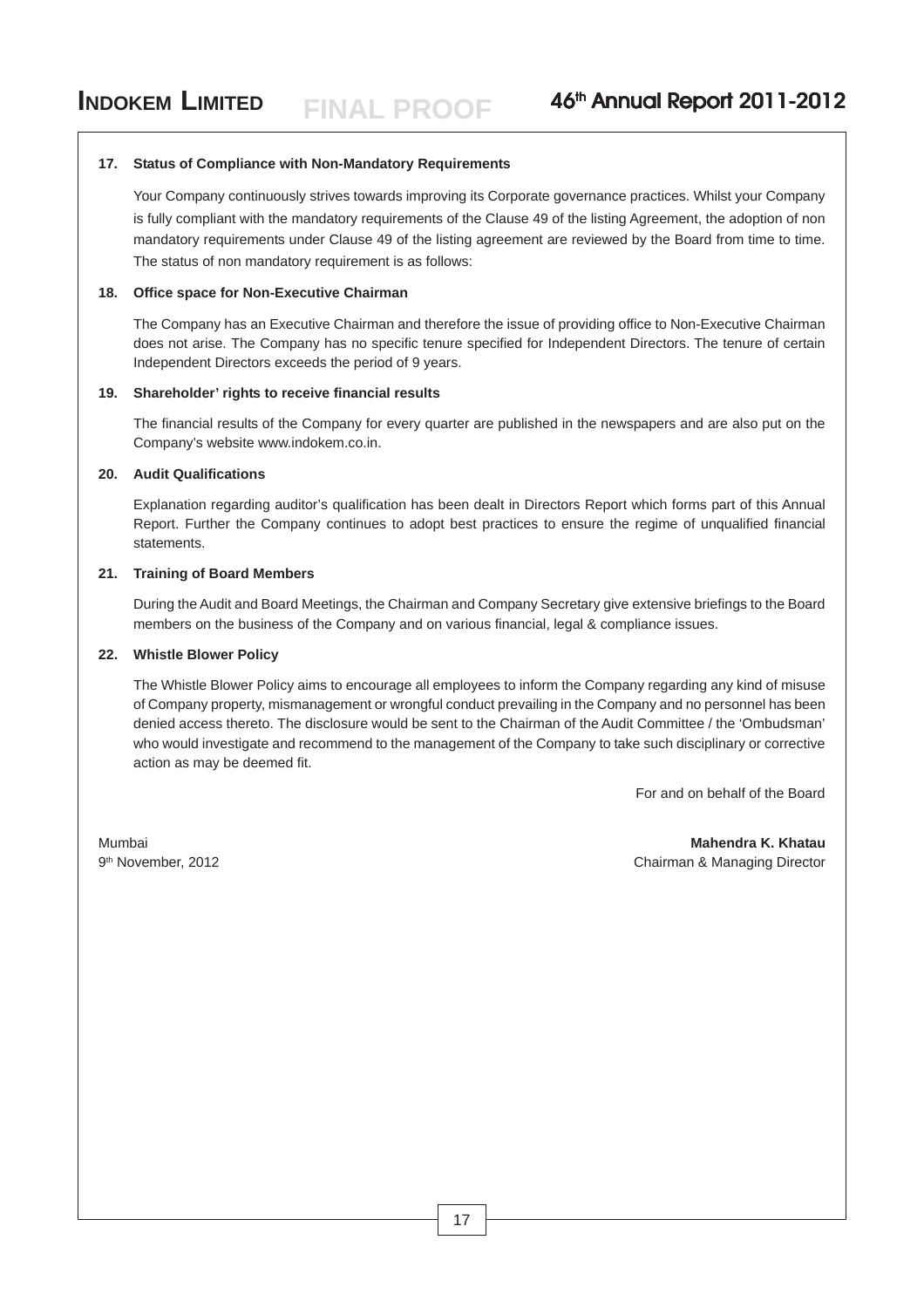**17. Status of Compliance with Non-Mandatory Requirements**

Your Company continuously strives towards improving its Corporate governance practices. Whilst your Company is fully compliant with the mandatory requirements of the Clause 49 of the listing Agreement, the adoption of non mandatory requirements under Clause 49 of the listing agreement are reviewed by the Board from time to time. The status of non mandatory requirement is as follows:

**18. Office space for Non-Executive Chairman**

The Company has an Executive Chairman and therefore the issue of providing office to Non-Executive Chairman does not arise. The Company has no specific tenure specified for Independent Directors. The tenure of certain Independent Directors exceeds the period of 9 years.

**19. Shareholder' rights to receive financial results**

The financial results of the Company for every quarter are published in the newspapers and are also put on the Company's website www.indokem.co.in.

**20. Audit Qualifications**

Explanation regarding auditor's qualification has been dealt in Directors Report which forms part of this Annual Report. Further the Company continues to adopt best practices to ensure the regime of unqualified financial statements.

**21. Training of Board Members**

During the Audit and Board Meetings, the Chairman and Company Secretary give extensive briefings to the Board members on the business of the Company and on various financial, legal & compliance issues.

**22. Whistle Blower Policy**

The Whistle Blower Policy aims to encourage all employees to inform the Company regarding any kind of misuse of Company property, mismanagement or wrongful conduct prevailing in the Company and no personnel has been denied access thereto. The disclosure would be sent to the Chairman of the Audit Committee / the 'Ombudsman' who would investigate and recommend to the management of the Company to take such disciplinary or corrective action as may be deemed fit.

For and on behalf of the Board

Mumbai
9th November, 2012

**Mahendra K. Khatau**
Chairman & Managing Director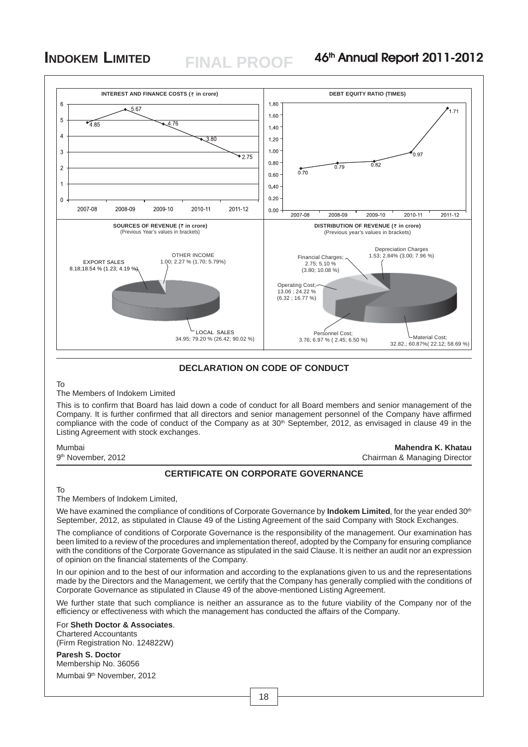**INTEREST AND FINANCE COSTS (₹ in crore)**

| 2007-08 | 2008-09 | 2009-10 | 2010-11 | 2011-12 |
|---|---|---|---|---|
| 4.85 | 5.67 | 4.76 | 3.80 | 2.75 |

**DEBT EQUITY RATIO (TIMES)**

| 2007-08 | 2008-09 | 2009-10 | 2010-11 | 2011-12 |
|---|---|---|---|---|
| 0.70 | 0.79 | 0.82 | 0.97 | 1.71 |

**SOURCES OF REVENUE (₹ in crore)**
(Previous Year's values in brackets)

- EXPORT SALES 8.18;18.54 % (1.23; 4.19 %)
- OTHER INCOME 1.00; 2.27 % (1.70; 5.79%)
- LOCAL SALES 34.95; 79.20 % (26.42; 90.02 %)

**DISTRIBUTION OF REVENUE (₹ in crore)**
(Previous year's values in brackets)

- Financial Charges; 2.75; 5.10 % (3.80; 10.08 %)
- Depreciation Charges 1.53; 2.84% (3.00; 7.96 %)
- Operating Cost; 13.06 ; 24.22 % (6.32 ; 16.77 %)
- Personnel Cost; 3.76; 6.97 % ( 2.45; 6.50 %)
- Material Cost; 32.82.; 60.87%( 22.12; 58.69 %)

## DECLARATION ON CODE OF CONDUCT

To

The Members of Indokem Limited

This is to confirm that Board has laid down a code of conduct for all Board members and senior management of the Company. It is further confirmed that all directors and senior management personnel of the Company have affirmed compliance with the code of conduct of the Company as at 30th September, 2012, as envisaged in clause 49 in the Listing Agreement with stock exchanges.

Mumbai
9th November, 2012

**Mahendra K. Khatau**
Chairman & Managing Director

## CERTIFICATE ON CORPORATE GOVERNANCE

To

The Members of Indokem Limited,

We have examined the compliance of conditions of Corporate Governance by **Indokem Limited**, for the year ended 30th September, 2012, as stipulated in Clause 49 of the Listing Agreement of the said Company with Stock Exchanges.

The compliance of conditions of Corporate Governance is the responsibility of the management. Our examination has been limited to a review of the procedures and implementation thereof, adopted by the Company for ensuring compliance with the conditions of the Corporate Governance as stipulated in the said Clause. It is neither an audit nor an expression of opinion on the financial statements of the Company.

In our opinion and to the best of our information and according to the explanations given to us and the representations made by the Directors and the Management, we certify that the Company has generally complied with the conditions of Corporate Governance as stipulated in Clause 49 of the above-mentioned Listing Agreement.

We further state that such compliance is neither an assurance as to the future viability of the Company nor of the efficiency or effectiveness with which the management has conducted the affairs of the Company.

For **Sheth Doctor & Associates**.
Chartered Accountants
(Firm Registration No. 124822W)

**Paresh S. Doctor**
Membership No. 36056

Mumbai 9th November, 2012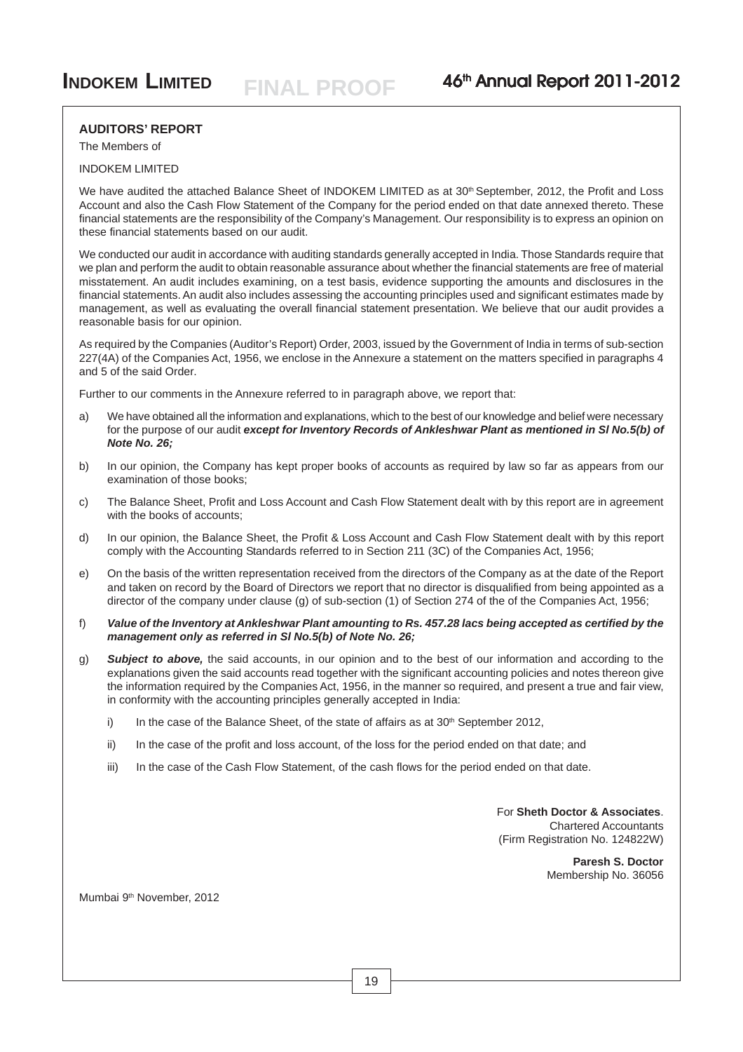## AUDITORS' REPORT

The Members of

INDOKEM LIMITED

We have audited the attached Balance Sheet of INDOKEM LIMITED as at 30th September, 2012, the Profit and Loss Account and also the Cash Flow Statement of the Company for the period ended on that date annexed thereto. These financial statements are the responsibility of the Company's Management. Our responsibility is to express an opinion on these financial statements based on our audit.

We conducted our audit in accordance with auditing standards generally accepted in India. Those Standards require that we plan and perform the audit to obtain reasonable assurance about whether the financial statements are free of material misstatement. An audit includes examining, on a test basis, evidence supporting the amounts and disclosures in the financial statements. An audit also includes assessing the accounting principles used and significant estimates made by management, as well as evaluating the overall financial statement presentation. We believe that our audit provides a reasonable basis for our opinion.

As required by the Companies (Auditor's Report) Order, 2003, issued by the Government of India in terms of sub-section 227(4A) of the Companies Act, 1956, we enclose in the Annexure a statement on the matters specified in paragraphs 4 and 5 of the said Order.

Further to our comments in the Annexure referred to in paragraph above, we report that:

a) We have obtained all the information and explanations, which to the best of our knowledge and belief were necessary for the purpose of our audit ***except for Inventory Records of Ankleshwar Plant as mentioned in Sl No.5(b) of Note No. 26;***

b) In our opinion, the Company has kept proper books of accounts as required by law so far as appears from our examination of those books;

c) The Balance Sheet, Profit and Loss Account and Cash Flow Statement dealt with by this report are in agreement with the books of accounts;

d) In our opinion, the Balance Sheet, the Profit & Loss Account and Cash Flow Statement dealt with by this report comply with the Accounting Standards referred to in Section 211 (3C) of the Companies Act, 1956;

e) On the basis of the written representation received from the directors of the Company as at the date of the Report and taken on record by the Board of Directors we report that no director is disqualified from being appointed as a director of the company under clause (g) of sub-section (1) of Section 274 of the of the Companies Act, 1956;

f) ***Value of the Inventory at Ankleshwar Plant amounting to Rs. 457.28 lacs being accepted as certified by the management only as referred in Sl No.5(b) of Note No. 26;***

g) ***Subject to above,*** the said accounts, in our opinion and to the best of our information and according to the explanations given the said accounts read together with the significant accounting policies and notes thereon give the information required by the Companies Act, 1956, in the manner so required, and present a true and fair view, in conformity with the accounting principles generally accepted in India:

   i) In the case of the Balance Sheet, of the state of affairs as at 30th September 2012,

   ii) In the case of the profit and loss account, of the loss for the period ended on that date; and

   iii) In the case of the Cash Flow Statement, of the cash flows for the period ended on that date.

For **Sheth Doctor & Associates**.
Chartered Accountants
(Firm Registration No. 124822W)

**Paresh S. Doctor**
Membership No. 36056

Mumbai 9th November, 2012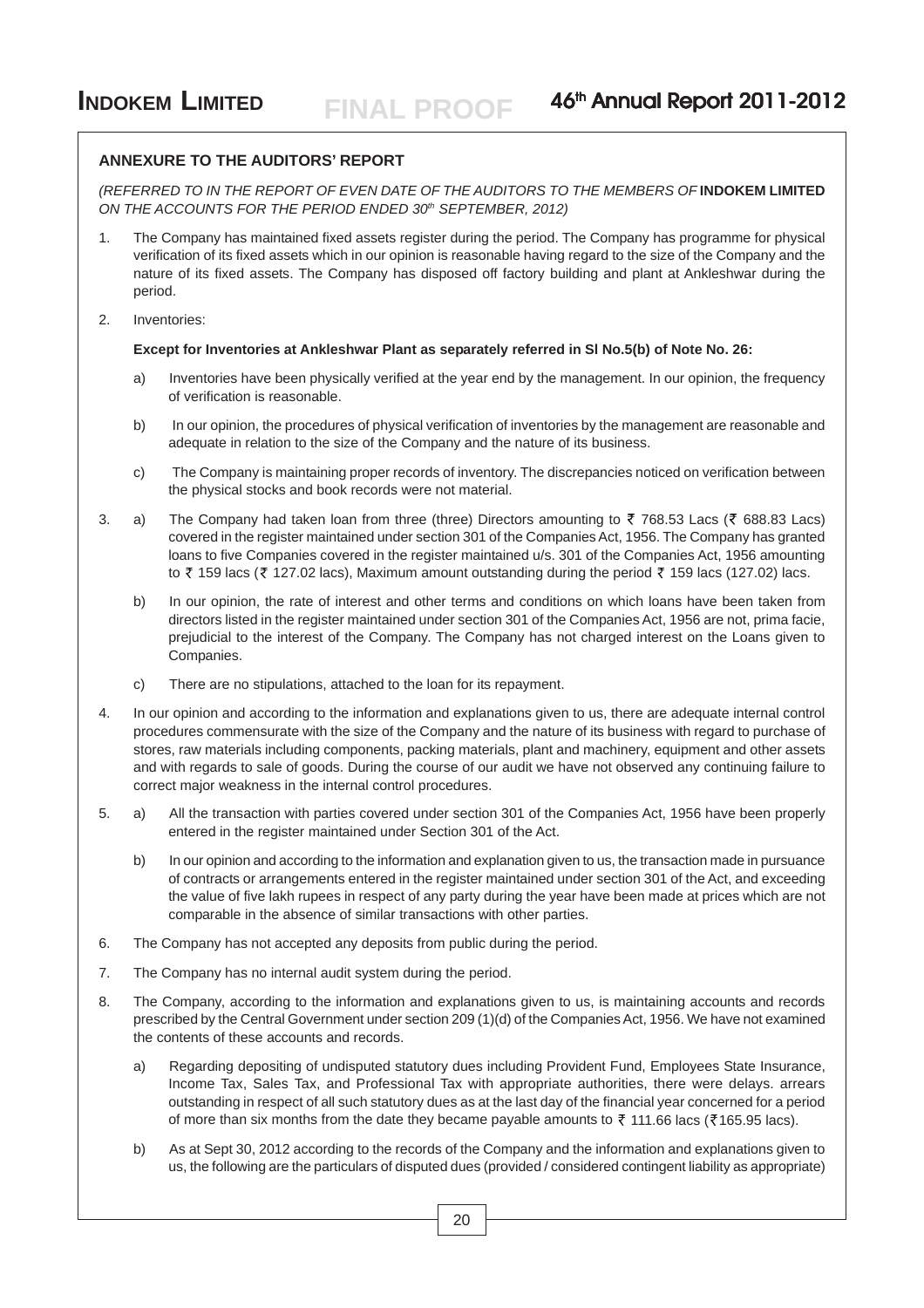## ANNEXURE TO THE AUDITORS' REPORT

*(REFERRED TO IN THE REPORT OF EVEN DATE OF THE AUDITORS TO THE MEMBERS OF* **INDOKEM LIMITED** *ON THE ACCOUNTS FOR THE PERIOD ENDED 30th SEPTEMBER, 2012)*

1. The Company has maintained fixed assets register during the period. The Company has programme for physical verification of its fixed assets which in our opinion is reasonable having regard to the size of the Company and the nature of its fixed assets. The Company has disposed off factory building and plant at Ankleshwar during the period.

2. Inventories:

   **Except for Inventories at Ankleshwar Plant as separately referred in Sl No.5(b) of Note No. 26:**

   a) Inventories have been physically verified at the year end by the management. In our opinion, the frequency of verification is reasonable.

   b) In our opinion, the procedures of physical verification of inventories by the management are reasonable and adequate in relation to the size of the Company and the nature of its business.

   c) The Company is maintaining proper records of inventory. The discrepancies noticed on verification between the physical stocks and book records were not material.

3. a) The Company had taken loan from three (three) Directors amounting to ₹ 768.53 Lacs (₹ 688.83 Lacs) covered in the register maintained under section 301 of the Companies Act, 1956. The Company has granted loans to five Companies covered in the register maintained u/s. 301 of the Companies Act, 1956 amounting to ₹ 159 lacs (₹ 127.02 lacs), Maximum amount outstanding during the period ₹ 159 lacs (127.02) lacs.

   b) In our opinion, the rate of interest and other terms and conditions on which loans have been taken from directors listed in the register maintained under section 301 of the Companies Act, 1956 are not, prima facie, prejudicial to the interest of the Company. The Company has not charged interest on the Loans given to Companies.

   c) There are no stipulations, attached to the loan for its repayment.

4. In our opinion and according to the information and explanations given to us, there are adequate internal control procedures commensurate with the size of the Company and the nature of its business with regard to purchase of stores, raw materials including components, packing materials, plant and machinery, equipment and other assets and with regards to sale of goods. During the course of our audit we have not observed any continuing failure to correct major weakness in the internal control procedures.

5. a) All the transaction with parties covered under section 301 of the Companies Act, 1956 have been properly entered in the register maintained under Section 301 of the Act.

   b) In our opinion and according to the information and explanation given to us, the transaction made in pursuance of contracts or arrangements entered in the register maintained under section 301 of the Act, and exceeding the value of five lakh rupees in respect of any party during the year have been made at prices which are not comparable in the absence of similar transactions with other parties.

6. The Company has not accepted any deposits from public during the period.

7. The Company has no internal audit system during the period.

8. The Company, according to the information and explanations given to us, is maintaining accounts and records prescribed by the Central Government under section 209 (1)(d) of the Companies Act, 1956. We have not examined the contents of these accounts and records.

   a) Regarding depositing of undisputed statutory dues including Provident Fund, Employees State Insurance, Income Tax, Sales Tax, and Professional Tax with appropriate authorities, there were delays. arrears outstanding in respect of all such statutory dues as at the last day of the financial year concerned for a period of more than six months from the date they became payable amounts to ₹ 111.66 lacs (₹165.95 lacs).

   b) As at Sept 30, 2012 according to the records of the Company and the information and explanations given to us, the following are the particulars of disputed dues (provided / considered contingent liability as appropriate)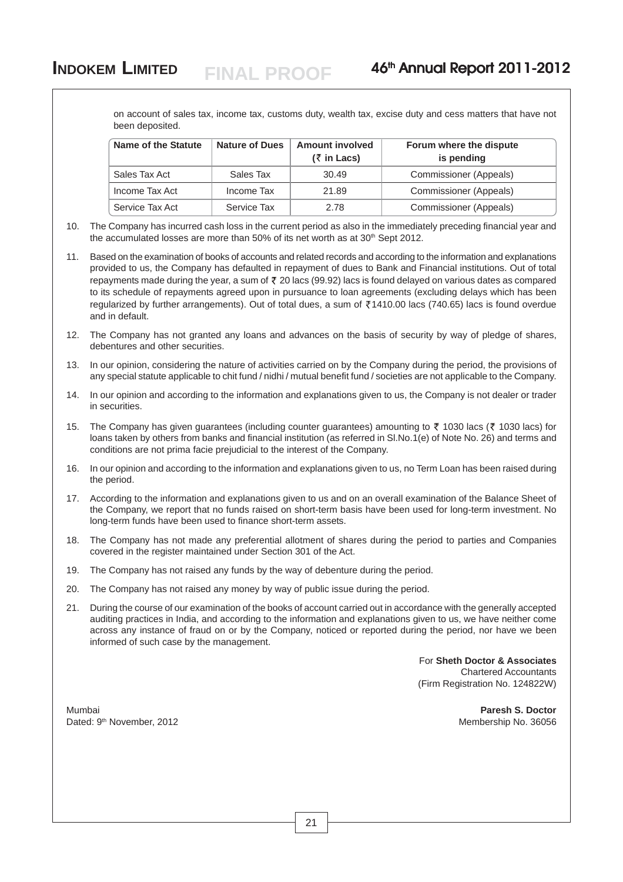on account of sales tax, income tax, customs duty, wealth tax, excise duty and cess matters that have not been deposited.

| Name of the Statute | Nature of Dues | Amount involved (₹ in Lacs) | Forum where the dispute is pending |
|---|---|---|---|
| Sales Tax Act | Sales Tax | 30.49 | Commissioner (Appeals) |
| Income Tax Act | Income Tax | 21.89 | Commissioner (Appeals) |
| Service Tax Act | Service Tax | 2.78 | Commissioner (Appeals) |

10. The Company has incurred cash loss in the current period as also in the immediately preceding financial year and the accumulated losses are more than 50% of its net worth as at 30th Sept 2012.

11. Based on the examination of books of accounts and related records and according to the information and explanations provided to us, the Company has defaulted in repayment of dues to Bank and Financial institutions. Out of total repayments made during the year, a sum of ₹ 20 lacs (99.92) lacs is found delayed on various dates as compared to its schedule of repayments agreed upon in pursuance to loan agreements (excluding delays which has been regularized by further arrangements). Out of total dues, a sum of ₹1410.00 lacs (740.65) lacs is found overdue and in default.

12. The Company has not granted any loans and advances on the basis of security by way of pledge of shares, debentures and other securities.

13. In our opinion, considering the nature of activities carried on by the Company during the period, the provisions of any special statute applicable to chit fund / nidhi / mutual benefit fund / societies are not applicable to the Company.

14. In our opinion and according to the information and explanations given to us, the Company is not dealer or trader in securities.

15. The Company has given guarantees (including counter guarantees) amounting to ₹ 1030 lacs (₹ 1030 lacs) for loans taken by others from banks and financial institution (as referred in Sl.No.1(e) of Note No. 26) and terms and conditions are not prima facie prejudicial to the interest of the Company.

16. In our opinion and according to the information and explanations given to us, no Term Loan has been raised during the period.

17. According to the information and explanations given to us and on an overall examination of the Balance Sheet of the Company, we report that no funds raised on short-term basis have been used for long-term investment. No long-term funds have been used to finance short-term assets.

18. The Company has not made any preferential allotment of shares during the period to parties and Companies covered in the register maintained under Section 301 of the Act.

19. The Company has not raised any funds by the way of debenture during the period.

20. The Company has not raised any money by way of public issue during the period.

21. During the course of our examination of the books of account carried out in accordance with the generally accepted auditing practices in India, and according to the information and explanations given to us, we have neither come across any instance of fraud on or by the Company, noticed or reported during the period, nor have we been informed of such case by the management.

For **Sheth Doctor & Associates**
Chartered Accountants
(Firm Registration No. 124822W)

Mumbai
Dated: 9th November, 2012

**Paresh S. Doctor**
Membership No. 36056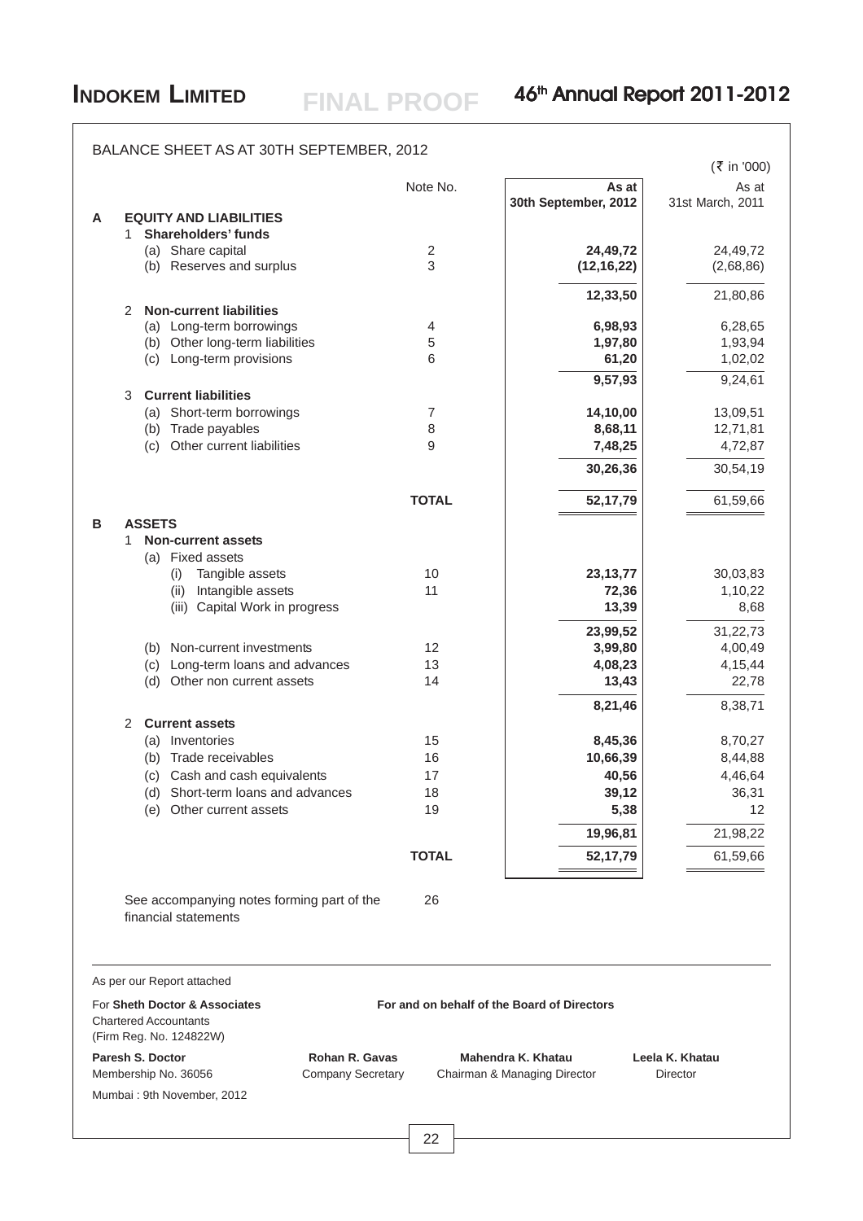## BALANCE SHEET AS AT 30TH SEPTEMBER, 2012

(₹ in '000)

| | | Note No. | As at 30th September, 2012 | As at 31st March, 2011 |
|---|---|---|---|---|
| **A** | **EQUITY AND LIABILITIES** | | | |
| | 1 **Shareholders' funds** | | | |
| | (a) Share capital | 2 | **24,49,72** | 24,49,72 |
| | (b) Reserves and surplus | 3 | **(12,16,22)** | (2,68,86) |
| | | | **12,33,50** | 21,80,86 |
| | 2 **Non-current liabilities** | | | |
| | (a) Long-term borrowings | 4 | **6,98,93** | 6,28,65 |
| | (b) Other long-term liabilities | 5 | **1,97,80** | 1,93,94 |
| | (c) Long-term provisions | 6 | **61,20** | 1,02,02 |
| | | | **9,57,93** | 9,24,61 |
| | 3 **Current liabilities** | | | |
| | (a) Short-term borrowings | 7 | **14,10,00** | 13,09,51 |
| | (b) Trade payables | 8 | **8,68,11** | 12,71,81 |
| | (c) Other current liabilities | 9 | **7,48,25** | 4,72,87 |
| | | | **30,26,36** | 30,54,19 |
| | | **TOTAL** | **52,17,79** | 61,59,66 |
| **B** | **ASSETS** | | | |
| | 1 **Non-current assets** | | | |
| | (a) Fixed assets | | | |
| | (i) Tangible assets | 10 | **23,13,77** | 30,03,83 |
| | (ii) Intangible assets | 11 | **72,36** | 1,10,22 |
| | (iii) Capital Work in progress | | **13,39** | 8,68 |
| | | | **23,99,52** | 31,22,73 |
| | (b) Non-current investments | 12 | **3,99,80** | 4,00,49 |
| | (c) Long-term loans and advances | 13 | **4,08,23** | 4,15,44 |
| | (d) Other non current assets | 14 | **13,43** | 22,78 |
| | | | **8,21,46** | 8,38,71 |
| | 2 **Current assets** | | | |
| | (a) Inventories | 15 | **8,45,36** | 8,70,27 |
| | (b) Trade receivables | 16 | **10,66,39** | 8,44,88 |
| | (c) Cash and cash equivalents | 17 | **40,56** | 4,46,64 |
| | (d) Short-term loans and advances | 18 | **39,12** | 36,31 |
| | (e) Other current assets | 19 | **5,38** | 12 |
| | | | **19,96,81** | 21,98,22 |
| | | **TOTAL** | **52,17,79** | 61,59,66 |

See accompanying notes forming part of the financial statements — 26

As per our Report attached

For **Sheth Doctor & Associates**
Chartered Accountants
(Firm Reg. No. 124822W)

**For and on behalf of the Board of Directors**

**Paresh S. Doctor**
Membership No. 36056

**Rohan R. Gavas**
Company Secretary

**Mahendra K. Khatau**
Chairman & Managing Director

**Leela K. Khatau**
Director

Mumbai : 9th November, 2012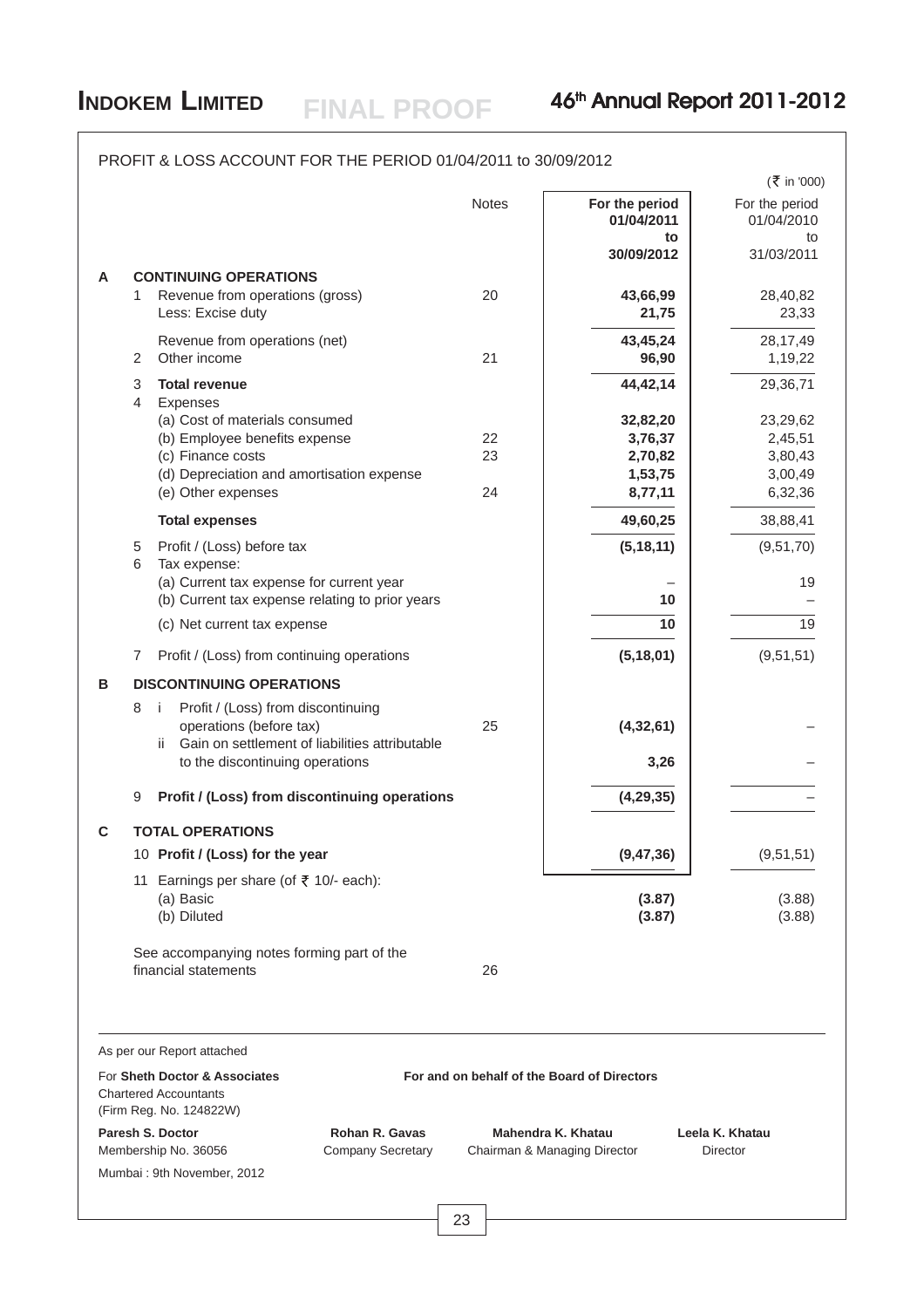PROFIT & LOSS ACCOUNT FOR THE PERIOD 01/04/2011 to 30/09/2012

(₹ in '000)

| | | Particulars | Notes | For the period 01/04/2011 to 30/09/2012 | For the period 01/04/2010 to 31/03/2011 |
|---|---|---|---|---|---|
| **A** | | **CONTINUING OPERATIONS** | | | |
| | 1 | Revenue from operations (gross) | 20 | **43,66,99** | 28,40,82 |
| | | Less: Excise duty | | **21,75** | 23,33 |
| | | Revenue from operations (net) | | **43,45,24** | 28,17,49 |
| | 2 | Other income | 21 | **96,90** | 1,19,22 |
| | 3 | **Total revenue** | | **44,42,14** | 29,36,71 |
| | 4 | Expenses | | | |
| | | (a) Cost of materials consumed | | **32,82,20** | 23,29,62 |
| | | (b) Employee benefits expense | 22 | **3,76,37** | 2,45,51 |
| | | (c) Finance costs | 23 | **2,70,82** | 3,80,43 |
| | | (d) Depreciation and amortisation expense | | **1,53,75** | 3,00,49 |
| | | (e) Other expenses | 24 | **8,77,11** | 6,32,36 |
| | | **Total expenses** | | **49,60,25** | 38,88,41 |
| | 5 | Profit / (Loss) before tax | | **(5,18,11)** | (9,51,70) |
| | 6 | Tax expense: | | | |
| | | (a) Current tax expense for current year | | – | 19 |
| | | (b) Current tax expense relating to prior years | | **10** | – |
| | | (c) Net current tax expense | | **10** | 19 |
| | 7 | Profit / (Loss) from continuing operations | | **(5,18,01)** | (9,51,51) |
| **B** | | **DISCONTINUING OPERATIONS** | | | |
| | 8 | i Profit / (Loss) from discontinuing operations (before tax) | 25 | **(4,32,61)** | – |
| | | ii Gain on settlement of liabilities attributable to the discontinuing operations | | **3,26** | – |
| | 9 | **Profit / (Loss) from discontinuing operations** | | **(4,29,35)** | – |
| **C** | | **TOTAL OPERATIONS** | | | |
| | 10 | **Profit / (Loss) for the year** | | **(9,47,36)** | (9,51,51) |
| | 11 | Earnings per share (of ₹ 10/- each): | | | |
| | | (a) Basic | | **(3.87)** | (3.88) |
| | | (b) Diluted | | **(3.87)** | (3.88) |
| | | See accompanying notes forming part of the financial statements | 26 | | |

As per our Report attached

For **Sheth Doctor & Associates**
Chartered Accountants
(Firm Reg. No. 124822W)

**Paresh S. Doctor**
Membership No. 36056

Mumbai : 9th November, 2012

**For and on behalf of the Board of Directors**

**Rohan R. Gavas**
Company Secretary

**Mahendra K. Khatau**
Chairman & Managing Director

**Leela K. Khatau**
Director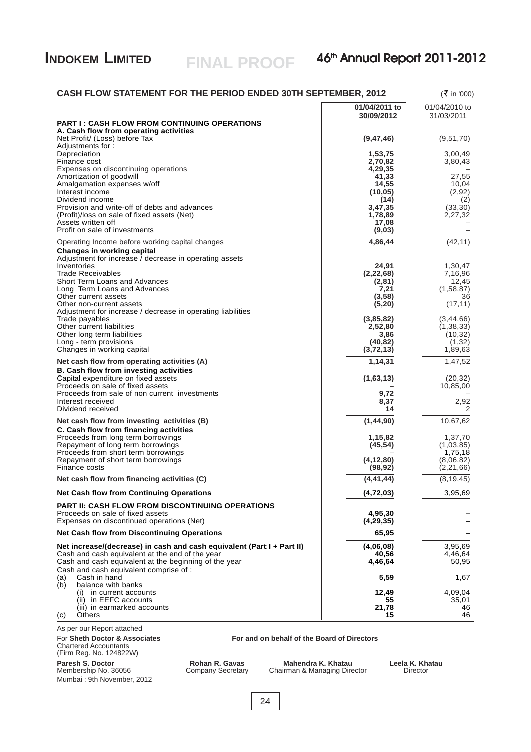## CASH FLOW STATEMENT FOR THE PERIOD ENDED 30TH SEPTEMBER, 2012

(₹ in '000)

| | 01/04/2011 to 30/09/2012 | 01/04/2010 to 31/03/2011 |
|---|---|---|
| **PART I : CASH FLOW FROM CONTINUING OPERATIONS** | | |
| **A. Cash flow from operating activities** | | |
| Net Profit/ (Loss) before Tax | **(9,47,46)** | (9,51,70) |
| Adjustments for : | | |
| Depreciation | **1,53,75** | 3,00,49 |
| Finance cost | **2,70,82** | 3,80,43 |
| Expenses on discontinuing operations | **4,29,35** | – |
| Amortization of goodwill | **41,33** | 27,55 |
| Amalgamation expenses w/off | **14,55** | 10,04 |
| Interest income | **(10,05)** | (2,92) |
| Dividend income | **(14)** | (2) |
| Provision and write-off of debts and advances | **3,47,35** | (33,30) |
| (Profit)/loss on sale of fixed assets (Net) | **1,78,89** | 2,27,32 |
| Assets written off | **17,08** | – |
| Profit on sale of investments | **(9,03)** | – |
| Operating Income before working capital changes | **4,86,44** | (42,11) |
| **Changes in working capital** | | |
| Adjustment for increase / decrease in operating assets | | |
| Inventories | **24,91** | 1,30,47 |
| Trade Receivables | **(2,22,68)** | 7,16,96 |
| Short Term Loans and Advances | **(2,81)** | 12,45 |
| Long Term Loans and Advances | **7,21** | (1,58,87) |
| Other current assets | **(3,58)** | 36 |
| Other non-current assets | **(5,20)** | (17,11) |
| Adjustment for increase / decrease in operating liabilities | | |
| Trade payables | **(3,85,82)** | (3,44,66) |
| Other current liabilities | **2,52,80** | (1,38,33) |
| Other long term liabilities | **3,86** | (10,32) |
| Long - term provisions | **(40,82)** | (1,32) |
| Changes in working capital | **(3,72,13)** | 1,89,63 |
| **Net cash flow from operating activities (A)** | **1,14,31** | 1,47,52 |
| **B. Cash flow from investing activities** | | |
| Capital expenditure on fixed assets | **(1,63,13)** | (20,32) |
| Proceeds on sale of fixed assets | – | 10,85,00 |
| Proceeds from sale of non current investments | **9,72** | – |
| Interest received | **8,37** | 2,92 |
| Dividend received | **14** | 2 |
| **Net cash flow from investing activities (B)** | **(1,44,90)** | 10,67,62 |
| **C. Cash flow from financing activities** | | |
| Proceeds from long term borrowings | **1,15,82** | 1,37,70 |
| Repayment of long term borrowings | **(45,54)** | (1,03,85) |
| Proceeds from short term borrowings | – | 1,75,18 |
| Repayment of short term borrowings | **(4,12,80)** | (8,06,82) |
| Finance costs | **(98,92)** | (2,21,66) |
| **Net cash flow from financing activities (C)** | **(4,41,44)** | (8,19,45) |
| **Net Cash flow from Continuing Operations** | **(4,72,03)** | 3,95,69 |
| **PART II: CASH FLOW FROM DISCONTINUING OPERATIONS** | | |
| Proceeds on sale of fixed assets | **4,95,30** | – |
| Expenses on discontinued operations (Net) | **(4,29,35)** | – |
| **Net Cash flow from Discontinuing Operations** | **65,95** | – |
| **Net increase/(decrease) in cash and cash equivalent (Part I + Part II)** | **(4,06,08)** | 3,95,69 |
| Cash and cash equivalent at the end of the year | **40,56** | 4,46,64 |
| Cash and cash equivalent at the beginning of the year | **4,46,64** | 50,95 |
| Cash and cash equivalent comprise of : | | |
| (a) Cash in hand | **5,59** | 1,67 |
| (b) balance with banks | | |
| (i) in current accounts | **12,49** | 4,09,04 |
| (ii) in EEFC accounts | **55** | 35,01 |
| (iii) in earmarked accounts | **21,78** | 46 |
| (c) Others | **15** | 46 |

As per our Report attached

For **Sheth Doctor & Associates**
Chartered Accountants
(Firm Reg. No. 124822W)

**For and on behalf of the Board of Directors**

**Paresh S. Doctor**
Membership No. 36056
Mumbai : 9th November, 2012

**Rohan R. Gavas**
Company Secretary

**Mahendra K. Khatau**
Chairman & Managing Director

**Leela K. Khatau**
Director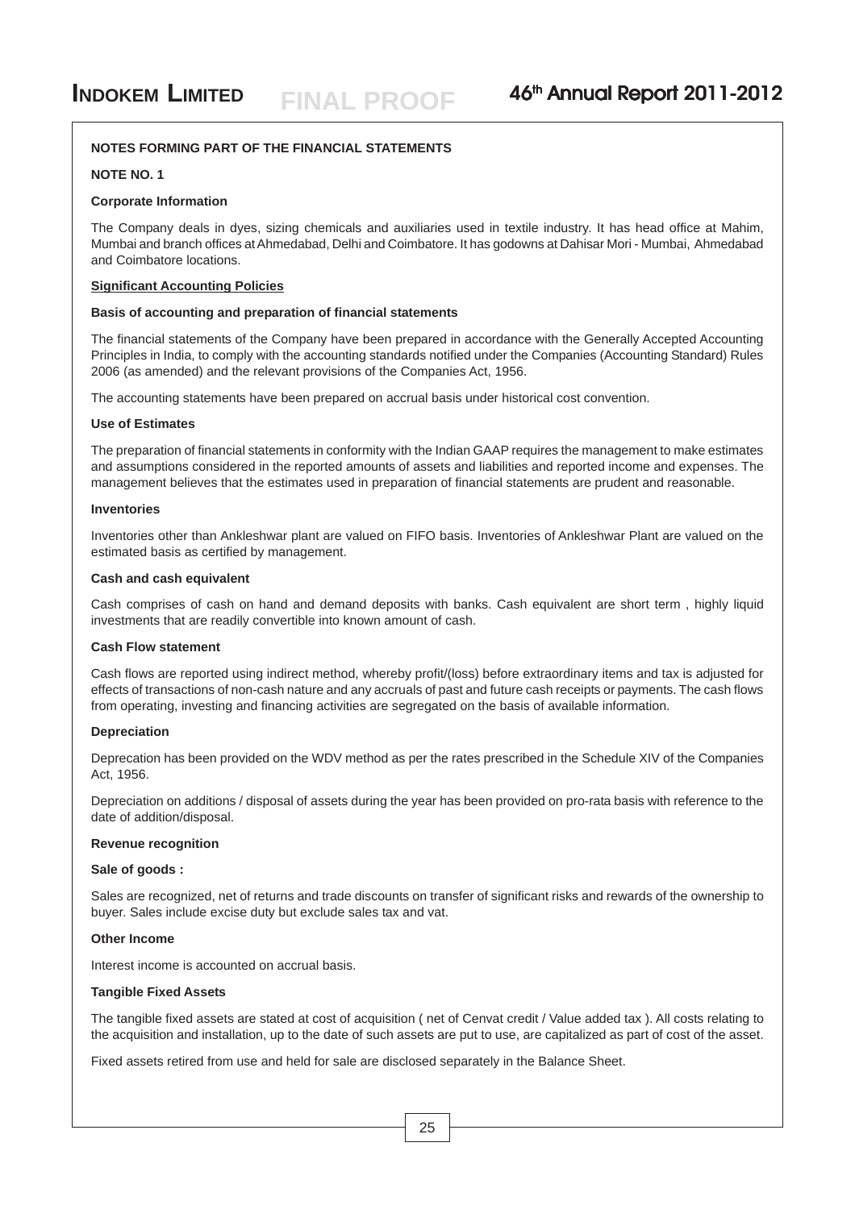## NOTES FORMING PART OF THE FINANCIAL STATEMENTS

### NOTE NO. 1

**Corporate Information**

The Company deals in dyes, sizing chemicals and auxiliaries used in textile industry. It has head office at Mahim, Mumbai and branch offices at Ahmedabad, Delhi and Coimbatore. It has godowns at Dahisar Mori - Mumbai, Ahmedabad and Coimbatore locations.

**Significant Accounting Policies**

**Basis of accounting and preparation of financial statements**

The financial statements of the Company have been prepared in accordance with the Generally Accepted Accounting Principles in India, to comply with the accounting standards notified under the Companies (Accounting Standard) Rules 2006 (as amended) and the relevant provisions of the Companies Act, 1956.

The accounting statements have been prepared on accrual basis under historical cost convention.

**Use of Estimates**

The preparation of financial statements in conformity with the Indian GAAP requires the management to make estimates and assumptions considered in the reported amounts of assets and liabilities and reported income and expenses. The management believes that the estimates used in preparation of financial statements are prudent and reasonable.

**Inventories**

Inventories other than Ankleshwar plant are valued on FIFO basis. Inventories of Ankleshwar Plant are valued on the estimated basis as certified by management.

**Cash and cash equivalent**

Cash comprises of cash on hand and demand deposits with banks. Cash equivalent are short term , highly liquid investments that are readily convertible into known amount of cash.

**Cash Flow statement**

Cash flows are reported using indirect method, whereby profit/(loss) before extraordinary items and tax is adjusted for effects of transactions of non-cash nature and any accruals of past and future cash receipts or payments. The cash flows from operating, investing and financing activities are segregated on the basis of available information.

**Depreciation**

Deprecation has been provided on the WDV method as per the rates prescribed in the Schedule XIV of the Companies Act, 1956.

Depreciation on additions / disposal of assets during the year has been provided on pro-rata basis with reference to the date of addition/disposal.

**Revenue recognition**

**Sale of goods :**

Sales are recognized, net of returns and trade discounts on transfer of significant risks and rewards of the ownership to buyer. Sales include excise duty but exclude sales tax and vat.

**Other Income**

Interest income is accounted on accrual basis.

**Tangible Fixed Assets**

The tangible fixed assets are stated at cost of acquisition ( net of Cenvat credit / Value added tax ). All costs relating to the acquisition and installation, up to the date of such assets are put to use, are capitalized as part of cost of the asset.

Fixed assets retired from use and held for sale are disclosed separately in the Balance Sheet.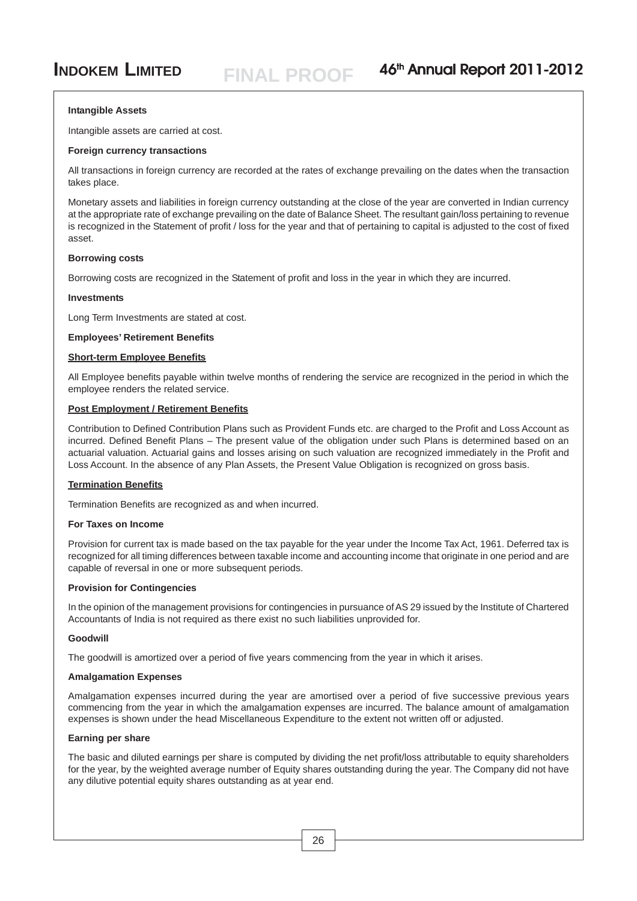**Intangible Assets**

Intangible assets are carried at cost.

**Foreign currency transactions**

All transactions in foreign currency are recorded at the rates of exchange prevailing on the dates when the transaction takes place.

Monetary assets and liabilities in foreign currency outstanding at the close of the year are converted in Indian currency at the appropriate rate of exchange prevailing on the date of Balance Sheet. The resultant gain/loss pertaining to revenue is recognized in the Statement of profit / loss for the year and that of pertaining to capital is adjusted to the cost of fixed asset.

**Borrowing costs**

Borrowing costs are recognized in the Statement of profit and loss in the year in which they are incurred.

**Investments**

Long Term Investments are stated at cost.

**Employees' Retirement Benefits**

**Short-term Employee Benefits**

All Employee benefits payable within twelve months of rendering the service are recognized in the period in which the employee renders the related service.

**Post Employment / Retirement Benefits**

Contribution to Defined Contribution Plans such as Provident Funds etc. are charged to the Profit and Loss Account as incurred. Defined Benefit Plans – The present value of the obligation under such Plans is determined based on an actuarial valuation. Actuarial gains and losses arising on such valuation are recognized immediately in the Profit and Loss Account. In the absence of any Plan Assets, the Present Value Obligation is recognized on gross basis.

**Termination Benefits**

Termination Benefits are recognized as and when incurred.

**For Taxes on Income**

Provision for current tax is made based on the tax payable for the year under the Income Tax Act, 1961. Deferred tax is recognized for all timing differences between taxable income and accounting income that originate in one period and are capable of reversal in one or more subsequent periods.

**Provision for Contingencies**

In the opinion of the management provisions for contingencies in pursuance of AS 29 issued by the Institute of Chartered Accountants of India is not required as there exist no such liabilities unprovided for.

**Goodwill**

The goodwill is amortized over a period of five years commencing from the year in which it arises.

**Amalgamation Expenses**

Amalgamation expenses incurred during the year are amortised over a period of five successive previous years commencing from the year in which the amalgamation expenses are incurred. The balance amount of amalgamation expenses is shown under the head Miscellaneous Expenditure to the extent not written off or adjusted.

**Earning per share**

The basic and diluted earnings per share is computed by dividing the net profit/loss attributable to equity shareholders for the year, by the weighted average number of Equity shares outstanding during the year. The Company did not have any dilutive potential equity shares outstanding as at year end.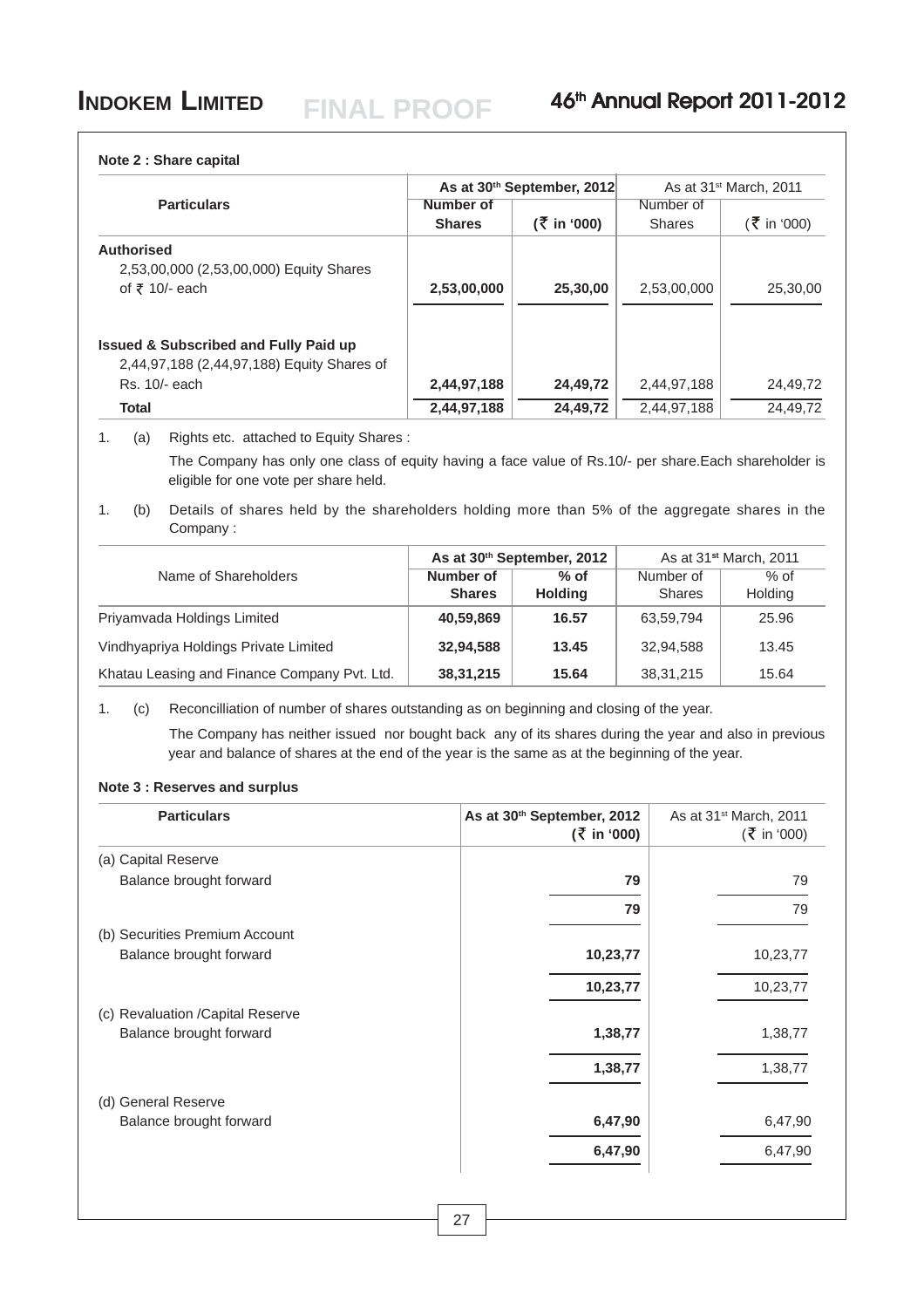## Note 2 : Share capital

| Particulars | As at 30th September, 2012 | | As at 31st March, 2011 | |
|---|---|---|---|---|
| | Number of Shares | (₹ in '000) | Number of Shares | (₹ in '000) |
| **Authorised** | | | | |
| 2,53,00,000 (2,53,00,000) Equity Shares of ₹ 10/- each | **2,53,00,000** | **25,30,00** | 2,53,00,000 | 25,30,00 |
| **Issued & Subscribed and Fully Paid up** | | | | |
| 2,44,97,188 (2,44,97,188) Equity Shares of Rs. 10/- each | **2,44,97,188** | **24,49,72** | 2,44,97,188 | 24,49,72 |
| **Total** | **2,44,97,188** | **24,49,72** | 2,44,97,188 | 24,49,72 |

1. (a) Rights etc. attached to Equity Shares :

   The Company has only one class of equity having a face value of Rs.10/- per share.Each shareholder is eligible for one vote per share held.

1. (b) Details of shares held by the shareholders holding more than 5% of the aggregate shares in the Company :

| Name of Shareholders | As at 30th September, 2012 | | As at 31st March, 2011 | |
|---|---|---|---|---|
| | Number of Shares | % of Holding | Number of Shares | % of Holding |
| Priyamvada Holdings Limited | **40,59,869** | **16.57** | 63,59,794 | 25.96 |
| Vindhyapriya Holdings Private Limited | **32,94,588** | **13.45** | 32,94,588 | 13.45 |
| Khatau Leasing and Finance Company Pvt. Ltd. | **38,31,215** | **15.64** | 38,31,215 | 15.64 |

1. (c) Reconcilliation of number of shares outstanding as on beginning and closing of the year.

   The Company has neither issued nor bought back any of its shares during the year and also in previous year and balance of shares at the end of the year is the same as at the beginning of the year.

## Note 3 : Reserves and surplus

| Particulars | As at 30th September, 2012 (₹ in '000) | As at 31st March, 2011 (₹ in '000) |
|---|---|---|
| (a) Capital Reserve | | |
| Balance brought forward | **79** | 79 |
| | **79** | 79 |
| (b) Securities Premium Account | | |
| Balance brought forward | **10,23,77** | 10,23,77 |
| | **10,23,77** | 10,23,77 |
| (c) Revaluation /Capital Reserve | | |
| Balance brought forward | **1,38,77** | 1,38,77 |
| | **1,38,77** | 1,38,77 |
| (d) General Reserve | | |
| Balance brought forward | **6,47,90** | 6,47,90 |
| | **6,47,90** | 6,47,90 |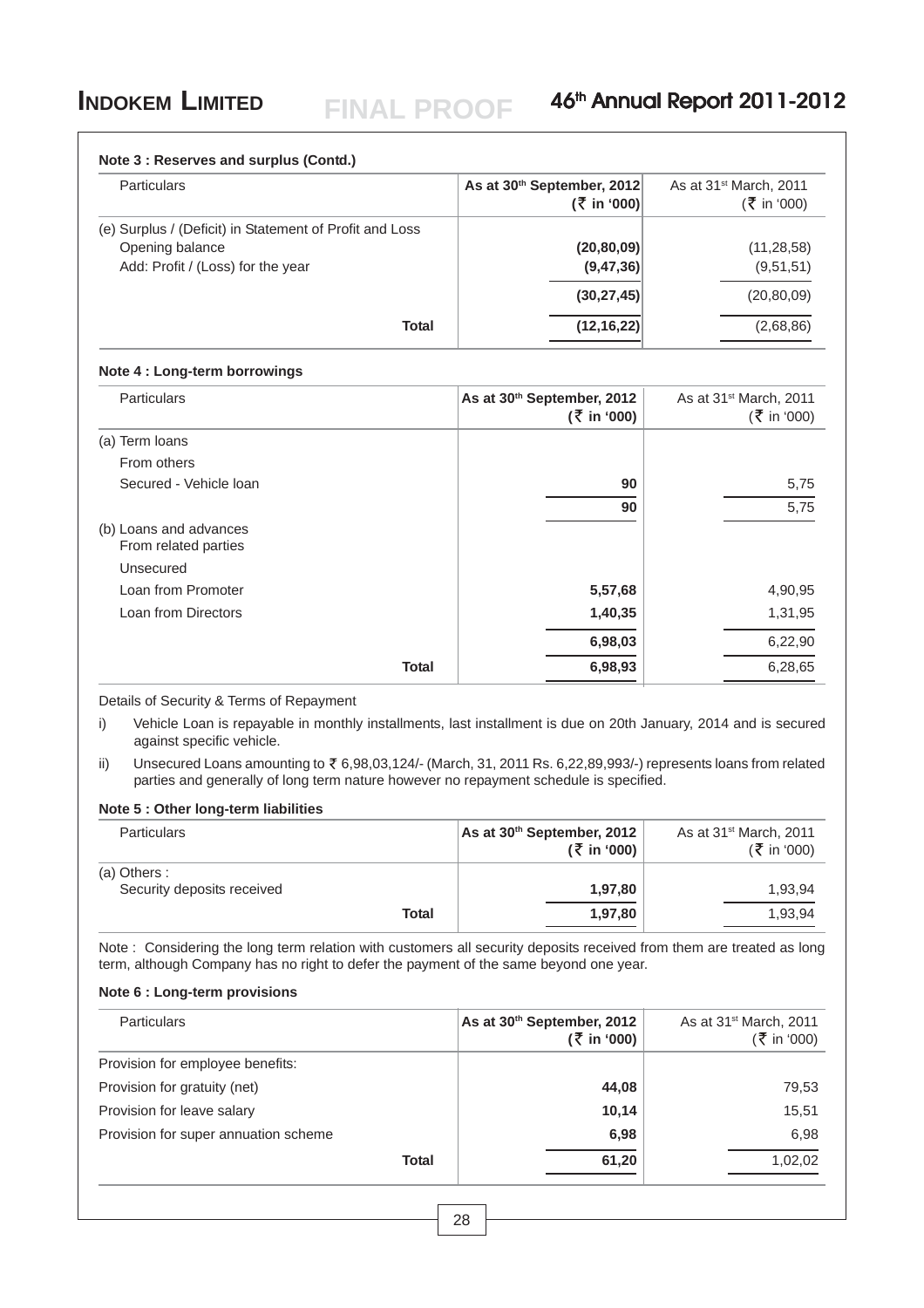**Note 3 : Reserves and surplus (Contd.)**

| Particulars | As at 30th September, 2012 (₹ in '000) | As at 31st March, 2011 (₹ in '000) |
|---|---|---|
| (e) Surplus / (Deficit) in Statement of Profit and Loss | | |
| Opening balance | **(20,80,09)** | (11,28,58) |
| Add: Profit / (Loss) for the year | **(9,47,36)** | (9,51,51) |
| | **(30,27,45)** | (20,80,09) |
| **Total** | **(12,16,22)** | (2,68,86) |

**Note 4 : Long-term borrowings**

| Particulars | As at 30th September, 2012 (₹ in '000) | As at 31st March, 2011 (₹ in '000) |
|---|---|---|
| (a) Term loans | | |
| From others | | |
| Secured - Vehicle loan | **90** | 5,75 |
| | **90** | 5,75 |
| (b) Loans and advances From related parties | | |
| Unsecured | | |
| Loan from Promoter | **5,57,68** | 4,90,95 |
| Loan from Directors | **1,40,35** | 1,31,95 |
| | **6,98,03** | 6,22,90 |
| **Total** | **6,98,93** | 6,28,65 |

Details of Security & Terms of Repayment

i) Vehicle Loan is repayable in monthly installments, last installment is due on 20th January, 2014 and is secured against specific vehicle.

ii) Unsecured Loans amounting to ₹ 6,98,03,124/- (March, 31, 2011 Rs. 6,22,89,993/-) represents loans from related parties and generally of long term nature however no repayment schedule is specified.

**Note 5 : Other long-term liabilities**

| Particulars | As at 30th September, 2012 (₹ in '000) | As at 31st March, 2011 (₹ in '000) |
|---|---|---|
| (a) Others : Security deposits received | **1,97,80** | 1,93,94 |
| **Total** | **1,97,80** | 1,93,94 |

Note : Considering the long term relation with customers all security deposits received from them are treated as long term, although Company has no right to defer the payment of the same beyond one year.

**Note 6 : Long-term provisions**

| Particulars | As at 30th September, 2012 (₹ in '000) | As at 31st March, 2011 (₹ in '000) |
|---|---|---|
| Provision for employee benefits: | | |
| Provision for gratuity (net) | **44,08** | 79,53 |
| Provision for leave salary | **10,14** | 15,51 |
| Provision for super annuation scheme | **6,98** | 6,98 |
| **Total** | **61,20** | 1,02,02 |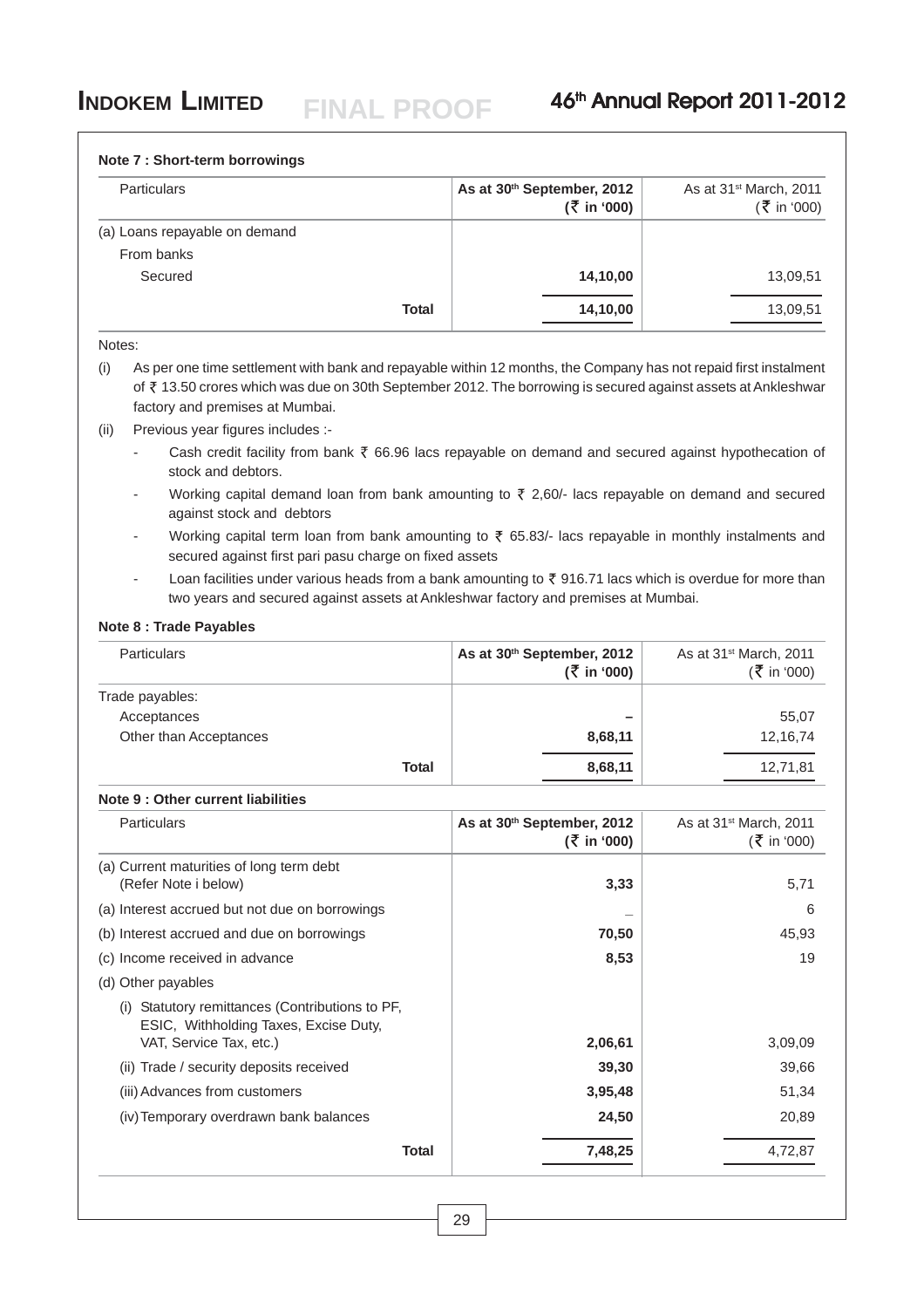**Note 7 : Short-term borrowings**

| Particulars | As at 30th September, 2012 (₹ in '000) | As at 31st March, 2011 (₹ in '000) |
|---|---|---|
| (a) Loans repayable on demand | | |
| From banks | | |
| Secured | **14,10,00** | 13,09,51 |
| **Total** | **14,10,00** | 13,09,51 |

Notes:

(i) As per one time settlement with bank and repayable within 12 months, the Company has not repaid first instalment of ₹ 13.50 crores which was due on 30th September 2012. The borrowing is secured against assets at Ankleshwar factory and premises at Mumbai.

(ii) Previous year figures includes :-

- Cash credit facility from bank ₹ 66.96 lacs repayable on demand and secured against hypothecation of stock and debtors.
- Working capital demand loan from bank amounting to ₹ 2,60/- lacs repayable on demand and secured against stock and debtors
- Working capital term loan from bank amounting to ₹ 65.83/- lacs repayable in monthly instalments and secured against first pari pasu charge on fixed assets
- Loan facilities under various heads from a bank amounting to ₹ 916.71 lacs which is overdue for more than two years and secured against assets at Ankleshwar factory and premises at Mumbai.

**Note 8 : Trade Payables**

| Particulars | As at 30th September, 2012 (₹ in '000) | As at 31st March, 2011 (₹ in '000) |
|---|---|---|
| Trade payables: | | |
| Acceptances | – | 55,07 |
| Other than Acceptances | **8,68,11** | 12,16,74 |
| **Total** | **8,68,11** | 12,71,81 |

**Note 9 : Other current liabilities**

| Particulars | As at 30th September, 2012 (₹ in '000) | As at 31st March, 2011 (₹ in '000) |
|---|---|---|
| (a) Current maturities of long term debt (Refer Note i below) | **3,33** | 5,71 |
| (a) Interest accrued but not due on borrowings | – | 6 |
| (b) Interest accrued and due on borrowings | **70,50** | 45,93 |
| (c) Income received in advance | **8,53** | 19 |
| (d) Other payables | | |
| (i) Statutory remittances (Contributions to PF, ESIC, Withholding Taxes, Excise Duty, VAT, Service Tax, etc.) | **2,06,61** | 3,09,09 |
| (ii) Trade / security deposits received | **39,30** | 39,66 |
| (iii) Advances from customers | **3,95,48** | 51,34 |
| (iv) Temporary overdrawn bank balances | **24,50** | 20,89 |
| **Total** | **7,48,25** | 4,72,87 |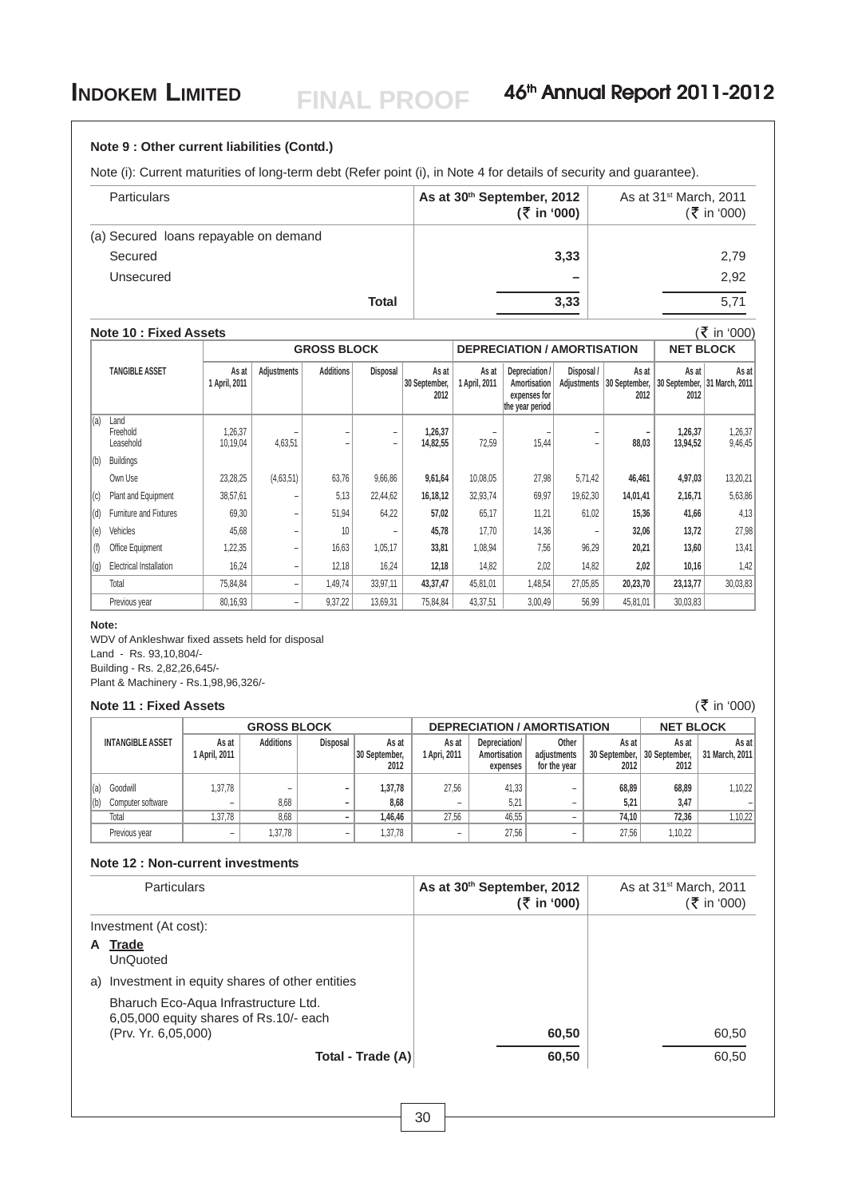### Note 9 : Other current liabilities (Contd.)

Note (i): Current maturities of long-term debt (Refer point (i), in Note 4 for details of security and guarantee).

| Particulars | As at 30th September, 2012 (₹ in '000) | As at 31st March, 2011 (₹ in '000) |
|---|---|---|
| (a) Secured loans repayable on demand | | |
| Secured | **3,33** | 2,79 |
| Unsecured | **–** | 2,92 |
| **Total** | **3,33** | 5,71 |

### Note 10 : Fixed Assets

(₹ in '000)

| TANGIBLE ASSET | GROSS BLOCK | | | | | DEPRECIATION / AMORTISATION | | | | NET BLOCK | |
|---|---|---|---|---|---|---|---|---|---|---|---|
| | As at 1 April, 2011 | Adjustments | Additions | Disposal | As at 30 September, 2012 | As at 1 April, 2011 | Depreciation / Amortisation expenses for the year period | Disposal / Adjustments | As at 30 September, 2012 | As at 30 September, 2012 | As at 31 March, 2011 |
| (a) Land | | | | | | | | | | | |
| Freehold | 1,26,37 | – | – | – | **1,26,37** | – | – | – | **–** | **1,26,37** | 1,26,37 |
| Leasehold | 10,19,04 | 4,63,51 | – | – | **14,82,55** | 72,59 | 15,44 | – | **88,03** | **13,94,52** | 9,46,45 |
| (b) Buildings | | | | | | | | | | | |
| Own Use | 23,28,25 | (4,63,51) | 63,76 | 9,66,86 | **9,61,64** | 10,08,05 | 27,98 | 5,71,42 | **46,461** | **4,97,03** | 13,20,21 |
| (c) Plant and Equipment | 38,57,61 | – | 5,13 | 22,44,62 | **16,18,12** | 32,93,74 | 69,97 | 19,62,30 | **14,01,41** | **2,16,71** | 5,63,86 |
| (d) Furniture and Fixtures | 69,30 | – | 51,94 | 64,22 | **57,02** | 65,17 | 11,21 | 61,02 | **15,36** | **41,66** | 4,13 |
| (e) Vehicles | 45,68 | – | 10 | – | **45,78** | 17,70 | 14,36 | – | **32,06** | **13,72** | 27,98 |
| (f) Office Equipment | 1,22,35 | – | 16,63 | 1,05,17 | **33,81** | 1,08,94 | 7,56 | 96,29 | **20,21** | **13,60** | 13,41 |
| (g) Electrical Installation | 16,24 | – | 12,18 | 16,24 | **12,18** | 14,82 | 2,02 | 14,82 | **2,02** | **10,16** | 1,42 |
| Total | 75,84,84 | – | 1,49,74 | 33,97,11 | **43,37,47** | 45,81,01 | 1,48,54 | 27,05,85 | **20,23,70** | **23,13,77** | 30,03,83 |
| Previous year | 80,16,93 | – | 9,37,22 | 13,69,31 | 75,84,84 | 43,37,51 | 3,00,49 | 56,99 | 45,81,01 | 30,03,83 | |

**Note:**

WDV of Ankleshwar fixed assets held for disposal

Land - Rs. 93,10,804/-

Building - Rs. 2,82,26,645/-

Plant & Machinery - Rs.1,98,96,326/-

### Note 11 : Fixed Assets

(₹ in '000)

| INTANGIBLE ASSET | GROSS BLOCK | | | | DEPRECIATION / AMORTISATION | | | | NET BLOCK | |
|---|---|---|---|---|---|---|---|---|---|---|
| | As at 1 April, 2011 | Additions | Disposal | As at 30 September, 2012 | As at 1 Apri, 2011 | Depreciation/ Amortisation expenses | Other adjustments for the year | As at 30 September, 2012 | As at 30 September, 2012 | As at 31 March, 2011 |
| (a) Goodwill | 1,37,78 | – | – | **1,37,78** | 27,56 | 41,33 | – | **68,89** | **68,89** | 1,10,22 |
| (b) Computer software | – | 8,68 | – | **8,68** | – | 5,21 | – | **5,21** | **3,47** | – |
| Total | 1,37,78 | 8,68 | – | **1,46,46** | 27,56 | 46,55 | – | **74,10** | **72,36** | 1,10,22 |
| Previous year | – | 1,37,78 | – | 1,37,78 | – | 27,56 | – | 27,56 | 1,10,22 | |

### Note 12 : Non-current investments

| Particulars | As at 30th September, 2012 (₹ in '000) | As at 31st March, 2011 (₹ in '000) |
|---|---|---|
| Investment (At cost): | | |
| **A Trade** | | |
| UnQuoted | | |
| a) Investment in equity shares of other entities | | |
| Bharuch Eco-Aqua Infrastructure Ltd. 6,05,000 equity shares of Rs.10/- each (Prv. Yr. 6,05,000) | **60,50** | 60,50 |
| **Total - Trade (A)** | **60,50** | 60,50 |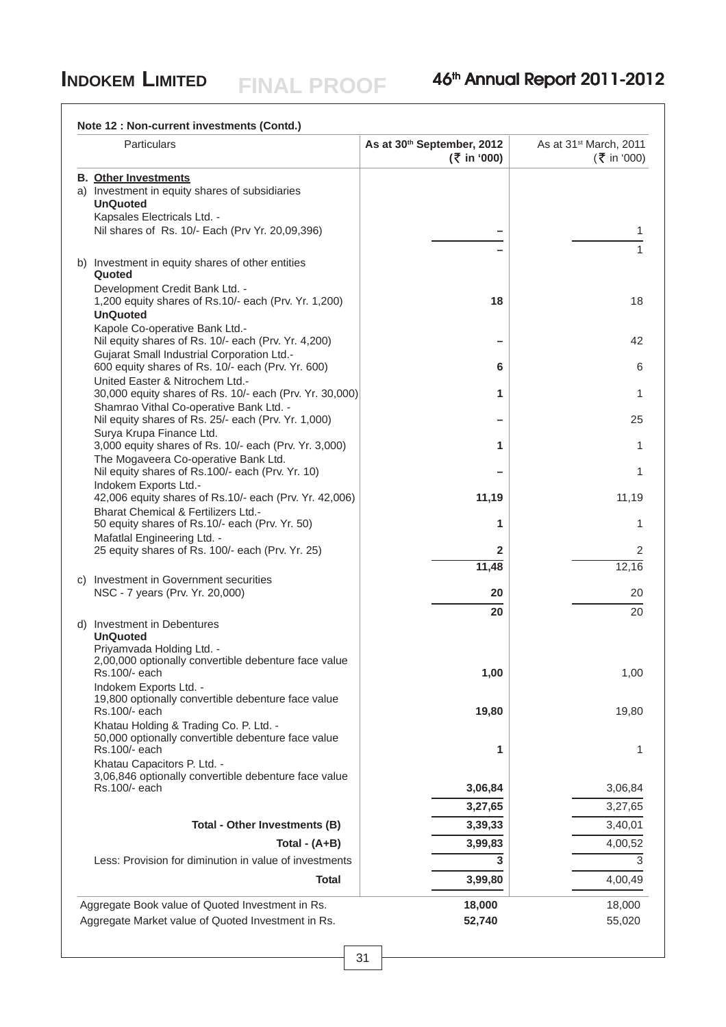**Note 12 : Non-current investments (Contd.)**

| Particulars | As at 30th September, 2012 (₹ in '000) | As at 31st March, 2011 (₹ in '000) |
|---|---|---|
| **B. Other Investments** | | |
| a) Investment in equity shares of subsidiaries | | |
| **UnQuoted** | | |
| Kapsales Electricals Ltd. - Nil shares of Rs. 10/- Each (Prv Yr. 20,09,396) | – | 1 |
| | – | 1 |
| b) Investment in equity shares of other entities | | |
| **Quoted** | | |
| Development Credit Bank Ltd. - 1,200 equity shares of Rs.10/- each (Prv. Yr. 1,200) | **18** | 18 |
| **UnQuoted** | | |
| Kapole Co-operative Bank Ltd.- Nil equity shares of Rs. 10/- each (Prv. Yr. 4,200) | – | 42 |
| Gujarat Small Industrial Corporation Ltd.- 600 equity shares of Rs. 10/- each (Prv. Yr. 600) | **6** | 6 |
| United Easter & Nitrochem Ltd.- 30,000 equity shares of Rs. 10/- each (Prv. Yr. 30,000) | **1** | 1 |
| Shamrao Vithal Co-operative Bank Ltd. - Nil equity shares of Rs. 25/- each (Prv. Yr. 1,000) | – | 25 |
| Surya Krupa Finance Ltd. 3,000 equity shares of Rs. 10/- each (Prv. Yr. 3,000) | **1** | 1 |
| The Mogaveera Co-operative Bank Ltd. Nil equity shares of Rs.100/- each (Prv. Yr. 10) | – | 1 |
| Indokem Exports Ltd.- 42,006 equity shares of Rs.10/- each (Prv. Yr. 42,006) | **11,19** | 11,19 |
| Bharat Chemical & Fertilizers Ltd.- 50 equity shares of Rs.10/- each (Prv. Yr. 50) | **1** | 1 |
| Mafatlal Engineering Ltd. - 25 equity shares of Rs. 100/- each (Prv. Yr. 25) | **2** | 2 |
| | **11,48** | 12,16 |
| c) Investment in Government securities | | |
| NSC - 7 years (Prv. Yr. 20,000) | **20** | 20 |
| | **20** | 20 |
| d) Investment in Debentures | | |
| **UnQuoted** | | |
| Priyamvada Holding Ltd. - 2,00,000 optionally convertible debenture face value Rs.100/- each | **1,00** | 1,00 |
| Indokem Exports Ltd. - 19,800 optionally convertible debenture face value Rs.100/- each | **19,80** | 19,80 |
| Khatau Holding & Trading Co. P. Ltd. - 50,000 optionally convertible debenture face value Rs.100/- each | **1** | 1 |
| Khatau Capacitors P. Ltd. - 3,06,846 optionally convertible debenture face value Rs.100/- each | **3,06,84** | 3,06,84 |
| | **3,27,65** | 3,27,65 |
| **Total - Other Investments (B)** | **3,39,33** | 3,40,01 |
| **Total - (A+B)** | **3,99,83** | 4,00,52 |
| Less: Provision for diminution in value of investments | **3** | 3 |
| **Total** | **3,99,80** | 4,00,49 |
| Aggregate Book value of Quoted Investment in Rs. | **18,000** | 18,000 |
| Aggregate Market value of Quoted Investment in Rs. | **52,740** | 55,020 |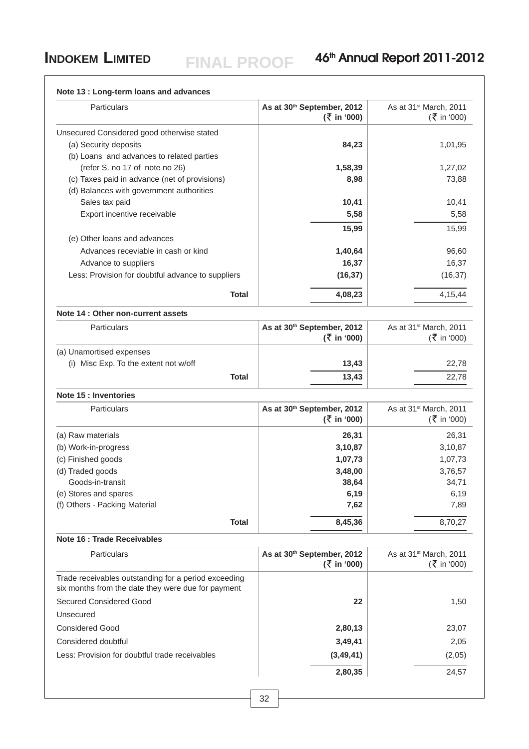**Note 13 : Long-term loans and advances**

| Particulars | As at 30th September, 2012 (₹ in '000) | As at 31st March, 2011 (₹ in '000) |
|---|---|---|
| Unsecured Considered good otherwise stated | | |
| (a) Security deposits | **84,23** | 1,01,95 |
| (b) Loans and advances to related parties (refer S. no 17 of note no 26) | **1,58,39** | 1,27,02 |
| (c) Taxes paid in advance (net of provisions) | **8,98** | 73,88 |
| (d) Balances with government authorities | | |
| Sales tax paid | **10,41** | 10,41 |
| Export incentive receivable | **5,58** | 5,58 |
| | **15,99** | 15,99 |
| (e) Other loans and advances | | |
| Advances receivable in cash or kind | **1,40,64** | 96,60 |
| Advance to suppliers | **16,37** | 16,37 |
| Less: Provision for doubtful advance to suppliers | **(16,37)** | (16,37) |
| **Total** | **4,08,23** | 4,15,44 |

**Note 14 : Other non-current assets**

| Particulars | As at 30th September, 2012 (₹ in '000) | As at 31st March, 2011 (₹ in '000) |
|---|---|---|
| (a) Unamortised expenses | | |
| (i) Misc Exp. To the extent not w/off | **13,43** | 22,78 |
| **Total** | **13,43** | 22,78 |

**Note 15 : Inventories**

| Particulars | As at 30th September, 2012 (₹ in '000) | As at 31st March, 2011 (₹ in '000) |
|---|---|---|
| (a) Raw materials | **26,31** | 26,31 |
| (b) Work-in-progress | **3,10,87** | 3,10,87 |
| (c) Finished goods | **1,07,73** | 1,07,73 |
| (d) Traded goods | **3,48,00** | 3,76,57 |
| Goods-in-transit | **38,64** | 34,71 |
| (e) Stores and spares | **6,19** | 6,19 |
| (f) Others - Packing Material | **7,62** | 7,89 |
| **Total** | **8,45,36** | 8,70,27 |

**Note 16 : Trade Receivables**

| Particulars | As at 30th September, 2012 (₹ in '000) | As at 31st March, 2011 (₹ in '000) |
|---|---|---|
| Trade receivables outstanding for a period exceeding six months from the date they were due for payment | | |
| Secured Considered Good | **22** | 1,50 |
| Unsecured | | |
| Considered Good | **2,80,13** | 23,07 |
| Considered doubtful | **3,49,41** | 2,05 |
| Less: Provision for doubtful trade receivables | **(3,49,41)** | (2,05) |
| | **2,80,35** | 24,57 |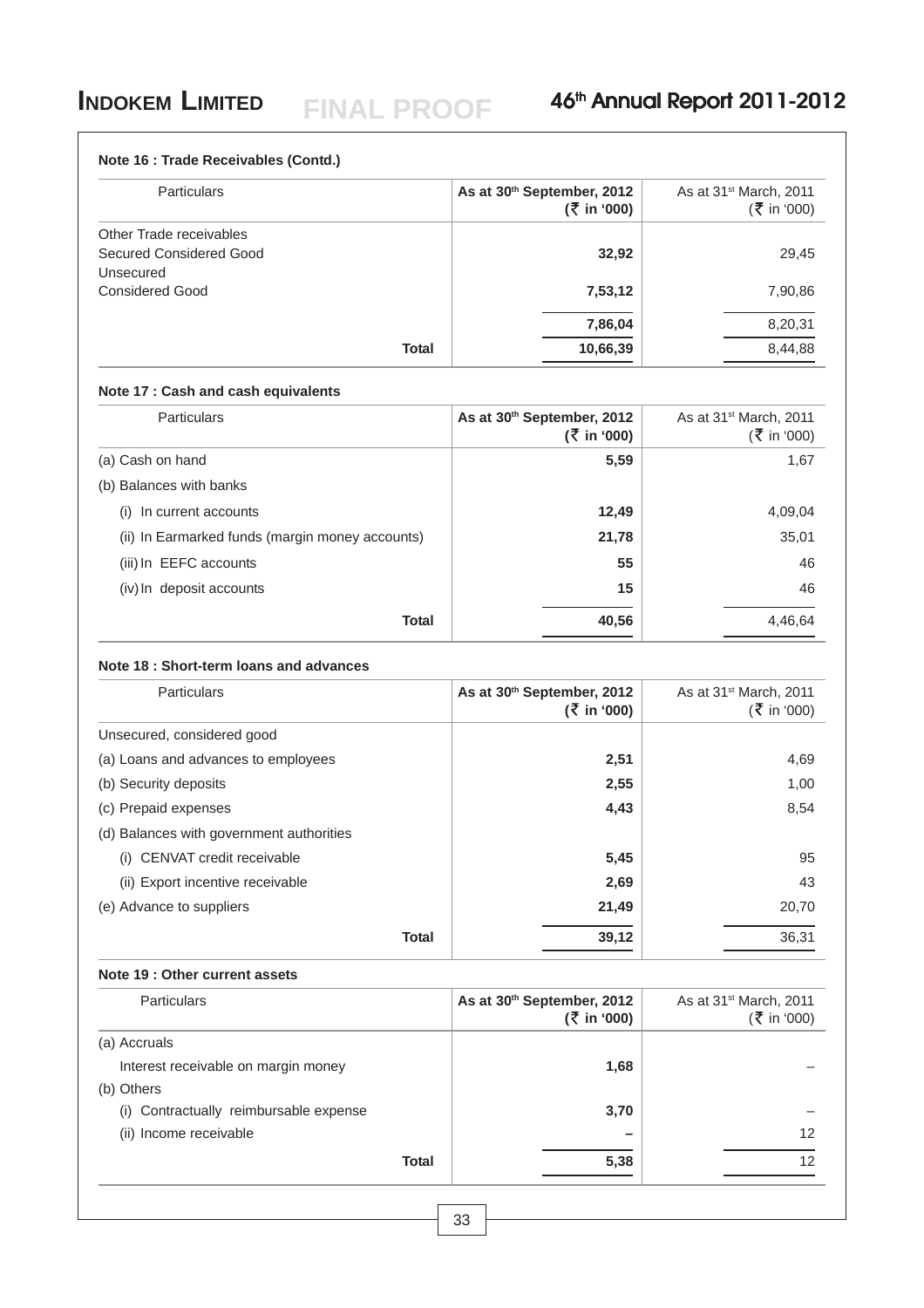### Note 16 : Trade Receivables (Contd.)

| Particulars | As at 30th September, 2012 (₹ in '000) | As at 31st March, 2011 (₹ in '000) |
|---|---|---|
| Other Trade receivables | | |
| Secured Considered Good | **32,92** | 29,45 |
| Unsecured | | |
| Considered Good | **7,53,12** | 7,90,86 |
| | **7,86,04** | 8,20,31 |
| **Total** | **10,66,39** | 8,44,88 |

### Note 17 : Cash and cash equivalents

| Particulars | As at 30th September, 2012 (₹ in '000) | As at 31st March, 2011 (₹ in '000) |
|---|---|---|
| (a) Cash on hand | **5,59** | 1,67 |
| (b) Balances with banks | | |
| (i) In current accounts | **12,49** | 4,09,04 |
| (ii) In Earmarked funds (margin money accounts) | **21,78** | 35,01 |
| (iii) In EEFC accounts | **55** | 46 |
| (iv) In deposit accounts | **15** | 46 |
| **Total** | **40,56** | 4,46,64 |

### Note 18 : Short-term loans and advances

| Particulars | As at 30th September, 2012 (₹ in '000) | As at 31st March, 2011 (₹ in '000) |
|---|---|---|
| Unsecured, considered good | | |
| (a) Loans and advances to employees | **2,51** | 4,69 |
| (b) Security deposits | **2,55** | 1,00 |
| (c) Prepaid expenses | **4,43** | 8,54 |
| (d) Balances with government authorities | | |
| (i) CENVAT credit receivable | **5,45** | 95 |
| (ii) Export incentive receivable | **2,69** | 43 |
| (e) Advance to suppliers | **21,49** | 20,70 |
| **Total** | **39,12** | 36,31 |

### Note 19 : Other current assets

| Particulars | As at 30th September, 2012 (₹ in '000) | As at 31st March, 2011 (₹ in '000) |
|---|---|---|
| (a) Accruals | | |
| Interest receivable on margin money | **1,68** | – |
| (b) Others | | |
| (i) Contractually reimbursable expense | **3,70** | – |
| (ii) Income receivable | **–** | 12 |
| **Total** | **5,38** | 12 |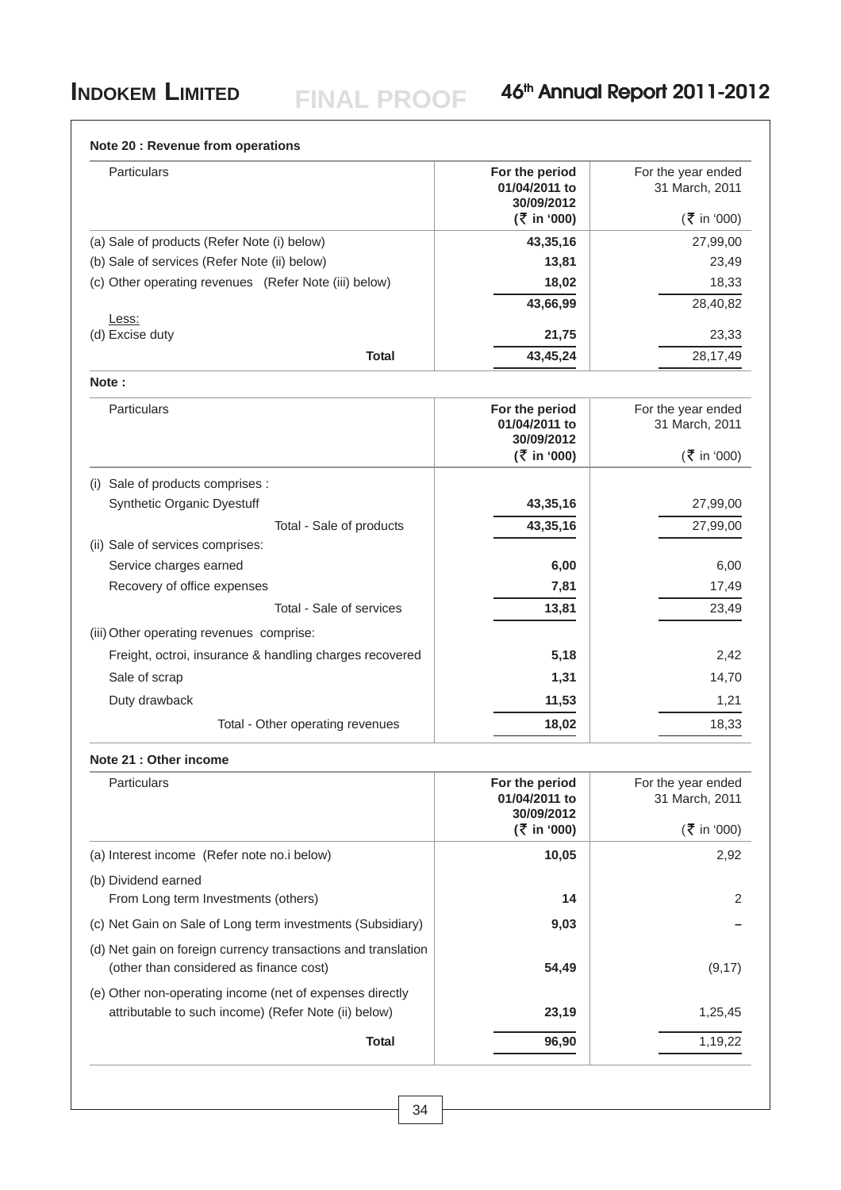### Note 20 : Revenue from operations

| Particulars | For the period 01/04/2011 to 30/09/2012 (₹ in '000) | For the year ended 31 March, 2011 (₹ in '000) |
|---|---|---|
| (a) Sale of products (Refer Note (i) below) | **43,35,16** | 27,99,00 |
| (b) Sale of services (Refer Note (ii) below) | **13,81** | 23,49 |
| (c) Other operating revenues (Refer Note (iii) below) | **18,02** | 18,33 |
| | **43,66,99** | 28,40,82 |
| Less: | | |
| (d) Excise duty | **21,75** | 23,33 |
| **Total** | **43,45,24** | 28,17,49 |

**Note :**

| Particulars | For the period 01/04/2011 to 30/09/2012 (₹ in '000) | For the year ended 31 March, 2011 (₹ in '000) |
|---|---|---|
| (i) Sale of products comprises : | | |
| Synthetic Organic Dyestuff | **43,35,16** | 27,99,00 |
| Total - Sale of products | **43,35,16** | 27,99,00 |
| (ii) Sale of services comprises: | | |
| Service charges earned | **6,00** | 6,00 |
| Recovery of office expenses | **7,81** | 17,49 |
| Total - Sale of services | **13,81** | 23,49 |
| (iii) Other operating revenues comprise: | | |
| Freight, octroi, insurance & handling charges recovered | **5,18** | 2,42 |
| Sale of scrap | **1,31** | 14,70 |
| Duty drawback | **11,53** | 1,21 |
| Total - Other operating revenues | **18,02** | 18,33 |

### Note 21 : Other income

| Particulars | For the period 01/04/2011 to 30/09/2012 (₹ in '000) | For the year ended 31 March, 2011 (₹ in '000) |
|---|---|---|
| (a) Interest income (Refer note no.i below) | **10,05** | 2,92 |
| (b) Dividend earned From Long term Investments (others) | **14** | 2 |
| (c) Net Gain on Sale of Long term investments (Subsidiary) | **9,03** | – |
| (d) Net gain on foreign currency transactions and translation (other than considered as finance cost) | **54,49** | (9,17) |
| (e) Other non-operating income (net of expenses directly attributable to such income) (Refer Note (ii) below) | **23,19** | 1,25,45 |
| **Total** | **96,90** | 1,19,22 |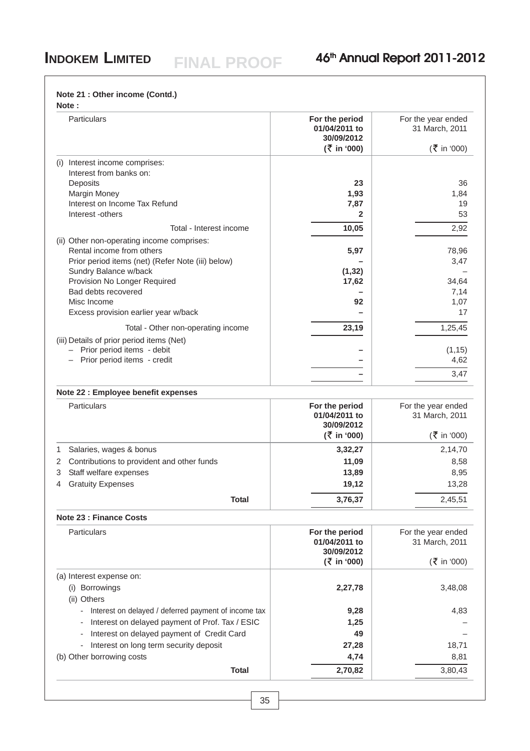**Note 21 : Other income (Contd.)**

**Note :**

| Particulars | For the period 01/04/2011 to 30/09/2012 (₹ in '000) | For the year ended 31 March, 2011 (₹ in '000) |
|---|---|---|
| (i) Interest income comprises: | | |
| Interest from banks on: | | |
| Deposits | **23** | 36 |
| Margin Money | **1,93** | 1,84 |
| Interest on Income Tax Refund | **7,87** | 19 |
| Interest -others | **2** | 53 |
| Total - Interest income | **10,05** | 2,92 |
| (ii) Other non-operating income comprises: | | |
| Rental income from others | **5,97** | 78,96 |
| Prior period items (net) (Refer Note (iii) below) | **–** | 3,47 |
| Sundry Balance w/back | **(1,32)** | – |
| Provision No Longer Required | **17,62** | 34,64 |
| Bad debts recovered | **–** | 7,14 |
| Misc Income | **92** | 1,07 |
| Excess provision earlier year w/back | **–** | 17 |
| Total - Other non-operating income | **23,19** | 1,25,45 |
| (iii) Details of prior period items (Net) | | |
| – Prior period items - debit | **–** | (1,15) |
| – Prior period items - credit | **–** | 4,62 |
| | **–** | 3,47 |

**Note 22 : Employee benefit expenses**

| | Particulars | For the period 01/04/2011 to 30/09/2012 (₹ in '000) | For the year ended 31 March, 2011 (₹ in '000) |
|---|---|---|---|
| 1 | Salaries, wages & bonus | **3,32,27** | 2,14,70 |
| 2 | Contributions to provident and other funds | **11,09** | 8,58 |
| 3 | Staff welfare expenses | **13,89** | 8,95 |
| 4 | Gratuity Expenses | **19,12** | 13,28 |
| | **Total** | **3,76,37** | 2,45,51 |

**Note 23 : Finance Costs**

| Particulars | For the period 01/04/2011 to 30/09/2012 (₹ in '000) | For the year ended 31 March, 2011 (₹ in '000) |
|---|---|---|
| (a) Interest expense on: | | |
| (i) Borrowings | **2,27,78** | 3,48,08 |
| (ii) Others | | |
| - Interest on delayed / deferred payment of income tax | **9,28** | 4,83 |
| - Interest on delayed payment of Prof. Tax / ESIC | **1,25** | – |
| - Interest on delayed payment of Credit Card | **49** | – |
| - Interest on long term security deposit | **27,28** | 18,71 |
| (b) Other borrowing costs | **4,74** | 8,81 |
| **Total** | **2,70,82** | 3,80,43 |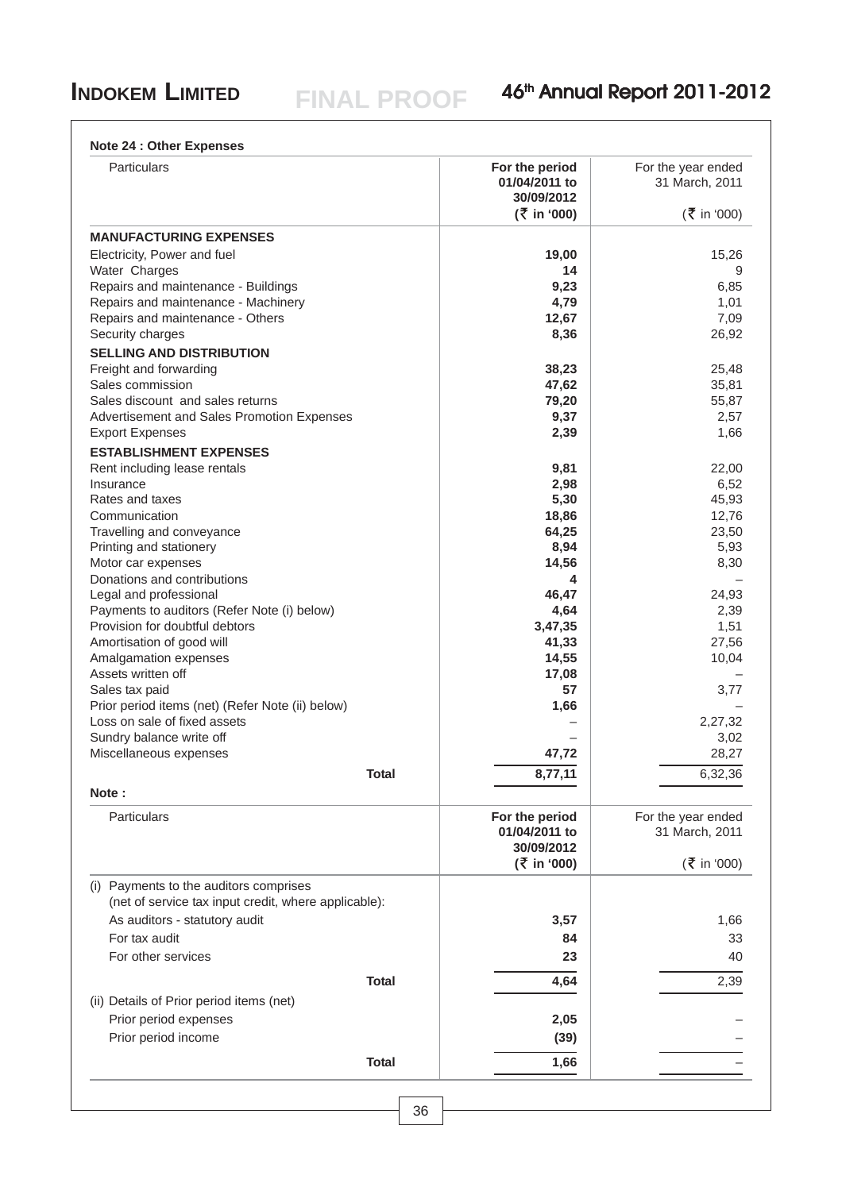**Note 24 : Other Expenses**

| Particulars | For the period 01/04/2011 to 30/09/2012 (₹ in '000) | For the year ended 31 March, 2011 (₹ in '000) |
|---|---|---|
| **MANUFACTURING EXPENSES** | | |
| Electricity, Power and fuel | **19,00** | 15,26 |
| Water Charges | **14** | 9 |
| Repairs and maintenance - Buildings | **9,23** | 6,85 |
| Repairs and maintenance - Machinery | **4,79** | 1,01 |
| Repairs and maintenance - Others | **12,67** | 7,09 |
| Security charges | **8,36** | 26,92 |
| **SELLING AND DISTRIBUTION** | | |
| Freight and forwarding | **38,23** | 25,48 |
| Sales commission | **47,62** | 35,81 |
| Sales discount and sales returns | **79,20** | 55,87 |
| Advertisement and Sales Promotion Expenses | **9,37** | 2,57 |
| Export Expenses | **2,39** | 1,66 |
| **ESTABLISHMENT EXPENSES** | | |
| Rent including lease rentals | **9,81** | 22,00 |
| Insurance | **2,98** | 6,52 |
| Rates and taxes | **5,30** | 45,93 |
| Communication | **18,86** | 12,76 |
| Travelling and conveyance | **64,25** | 23,50 |
| Printing and stationery | **8,94** | 5,93 |
| Motor car expenses | **14,56** | 8,30 |
| Donations and contributions | **4** | – |
| Legal and professional | **46,47** | 24,93 |
| Payments to auditors (Refer Note (i) below) | **4,64** | 2,39 |
| Provision for doubtful debtors | **3,47,35** | 1,51 |
| Amortisation of good will | **41,33** | 27,56 |
| Amalgamation expenses | **14,55** | 10,04 |
| Assets written off | **17,08** | – |
| Sales tax paid | **57** | 3,77 |
| Prior period items (net) (Refer Note (ii) below) | **1,66** | – |
| Loss on sale of fixed assets | – | 2,27,32 |
| Sundry balance write off | – | 3,02 |
| Miscellaneous expenses | **47,72** | 28,27 |
| **Total** | **8,77,11** | 6,32,36 |

**Note :**

| Particulars | For the period 01/04/2011 to 30/09/2012 (₹ in '000) | For the year ended 31 March, 2011 (₹ in '000) |
|---|---|---|
| (i) Payments to the auditors comprises (net of service tax input credit, where applicable): | | |
| As auditors - statutory audit | **3,57** | 1,66 |
| For tax audit | **84** | 33 |
| For other services | **23** | 40 |
| **Total** | **4,64** | 2,39 |
| (ii) Details of Prior period items (net) | | |
| Prior period expenses | **2,05** | – |
| Prior period income | **(39)** | – |
| **Total** | **1,66** | – |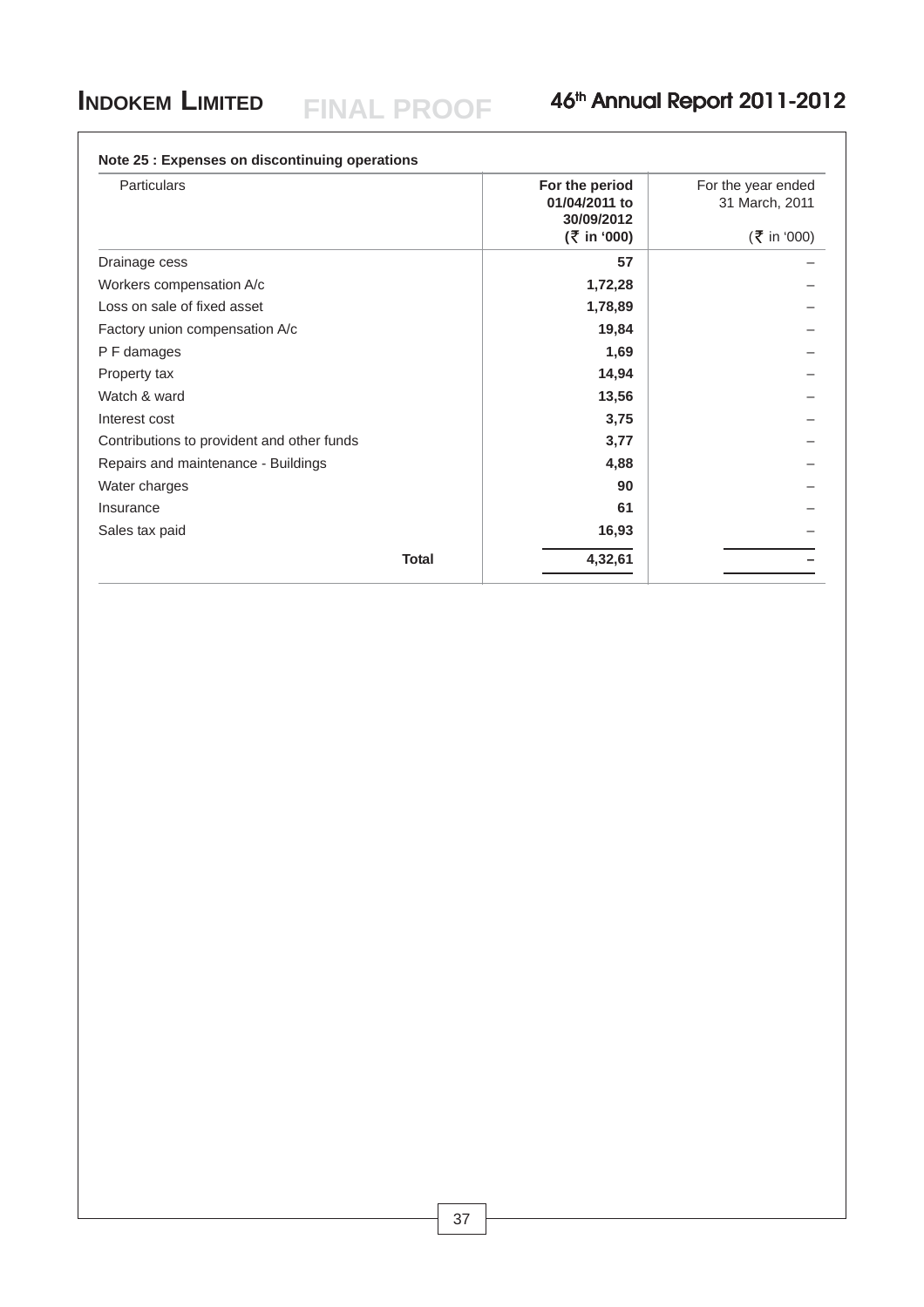**Note 25 : Expenses on discontinuing operations**

| Particulars | For the period 01/04/2011 to 30/09/2012 (₹ in '000) | For the year ended 31 March, 2011 (₹ in '000) |
|---|---|---|
| Drainage cess | 57 | – |
| Workers compensation A/c | 1,72,28 | – |
| Loss on sale of fixed asset | 1,78,89 | – |
| Factory union compensation A/c | 19,84 | – |
| P F damages | 1,69 | – |
| Property tax | 14,94 | – |
| Watch & ward | 13,56 | – |
| Interest cost | 3,75 | – |
| Contributions to provident and other funds | 3,77 | – |
| Repairs and maintenance - Buildings | 4,88 | – |
| Water charges | 90 | – |
| Insurance | 61 | – |
| Sales tax paid | 16,93 | – |
| **Total** | **4,32,61** | **–** |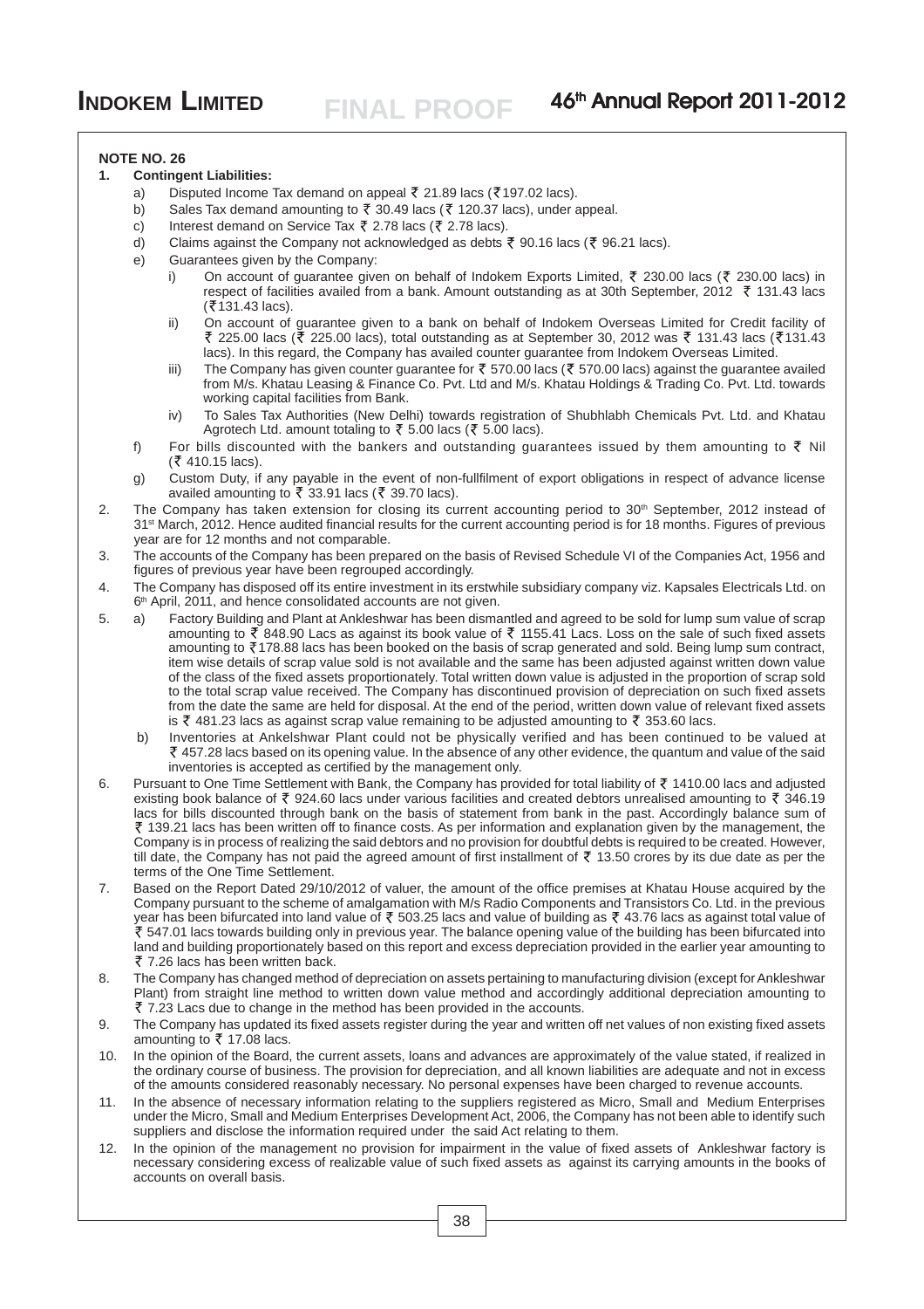**NOTE NO. 26**

1. **Contingent Liabilities:**

   a) Disputed Income Tax demand on appeal ₹ 21.89 lacs (₹197.02 lacs).

   b) Sales Tax demand amounting to ₹ 30.49 lacs (₹ 120.37 lacs), under appeal.

   c) Interest demand on Service Tax ₹ 2.78 lacs (₹ 2.78 lacs).

   d) Claims against the Company not acknowledged as debts ₹ 90.16 lacs (₹ 96.21 lacs).

   e) Guarantees given by the Company:

      i) On account of guarantee given on behalf of Indokem Exports Limited, ₹ 230.00 lacs (₹ 230.00 lacs) in respect of facilities availed from a bank. Amount outstanding as at 30th September, 2012 ₹ 131.43 lacs (₹131.43 lacs).

      ii) On account of guarantee given to a bank on behalf of Indokem Overseas Limited for Credit facility of ₹ 225.00 lacs (₹ 225.00 lacs), total outstanding as at September 30, 2012 was ₹ 131.43 lacs (₹131.43 lacs). In this regard, the Company has availed counter guarantee from Indokem Overseas Limited.

      iii) The Company has given counter guarantee for ₹ 570.00 lacs (₹ 570.00 lacs) against the guarantee availed from M/s. Khatau Leasing & Finance Co. Pvt. Ltd and M/s. Khatau Holdings & Trading Co. Pvt. Ltd. towards working capital facilities from Bank.

      iv) To Sales Tax Authorities (New Delhi) towards registration of Shubhlabh Chemicals Pvt. Ltd. and Khatau Agrotech Ltd. amount totaling to ₹ 5.00 lacs (₹ 5.00 lacs).

   f) For bills discounted with the bankers and outstanding guarantees issued by them amounting to ₹ Nil (₹ 410.15 lacs).

   g) Custom Duty, if any payable in the event of non-fullfilment of export obligations in respect of advance license availed amounting to ₹ 33.91 lacs (₹ 39.70 lacs).

2. The Company has taken extension for closing its current accounting period to 30th September, 2012 instead of 31st March, 2012. Hence audited financial results for the current accounting period is for 18 months. Figures of previous year are for 12 months and not comparable.

3. The accounts of the Company has been prepared on the basis of Revised Schedule VI of the Companies Act, 1956 and figures of previous year have been regrouped accordingly.

4. The Company has disposed off its entire investment in its erstwhile subsidiary company viz. Kapsales Electricals Ltd. on 6th April, 2011, and hence consolidated accounts are not given.

5. a) Factory Building and Plant at Ankleshwar has been dismantled and agreed to be sold for lump sum value of scrap amounting to ₹ 848.90 Lacs as against its book value of ₹ 1155.41 Lacs. Loss on the sale of such fixed assets amounting to ₹178.88 lacs has been booked on the basis of scrap generated and sold. Being lump sum contract, item wise details of scrap value sold is not available and the same has been adjusted against written down value of the class of the fixed assets proportionately. Total written down value is adjusted in the proportion of scrap sold to the total scrap value received. The Company has discontinued provision of depreciation on such fixed assets from the date the same are held for disposal. At the end of the period, written down value of relevant fixed assets is ₹ 481.23 lacs as against scrap value remaining to be adjusted amounting to ₹ 353.60 lacs.

   b) Inventories at Ankelshwar Plant could not be physically verified and has been continued to be valued at ₹ 457.28 lacs based on its opening value. In the absence of any other evidence, the quantum and value of the said inventories is accepted as certified by the management only.

6. Pursuant to One Time Settlement with Bank, the Company has provided for total liability of ₹ 1410.00 lacs and adjusted existing book balance of ₹ 924.60 lacs under various facilities and created debtors unrealised amounting to ₹ 346.19 lacs for bills discounted through bank on the basis of statement from bank in the past. Accordingly balance sum of ₹ 139.21 lacs has been written off to finance costs. As per information and explanation given by the management, the Company is in process of realizing the said debtors and no provision for doubtful debts is required to be created. However, till date, the Company has not paid the agreed amount of first installment of ₹ 13.50 crores by its due date as per the terms of the One Time Settlement.

7. Based on the Report Dated 29/10/2012 of valuer, the amount of the office premises at Khatau House acquired by the Company pursuant to the scheme of amalgamation with M/s Radio Components and Transistors Co. Ltd. in the previous year has been bifurcated into land value of ₹ 503.25 lacs and value of building as ₹ 43.76 lacs as against total value of ₹ 547.01 lacs towards building only in previous year. The balance opening value of the building has been bifurcated into land and building proportionately based on this report and excess depreciation provided in the earlier year amounting to ₹ 7.26 lacs has been written back.

8. The Company has changed method of depreciation on assets pertaining to manufacturing division (except for Ankleshwar Plant) from straight line method to written down value method and accordingly additional depreciation amounting to ₹ 7.23 Lacs due to change in the method has been provided in the accounts.

9. The Company has updated its fixed assets register during the year and written off net values of non existing fixed assets amounting to ₹ 17.08 lacs.

10. In the opinion of the Board, the current assets, loans and advances are approximately of the value stated, if realized in the ordinary course of business. The provision for depreciation, and all known liabilities are adequate and not in excess of the amounts considered reasonably necessary. No personal expenses have been charged to revenue accounts.

11. In the absence of necessary information relating to the suppliers registered as Micro, Small and Medium Enterprises under the Micro, Small and Medium Enterprises Development Act, 2006, the Company has not been able to identify such suppliers and disclose the information required under the said Act relating to them.

12. In the opinion of the management no provision for impairment in the value of fixed assets of Ankleshwar factory is necessary considering excess of realizable value of such fixed assets as against its carrying amounts in the books of accounts on overall basis.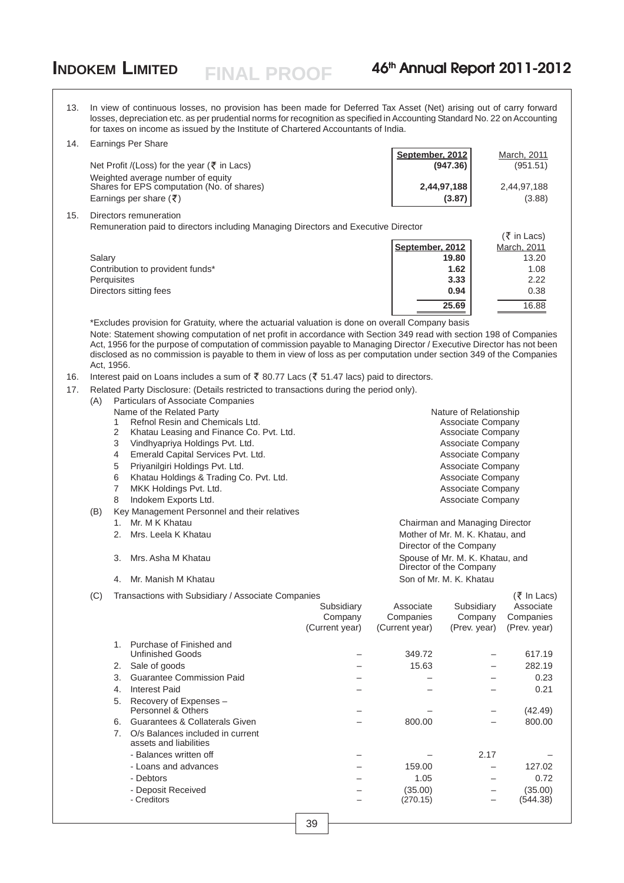13. In view of continuous losses, no provision has been made for Deferred Tax Asset (Net) arising out of carry forward losses, depreciation etc. as per prudential norms for recognition as specified in Accounting Standard No. 22 on Accounting for taxes on income as issued by the Institute of Chartered Accountants of India.

14. Earnings Per Share

| | September, 2012 | March, 2011 |
|---|---|---|
| Net Profit /(Loss) for the year (₹ in Lacs) | **(947.36)** | (951.51) |
| Weighted average number of equity Shares for EPS computation (No. of shares) | **2,44,97,188** | 2,44,97,188 |
| Earnings per share (₹) | **(3.87)** | (3.88) |

15. Directors remuneration

Remuneration paid to directors including Managing Directors and Executive Director

(₹ in Lacs)

| | September, 2012 | March, 2011 |
|---|---|---|
| Salary | **19.80** | 13.20 |
| Contribution to provident funds* | **1.62** | 1.08 |
| Perquisites | **3.33** | 2.22 |
| Directors sitting fees | **0.94** | 0.38 |
| | **25.69** | 16.88 |

*Excludes provision for Gratuity, where the actuarial valuation is done on overall Company basis

Note: Statement showing computation of net profit in accordance with Section 349 read with section 198 of Companies Act, 1956 for the purpose of computation of commission payable to Managing Director / Executive Director has not been disclosed as no commission is payable to them in view of loss as per computation under section 349 of the Companies Act, 1956.

16. Interest paid on Loans includes a sum of ₹ 80.77 Lacs (₹ 51.47 lacs) paid to directors.

17. Related Party Disclosure: (Details restricted to transactions during the period only).

(A) Particulars of Associate Companies

| | Name of the Related Party | Nature of Relationship |
|---|---|---|
| 1 | Refnol Resin and Chemicals Ltd. | Associate Company |
| 2 | Khatau Leasing and Finance Co. Pvt. Ltd. | Associate Company |
| 3 | Vindhyapriya Holdings Pvt. Ltd. | Associate Company |
| 4 | Emerald Capital Services Pvt. Ltd. | Associate Company |
| 5 | Priyanilgiri Holdings Pvt. Ltd. | Associate Company |
| 6 | Khatau Holdings & Trading Co. Pvt. Ltd. | Associate Company |
| 7 | MKK Holdings Pvt. Ltd. | Associate Company |
| 8 | Indokem Exports Ltd. | Associate Company |

(B) Key Management Personnel and their relatives

| | | |
|---|---|---|
| 1. | Mr. M K Khatau | Chairman and Managing Director |
| 2. | Mrs. Leela K Khatau | Mother of Mr. M. K. Khatau, and Director of the Company |
| 3. | Mrs. Asha M Khatau | Spouse of Mr. M. K. Khatau, and Director of the Company |
| 4. | Mr. Manish M Khatau | Son of Mr. M. K. Khatau |

(C) Transactions with Subsidiary / Associate Companies

(₹ In Lacs)

| | | Subsidiary Company (Current year) | Associate Companies (Current year) | Subsidiary Company (Prev. year) | Associate Companies (Prev. year) |
|---|---|---|---|---|---|
| 1. | Purchase of Finished and Unfinished Goods | – | 349.72 | – | 617.19 |
| 2. | Sale of goods | – | 15.63 | – | 282.19 |
| 3. | Guarantee Commission Paid | – | – | – | 0.23 |
| 4. | Interest Paid | – | – | – | 0.21 |
| 5. | Recovery of Expenses – Personnel & Others | – | – | – | (42.49) |
| 6. | Guarantees & Collaterals Given | – | 800.00 | – | 800.00 |
| 7. | O/s Balances included in current assets and liabilities | | | | |
| | - Balances written off | – | – | 2.17 | – |
| | - Loans and advances | – | 159.00 | – | 127.02 |
| | - Debtors | – | 1.05 | – | 0.72 |
| | - Deposit Received | – | (35.00) | – | (35.00) |
| | - Creditors | – | (270.15) | – | (544.38) |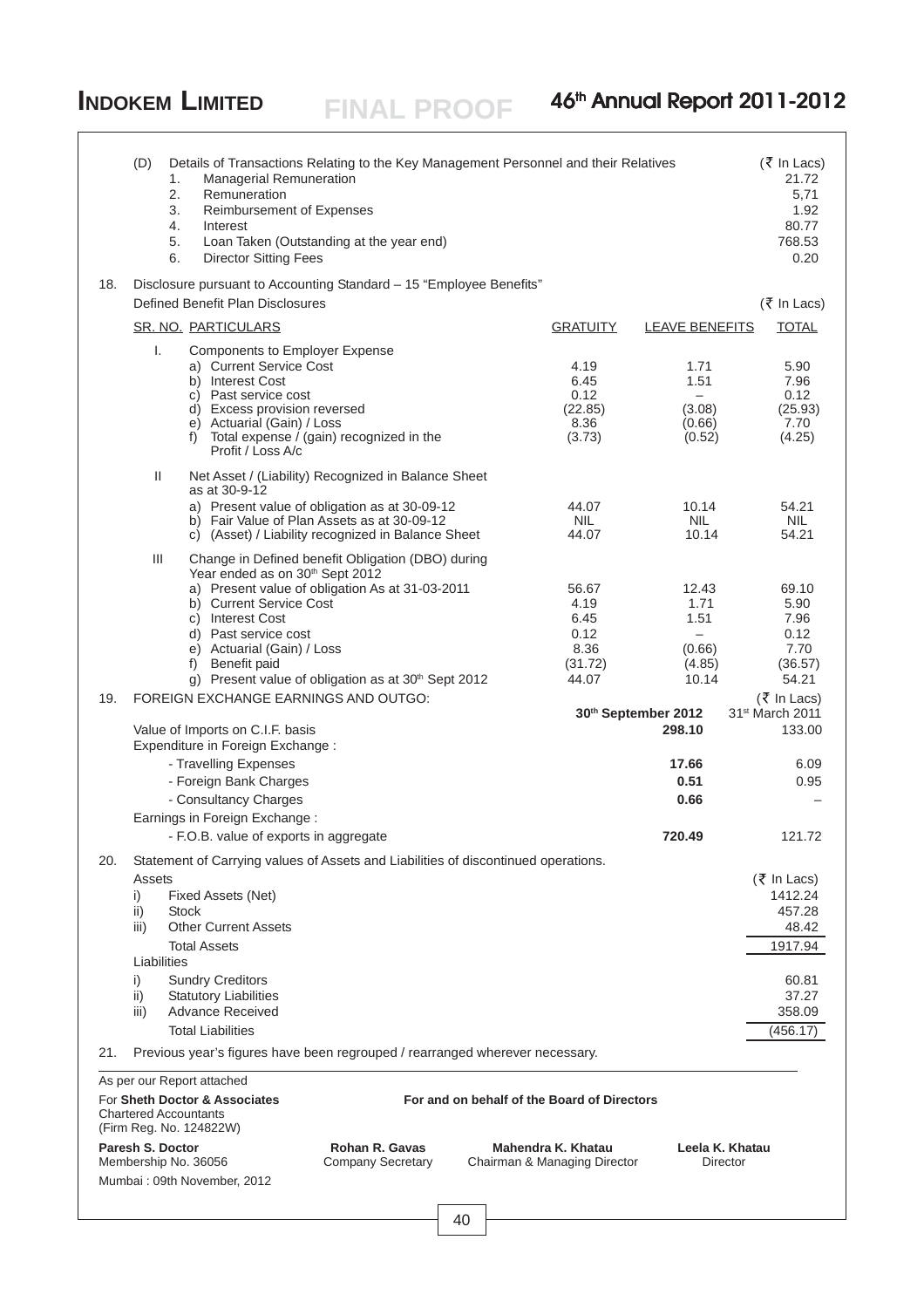(D) Details of Transactions Relating to the Key Management Personnel and their Relatives

| | | (₹ In Lacs) |
|---|---|---|
| 1. | Managerial Remuneration | 21.72 |
| 2. | Remuneration | 5,71 |
| 3. | Reimbursement of Expenses | 1.92 |
| 4. | Interest | 80.77 |
| 5. | Loan Taken (Outstanding at the year end) | 768.53 |
| 6. | Director Sitting Fees | 0.20 |

18. Disclosure pursuant to Accounting Standard – 15 "Employee Benefits"

Defined Benefit Plan Disclosures (₹ In Lacs)

| SR. NO. | PARTICULARS | GRATUITY | LEAVE BENEFITS | TOTAL |
|---|---|---|---|---|
| I. | Components to Employer Expense | | | |
| | a) Current Service Cost | 4.19 | 1.71 | 5.90 |
| | b) Interest Cost | 6.45 | 1.51 | 7.96 |
| | c) Past service cost | 0.12 | – | 0.12 |
| | d) Excess provision reversed | (22.85) | (3.08) | (25.93) |
| | e) Actuarial (Gain) / Loss | 8.36 | (0.66) | 7.70 |
| | f) Total expense / (gain) recognized in the Profit / Loss A/c | (3.73) | (0.52) | (4.25) |
| II | Net Asset / (Liability) Recognized in Balance Sheet as at 30-9-12 | | | |
| | a) Present value of obligation as at 30-09-12 | 44.07 | 10.14 | 54.21 |
| | b) Fair Value of Plan Assets as at 30-09-12 | NIL | NIL | NIL |
| | c) (Asset) / Liability recognized in Balance Sheet | 44.07 | 10.14 | 54.21 |
| III | Change in Defined benefit Obligation (DBO) during Year ended as on 30th Sept 2012 | | | |
| | a) Present value of obligation As at 31-03-2011 | 56.67 | 12.43 | 69.10 |
| | b) Current Service Cost | 4.19 | 1.71 | 5.90 |
| | c) Interest Cost | 6.45 | 1.51 | 7.96 |
| | d) Past service cost | 0.12 | – | 0.12 |
| | e) Actuarial (Gain) / Loss | 8.36 | (0.66) | 7.70 |
| | f) Benefit paid | (31.72) | (4.85) | (36.57) |
| | g) Present value of obligation as at 30th Sept 2012 | 44.07 | 10.14 | 54.21 |

19. FOREIGN EXCHANGE EARNINGS AND OUTGO:

| | 30th September 2012 | 31st March 2011 (₹ In Lacs) |
|---|---|---|
| Value of Imports on C.I.F. basis | **298.10** | 133.00 |
| Expenditure in Foreign Exchange : | | |
| - Travelling Expenses | **17.66** | 6.09 |
| - Foreign Bank Charges | **0.51** | 0.95 |
| - Consultancy Charges | **0.66** | – |
| Earnings in Foreign Exchange : | | |
| - F.O.B. value of exports in aggregate | **720.49** | 121.72 |

20. Statement of Carrying values of Assets and Liabilities of discontinued operations.

| | | (₹ In Lacs) |
|---|---|---|
| **Assets** | | |
| i) | Fixed Assets (Net) | 1412.24 |
| ii) | Stock | 457.28 |
| iii) | Other Current Assets | 48.42 |
| | Total Assets | 1917.94 |
| **Liabilities** | | |
| i) | Sundry Creditors | 60.81 |
| ii) | Statutory Liabilities | 37.27 |
| iii) | Advance Received | 358.09 |
| | Total Liabilities | (456.17) |

21. Previous year's figures have been regrouped / rearranged wherever necessary.

As per our Report attached

For **Sheth Doctor & Associates**
Chartered Accountants
(Firm Reg. No. 124822W)

**For and on behalf of the Board of Directors**

**Paresh S. Doctor**
Membership No. 36056

**Rohan R. Gavas**
Company Secretary

**Mahendra K. Khatau**
Chairman & Managing Director

**Leela K. Khatau**
Director

Mumbai : 09th November, 2012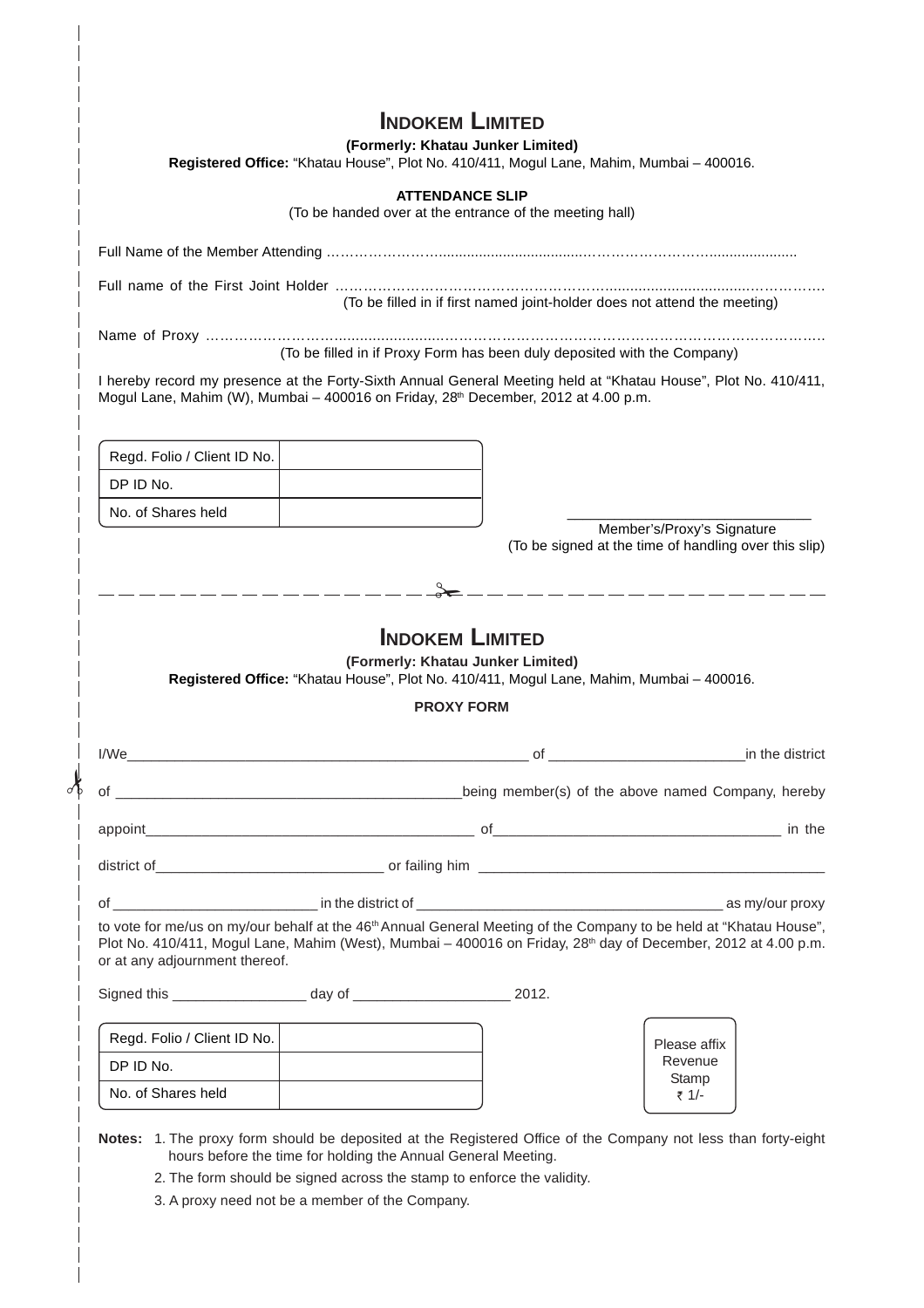# INDOKEM LIMITED

**(Formerly: Khatau Junker Limited)**

**Registered Office:** "Khatau House", Plot No. 410/411, Mogul Lane, Mahim, Mumbai – 400016.

**ATTENDANCE SLIP**

(To be handed over at the entrance of the meeting hall)

Full Name of the Member Attending ……………………………………………………………………………………

Full name of the First Joint Holder ……………………………………………………………………………………
(To be filled in if first named joint-holder does not attend the meeting)

Name of Proxy ……………………………………………………………………………………………………………
(To be filled in if Proxy Form has been duly deposited with the Company)

I hereby record my presence at the Forty-Sixth Annual General Meeting held at "Khatau House", Plot No. 410/411, Mogul Lane, Mahim (W), Mumbai – 400016 on Friday, 28th December, 2012 at 4.00 p.m.

| Regd. Folio / Client ID No. | |
|---|---|
| DP ID No. | |
| No. of Shares held | |

_____________________________
Member's/Proxy's Signature
(To be signed at the time of handling over this slip)

---

# INDOKEM LIMITED

**(Formerly: Khatau Junker Limited)**

**Registered Office:** "Khatau House", Plot No. 410/411, Mogul Lane, Mahim, Mumbai – 400016.

**PROXY FORM**

I/We____________________________________________ of _______________________in the district of ________________________________________being member(s) of the above named Company, hereby appoint________________________________________ of___________________________________ in the district of____________________________ or failing him ____________________________________________ of _________________________ in the district of ____________________________________ as my/our proxy to vote for me/us on my/our behalf at the 46th Annual General Meeting of the Company to be held at "Khatau House", Plot No. 410/411, Mogul Lane, Mahim (West), Mumbai – 400016 on Friday, 28th day of December, 2012 at 4.00 p.m. or at any adjournment thereof.

Signed this _________________ day of ____________________ 2012.

| Regd. Folio / Client ID No. | |
|---|---|
| DP ID No. | |
| No. of Shares held | |

Please affix Revenue Stamp ₹ 1/-

**Notes:**

1. The proxy form should be deposited at the Registered Office of the Company not less than forty-eight hours before the time for holding the Annual General Meeting.
2. The form should be signed across the stamp to enforce the validity.
3. A proxy need not be a member of the Company.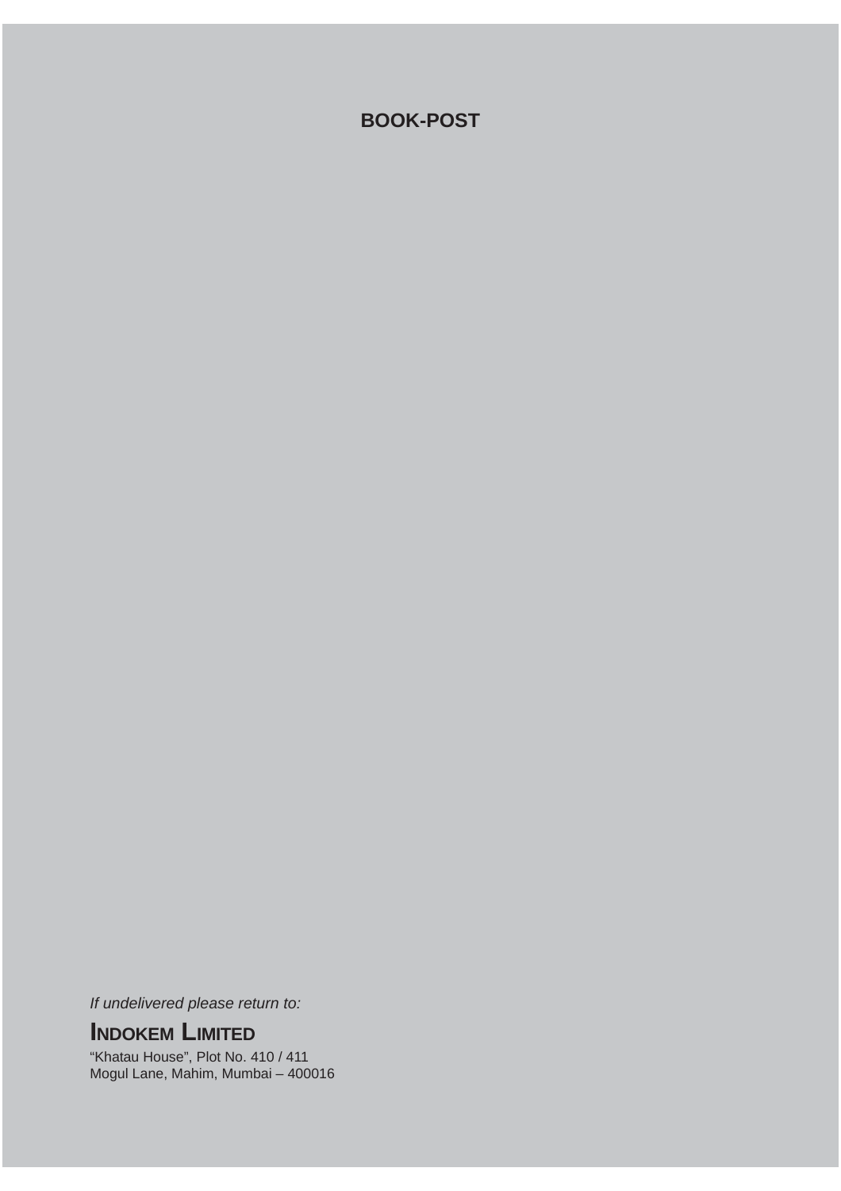**BOOK-POST**

*If undelivered please return to:*

**INDOKEM LIMITED**

"Khatau House", Plot No. 410 / 411
Mogul Lane, Mahim, Mumbai – 400016